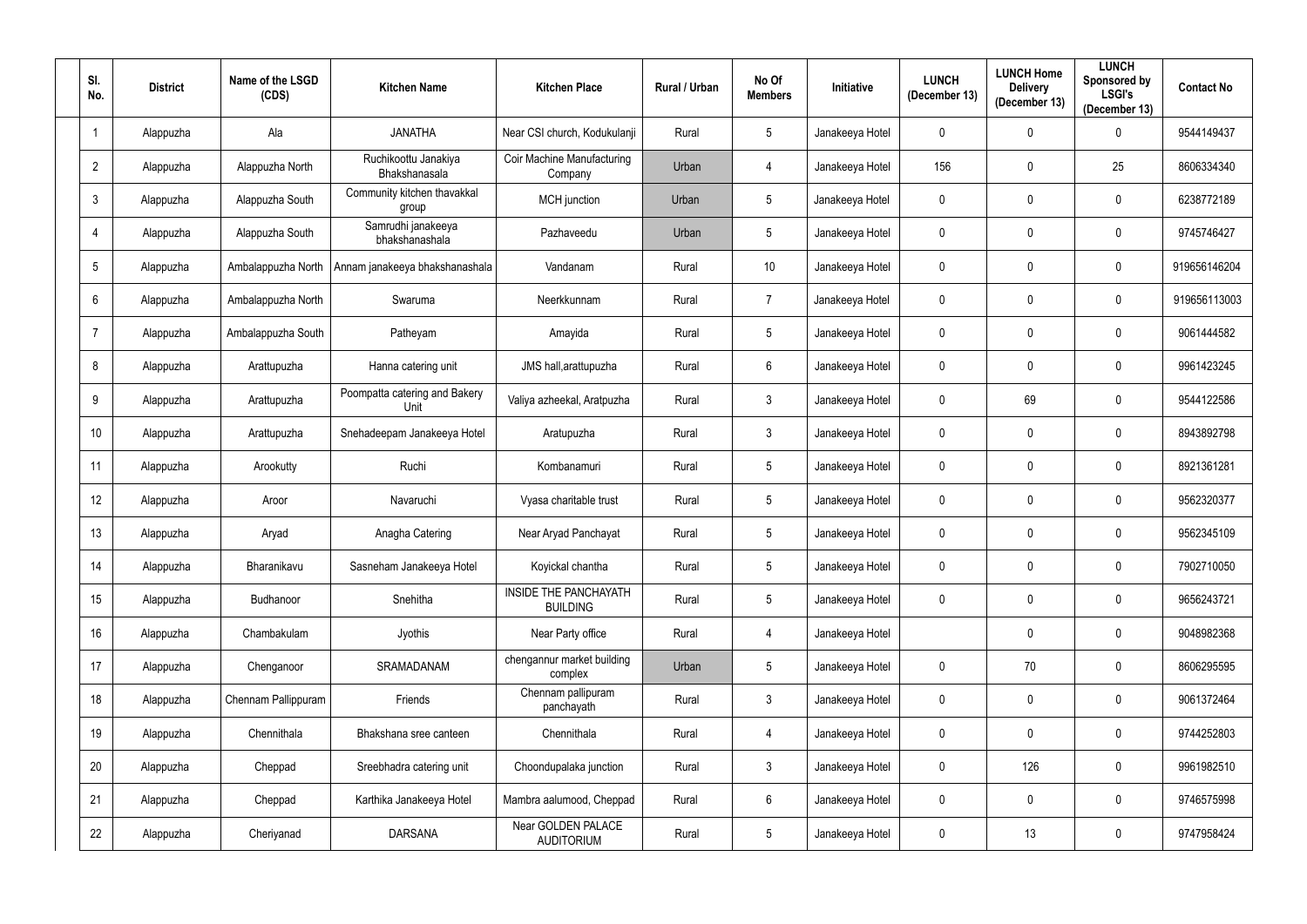| Sl. No. | District | Name of the LSGD (CDS) | Kitchen Name | Kitchen Place | Rural / Urban | No Of Members | Initiative | LUNCH (December 13) | LUNCH Home Delivery (December 13) | LUNCH Sponsored by LSGI's (December 13) | Contact No |
|---|---|---|---|---|---|---|---|---|---|---|---|
| 1 | Alappuzha | Ala | JANATHA | Near CSI church, Kodukulanji | Rural | 5 | Janakeeya Hotel | 0 | 0 | 0 | 9544149437 |
| 2 | Alappuzha | Alappuzha North | Ruchikoottu Janakiya Bhakshanasala | Coir Machine Manufacturing Company | Urban | 4 | Janakeeya Hotel | 156 | 0 | 25 | 8606334340 |
| 3 | Alappuzha | Alappuzha South | Community kitchen thavakkal group | MCH junction | Urban | 5 | Janakeeya Hotel | 0 | 0 | 0 | 6238772189 |
| 4 | Alappuzha | Alappuzha South | Samrudhi janakeeya bhakshanashala | Pazhaveedu | Urban | 5 | Janakeeya Hotel | 0 | 0 | 0 | 9745746427 |
| 5 | Alappuzha | Ambalappuzha North | Annam janakeeya bhakshanashala | Vandanam | Rural | 10 | Janakeeya Hotel | 0 | 0 | 0 | 919656146204 |
| 6 | Alappuzha | Ambalappuzha North | Swaruma | Neerkkunnam | Rural | 7 | Janakeeya Hotel | 0 | 0 | 0 | 919656113003 |
| 7 | Alappuzha | Ambalappuzha South | Patheyam | Amayida | Rural | 5 | Janakeeya Hotel | 0 | 0 | 0 | 9061444582 |
| 8 | Alappuzha | Arattupuzha | Hanna catering unit | JMS hall,arattupuzha | Rural | 6 | Janakeeya Hotel | 0 | 0 | 0 | 9961423245 |
| 9 | Alappuzha | Arattupuzha | Poompatta catering and Bakery Unit | Valiya azheekal, Aratpuzha | Rural | 3 | Janakeeya Hotel | 0 | 69 | 0 | 9544122586 |
| 10 | Alappuzha | Arattupuzha | Snehadeepam Janakeeya Hotel | Aratupuzha | Rural | 3 | Janakeeya Hotel | 0 | 0 | 0 | 8943892798 |
| 11 | Alappuzha | Arookutty | Ruchi | Kombanamuri | Rural | 5 | Janakeeya Hotel | 0 | 0 | 0 | 8921361281 |
| 12 | Alappuzha | Aroor | Navaruchi | Vyasa charitable trust | Rural | 5 | Janakeeya Hotel | 0 | 0 | 0 | 9562320377 |
| 13 | Alappuzha | Aryad | Anagha Catering | Near Aryad Panchayat | Rural | 5 | Janakeeya Hotel | 0 | 0 | 0 | 9562345109 |
| 14 | Alappuzha | Bharanikavu | Sasneham Janakeeya Hotel | Koyickal chantha | Rural | 5 | Janakeeya Hotel | 0 | 0 | 0 | 7902710050 |
| 15 | Alappuzha | Budhanoor | Snehitha | INSIDE THE PANCHAYATH BUILDING | Rural | 5 | Janakeeya Hotel | 0 | 0 | 0 | 9656243721 |
| 16 | Alappuzha | Chambakulam | Jyothis | Near Party office | Rural | 4 | Janakeeya Hotel | | 0 | 0 | 9048982368 |
| 17 | Alappuzha | Chenganoor | SRAMADANAM | chengannur market building complex | Urban | 5 | Janakeeya Hotel | 0 | 70 | 0 | 8606295595 |
| 18 | Alappuzha | Chennam Pallippuram | Friends | Chennam pallipuram panchayath | Rural | 3 | Janakeeya Hotel | 0 | 0 | 0 | 9061372464 |
| 19 | Alappuzha | Chennithala | Bhakshana sree canteen | Chennithala | Rural | 4 | Janakeeya Hotel | 0 | 0 | 0 | 9744252803 |
| 20 | Alappuzha | Cheppad | Sreebhadra catering unit | Choondupalaka junction | Rural | 3 | Janakeeya Hotel | 0 | 126 | 0 | 9961982510 |
| 21 | Alappuzha | Cheppad | Karthika Janakeeya Hotel | Mambra aalumood, Cheppad | Rural | 6 | Janakeeya Hotel | 0 | 0 | 0 | 9746575998 |
| 22 | Alappuzha | Cheriyanad | DARSANA | Near GOLDEN PALACE AUDITORIUM | Rural | 5 | Janakeeya Hotel | 0 | 13 | 0 | 9747958424 |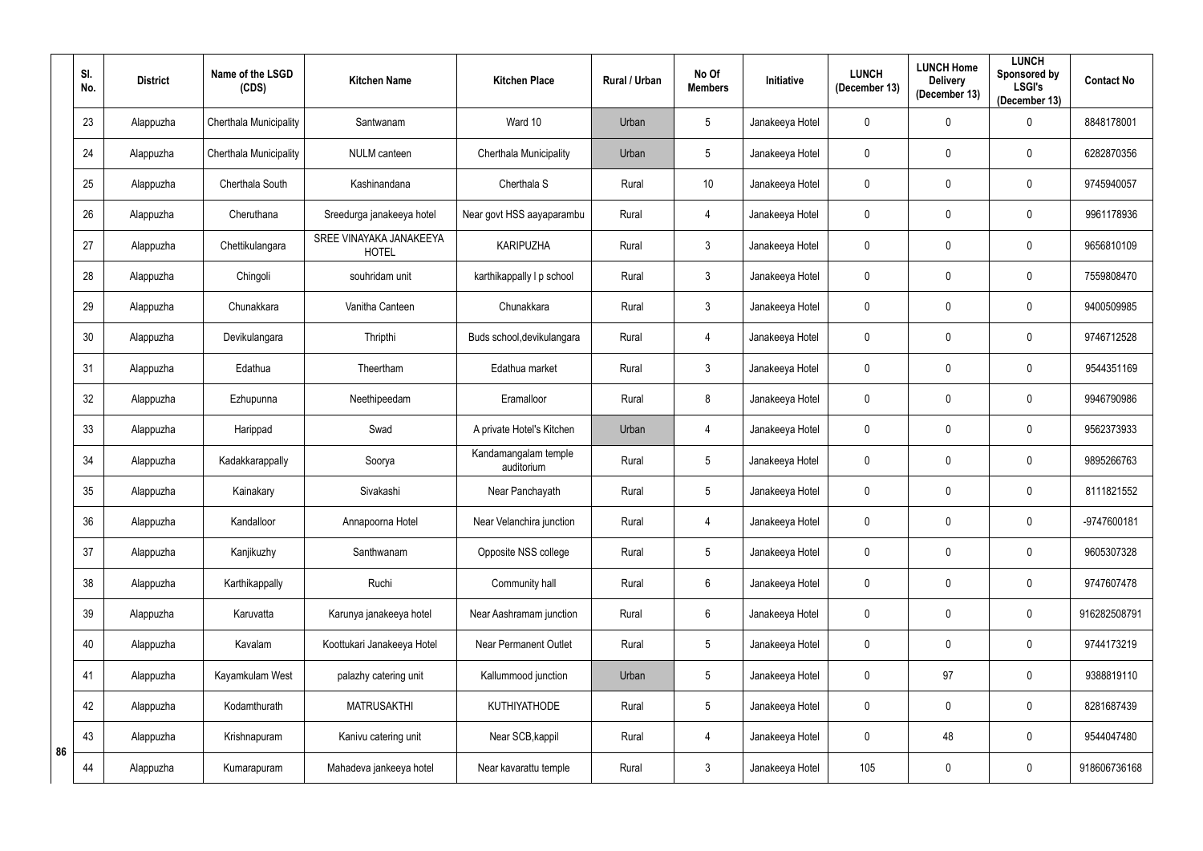| Sl. No. | District | Name of the LSGD (CDS) | Kitchen Name | Kitchen Place | Rural / Urban | No Of Members | Initiative | LUNCH (December 13) | LUNCH Home Delivery (December 13) | LUNCH Sponsored by LSGI's (December 13) | Contact No |
|---|---|---|---|---|---|---|---|---|---|---|---|
| 23 | Alappuzha | Cherthala Municipality | Santwanam | Ward 10 | Urban | 5 | Janakeeya Hotel | 0 | 0 | 0 | 8848178001 |
| 24 | Alappuzha | Cherthala Municipality | NULM canteen | Cherthala Municipality | Urban | 5 | Janakeeya Hotel | 0 | 0 | 0 | 6282870356 |
| 25 | Alappuzha | Cherthala South | Kashinandana | Cherthala S | Rural | 10 | Janakeeya Hotel | 0 | 0 | 0 | 9745940057 |
| 26 | Alappuzha | Cheruthana | Sreedurga janakeeya hotel | Near govt HSS aayaparambu | Rural | 4 | Janakeeya Hotel | 0 | 0 | 0 | 9961178936 |
| 27 | Alappuzha | Chettikulangara | SREE VINAYAKA JANAKEEYA HOTEL | KARIPUZHA | Rural | 3 | Janakeeya Hotel | 0 | 0 | 0 | 9656810109 |
| 28 | Alappuzha | Chingoli | souhridam unit | karthikappally l p school | Rural | 3 | Janakeeya Hotel | 0 | 0 | 0 | 7559808470 |
| 29 | Alappuzha | Chunakkara | Vanitha Canteen | Chunakkara | Rural | 3 | Janakeeya Hotel | 0 | 0 | 0 | 9400509985 |
| 30 | Alappuzha | Devikulangara | Thripthi | Buds school,devikulangara | Rural | 4 | Janakeeya Hotel | 0 | 0 | 0 | 9746712528 |
| 31 | Alappuzha | Edathua | Theertham | Edathua market | Rural | 3 | Janakeeya Hotel | 0 | 0 | 0 | 9544351169 |
| 32 | Alappuzha | Ezhupunna | Neethipeedam | Eramalloor | Rural | 8 | Janakeeya Hotel | 0 | 0 | 0 | 9946790986 |
| 33 | Alappuzha | Harippad | Swad | A private Hotel's Kitchen | Urban | 4 | Janakeeya Hotel | 0 | 0 | 0 | 9562373933 |
| 34 | Alappuzha | Kadakkarappally | Soorya | Kandamangalam temple auditorium | Rural | 5 | Janakeeya Hotel | 0 | 0 | 0 | 9895266763 |
| 35 | Alappuzha | Kainakary | Sivakashi | Near Panchayath | Rural | 5 | Janakeeya Hotel | 0 | 0 | 0 | 8111821552 |
| 36 | Alappuzha | Kandalloor | Annapoorna Hotel | Near Velanchira junction | Rural | 4 | Janakeeya Hotel | 0 | 0 | 0 | -9747600181 |
| 37 | Alappuzha | Kanjikuzhy | Santhwanam | Opposite NSS college | Rural | 5 | Janakeeya Hotel | 0 | 0 | 0 | 9605307328 |
| 38 | Alappuzha | Karthikappally | Ruchi | Community hall | Rural | 6 | Janakeeya Hotel | 0 | 0 | 0 | 9747607478 |
| 39 | Alappuzha | Karuvatta | Karunya janakeeya hotel | Near Aashramam junction | Rural | 6 | Janakeeya Hotel | 0 | 0 | 0 | 916282508791 |
| 40 | Alappuzha | Kavalam | Koottukari Janakeeya Hotel | Near Permanent Outlet | Rural | 5 | Janakeeya Hotel | 0 | 0 | 0 | 9744173219 |
| 41 | Alappuzha | Kayamkulam West | palazhy catering unit | Kallummood junction | Urban | 5 | Janakeeya Hotel | 0 | 97 | 0 | 9388819110 |
| 42 | Alappuzha | Kodamthurath | MATRUSAKTHI | KUTHIYATHODE | Rural | 5 | Janakeeya Hotel | 0 | 0 | 0 | 8281687439 |
| 43 | Alappuzha | Krishnapuram | Kanivu catering unit | Near SCB,kappil | Rural | 4 | Janakeeya Hotel | 0 | 48 | 0 | 9544047480 |
| 44 | Alappuzha | Kumarapuram | Mahadeva jankeeya hotel | Near kavarattu temple | Rural | 3 | Janakeeya Hotel | 105 | 0 | 0 | 918606736168 |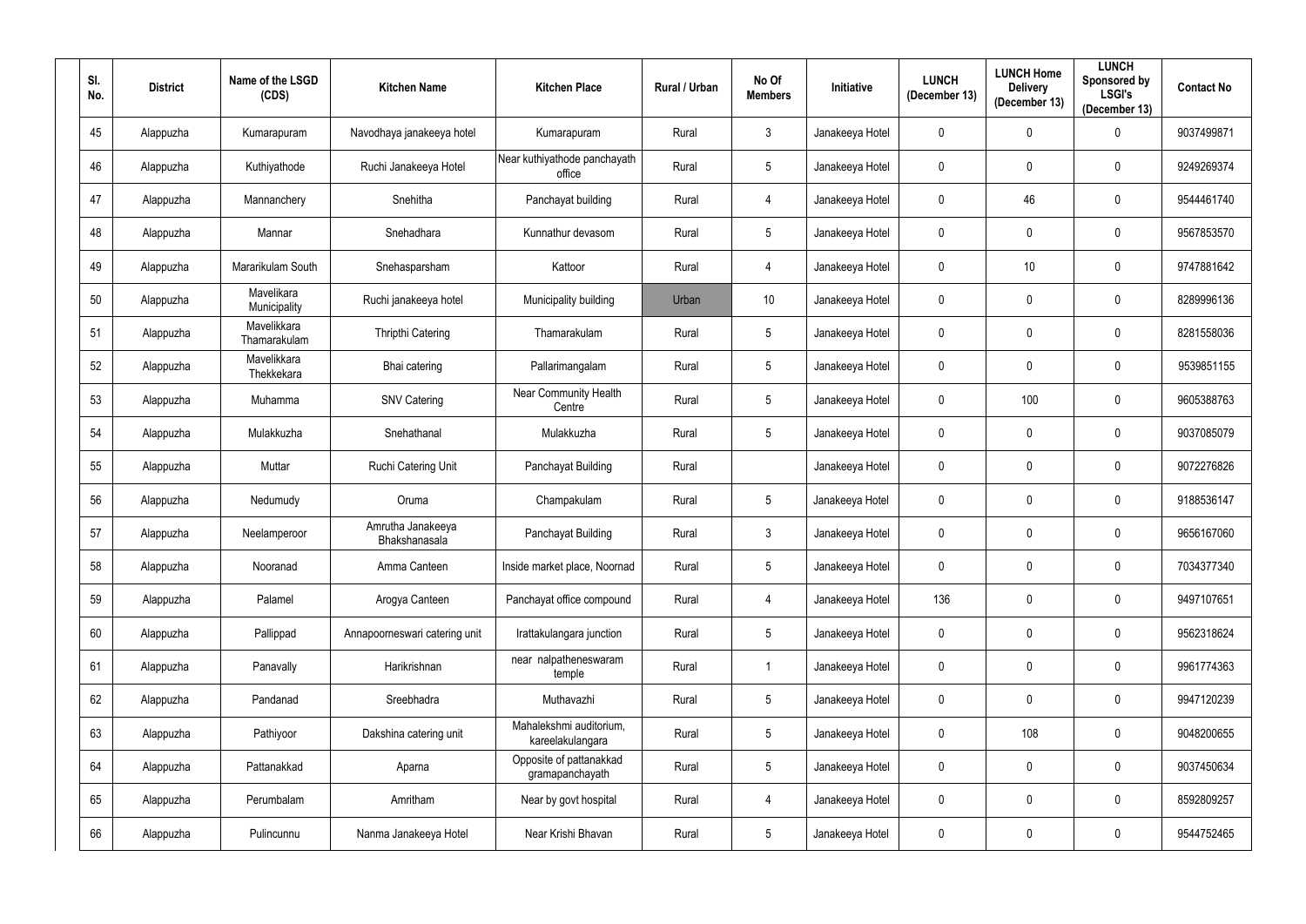| Sl. No. | District | Name of the LSGD (CDS) | Kitchen Name | Kitchen Place | Rural / Urban | No Of Members | Initiative | LUNCH (December 13) | LUNCH Home Delivery (December 13) | LUNCH Sponsored by LSGI's (December 13) | Contact No |
|---|---|---|---|---|---|---|---|---|---|---|---|
| 45 | Alappuzha | Kumarapuram | Navodhaya janakeeya hotel | Kumarapuram | Rural | 3 | Janakeeya Hotel | 0 | 0 | 0 | 9037499871 |
| 46 | Alappuzha | Kuthiyathode | Ruchi Janakeeya Hotel | Near kuthiyathode panchayath office | Rural | 5 | Janakeeya Hotel | 0 | 0 | 0 | 9249269374 |
| 47 | Alappuzha | Mannanchery | Snehitha | Panchayat building | Rural | 4 | Janakeeya Hotel | 0 | 46 | 0 | 9544461740 |
| 48 | Alappuzha | Mannar | Snehadhara | Kunnathur devasom | Rural | 5 | Janakeeya Hotel | 0 | 0 | 0 | 9567853570 |
| 49 | Alappuzha | Mararikulam South | Snehasparsham | Kattoor | Rural | 4 | Janakeeya Hotel | 0 | 10 | 0 | 9747881642 |
| 50 | Alappuzha | Mavelikara Municipality | Ruchi janakeeya hotel | Municipality building | Urban | 10 | Janakeeya Hotel | 0 | 0 | 0 | 8289996136 |
| 51 | Alappuzha | Mavelikkara Thamarakulam | Thripthi Catering | Thamarakulam | Rural | 5 | Janakeeya Hotel | 0 | 0 | 0 | 8281558036 |
| 52 | Alappuzha | Mavelikkara Thekkekara | Bhai catering | Pallarimangalam | Rural | 5 | Janakeeya Hotel | 0 | 0 | 0 | 9539851155 |
| 53 | Alappuzha | Muhamma | SNV Catering | Near Community Health Centre | Rural | 5 | Janakeeya Hotel | 0 | 100 | 0 | 9605388763 |
| 54 | Alappuzha | Mulakkuzha | Snehathanal | Mulakkuzha | Rural | 5 | Janakeeya Hotel | 0 | 0 | 0 | 9037085079 |
| 55 | Alappuzha | Muttar | Ruchi Catering Unit | Panchayat Building | Rural | | Janakeeya Hotel | 0 | 0 | 0 | 9072276826 |
| 56 | Alappuzha | Nedumudy | Oruma | Champakulam | Rural | 5 | Janakeeya Hotel | 0 | 0 | 0 | 9188536147 |
| 57 | Alappuzha | Neelamperoor | Amrutha Janakeeya Bhakshanasala | Panchayat Building | Rural | 3 | Janakeeya Hotel | 0 | 0 | 0 | 9656167060 |
| 58 | Alappuzha | Nooranad | Amma Canteen | Inside market place, Noornad | Rural | 5 | Janakeeya Hotel | 0 | 0 | 0 | 7034377340 |
| 59 | Alappuzha | Palamel | Arogya Canteen | Panchayat office compound | Rural | 4 | Janakeeya Hotel | 136 | 0 | 0 | 9497107651 |
| 60 | Alappuzha | Pallippad | Annapoorneswari catering unit | Irattakulangara junction | Rural | 5 | Janakeeya Hotel | 0 | 0 | 0 | 9562318624 |
| 61 | Alappuzha | Panavally | Harikrishnan | near nalpatheneswaram temple | Rural | 1 | Janakeeya Hotel | 0 | 0 | 0 | 9961774363 |
| 62 | Alappuzha | Pandanad | Sreebhadra | Muthavazhi | Rural | 5 | Janakeeya Hotel | 0 | 0 | 0 | 9947120239 |
| 63 | Alappuzha | Pathiyoor | Dakshina catering unit | Mahalekshmi auditorium, kareelakulangara | Rural | 5 | Janakeeya Hotel | 0 | 108 | 0 | 9048200655 |
| 64 | Alappuzha | Pattanakkad | Aparna | Opposite of pattanakkad gramapanchayath | Rural | 5 | Janakeeya Hotel | 0 | 0 | 0 | 9037450634 |
| 65 | Alappuzha | Perumbalam | Amritham | Near by govt hospital | Rural | 4 | Janakeeya Hotel | 0 | 0 | 0 | 8592809257 |
| 66 | Alappuzha | Pulincunnu | Nanma Janakeeya Hotel | Near Krishi Bhavan | Rural | 5 | Janakeeya Hotel | 0 | 0 | 0 | 9544752465 |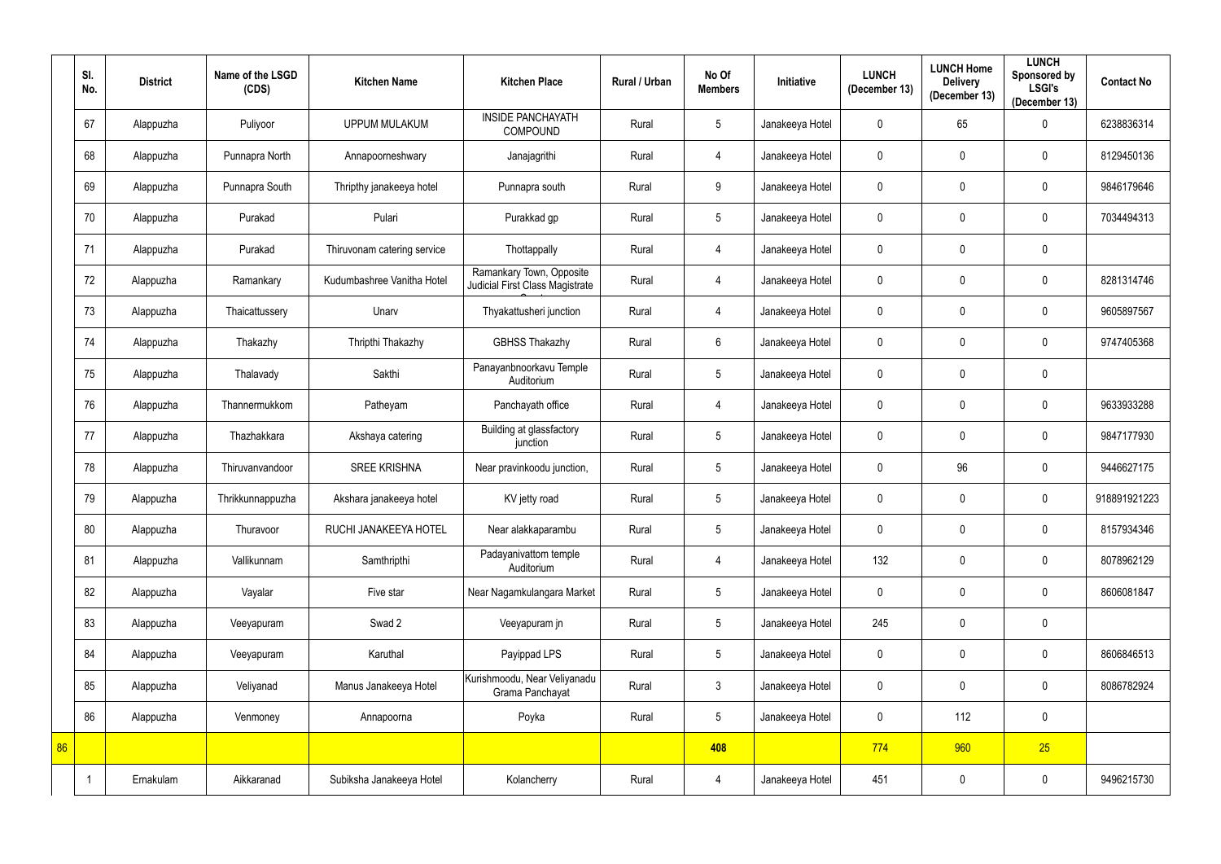| | Sl. No. | District | Name of the LSGD (CDS) | Kitchen Name | Kitchen Place | Rural / Urban | No Of Members | Initiative | LUNCH (December 13) | LUNCH Home Delivery (December 13) | LUNCH Sponsored by LSGI's (December 13) | Contact No |
|---|---|---|---|---|---|---|---|---|---|---|---|---|
| | 67 | Alappuzha | Puliyoor | UPPUM MULAKUM | INSIDE PANCHAYATH COMPOUND | Rural | 5 | Janakeeya Hotel | 0 | 65 | 0 | 6238836314 |
| | 68 | Alappuzha | Punnapra North | Annapoorneshwary | Janajagrithi | Rural | 4 | Janakeeya Hotel | 0 | 0 | 0 | 8129450136 |
| | 69 | Alappuzha | Punnapra South | Thripthy janakeeya hotel | Punnapra south | Rural | 9 | Janakeeya Hotel | 0 | 0 | 0 | 9846179646 |
| | 70 | Alappuzha | Purakad | Pulari | Purakkad gp | Rural | 5 | Janakeeya Hotel | 0 | 0 | 0 | 7034494313 |
| | 71 | Alappuzha | Purakad | Thiruvonam catering service | Thottappally | Rural | 4 | Janakeeya Hotel | 0 | 0 | 0 | |
| | 72 | Alappuzha | Ramankary | Kudumbashree Vanitha Hotel | Ramankary Town, Opposite Judicial First Class Magistrate | Rural | 4 | Janakeeya Hotel | 0 | 0 | 0 | 8281314746 |
| | 73 | Alappuzha | Thaicattussery | Unarv | Thyakattusheri junction | Rural | 4 | Janakeeya Hotel | 0 | 0 | 0 | 9605897567 |
| | 74 | Alappuzha | Thakazhy | Thripthi Thakazhy | GBHSS Thakazhy | Rural | 6 | Janakeeya Hotel | 0 | 0 | 0 | 9747405368 |
| | 75 | Alappuzha | Thalavady | Sakthi | Panayanbnoorkavu Temple Auditorium | Rural | 5 | Janakeeya Hotel | 0 | 0 | 0 | |
| | 76 | Alappuzha | Thannermukkom | Patheyam | Panchayath office | Rural | 4 | Janakeeya Hotel | 0 | 0 | 0 | 9633933288 |
| | 77 | Alappuzha | Thazhakkara | Akshaya catering | Building at glassfactory junction | Rural | 5 | Janakeeya Hotel | 0 | 0 | 0 | 9847177930 |
| | 78 | Alappuzha | Thiruvanvandoor | SREE KRISHNA | Near pravinkoodu junction, | Rural | 5 | Janakeeya Hotel | 0 | 96 | 0 | 9446627175 |
| | 79 | Alappuzha | Thrikkunnappuzha | Akshara janakeeya hotel | KV jetty road | Rural | 5 | Janakeeya Hotel | 0 | 0 | 0 | 918891921223 |
| | 80 | Alappuzha | Thuravoor | RUCHI JANAKEEYA HOTEL | Near alakkaparambu | Rural | 5 | Janakeeya Hotel | 0 | 0 | 0 | 8157934346 |
| | 81 | Alappuzha | Vallikunnam | Samthripthi | Padayanivattom temple Auditorium | Rural | 4 | Janakeeya Hotel | 132 | 0 | 0 | 8078962129 |
| | 82 | Alappuzha | Vayalar | Five star | Near Nagamkulangara Market | Rural | 5 | Janakeeya Hotel | 0 | 0 | 0 | 8606081847 |
| | 83 | Alappuzha | Veeyapuram | Swad 2 | Veeyapuram jn | Rural | 5 | Janakeeya Hotel | 245 | 0 | 0 | |
| | 84 | Alappuzha | Veeyapuram | Karuthal | Payippad LPS | Rural | 5 | Janakeeya Hotel | 0 | 0 | 0 | 8606846513 |
| | 85 | Alappuzha | Veliyanad | Manus Janakeeya Hotel | Kurishmoodu, Near Veliyanadu Grama Panchayat | Rural | 3 | Janakeeya Hotel | 0 | 0 | 0 | 8086782924 |
| | 86 | Alappuzha | Venmoney | Annapoorna | Poyka | Rural | 5 | Janakeeya Hotel | 0 | 112 | 0 | |
| 86 | | | | | | | 408 | | 774 | 960 | 25 | |
| | 1 | Ernakulam | Aikkaranad | Subiksha Janakeeya Hotel | Kolancherry | Rural | 4 | Janakeeya Hotel | 451 | 0 | 0 | 9496215730 |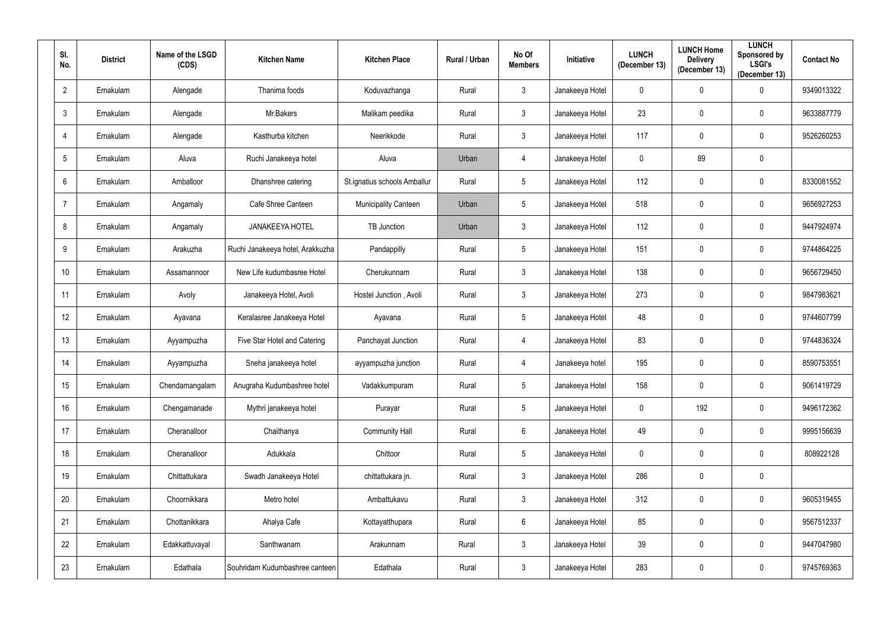| Sl. No. | District | Name of the LSGD (CDS) | Kitchen Name | Kitchen Place | Rural / Urban | No Of Members | Initiative | LUNCH (December 13) | LUNCH Home Delivery (December 13) | LUNCH Sponsored by LSGI's (December 13) | Contact No |
|---|---|---|---|---|---|---|---|---|---|---|---|
| 2 | Ernakulam | Alengade | Thanima foods | Koduvazhanga | Rural | 3 | Janakeeya Hotel | 0 | 0 | 0 | 9349013322 |
| 3 | Ernakulam | Alengade | Mr.Bakers | Malikam peedika | Rural | 3 | Janakeeya Hotel | 23 | 0 | 0 | 9633887779 |
| 4 | Ernakulam | Alengade | Kasthurba kitchen | Neerikkode | Rural | 3 | Janakeeya Hotel | 117 | 0 | 0 | 9526260253 |
| 5 | Ernakulam | Aluva | Ruchi Janakeeya hotel | Aluva | Urban | 4 | Janakeeya Hotel | 0 | 89 | 0 | |
| 6 | Ernakulam | Amballoor | Dhanshree catering | St.ignatius schools Amballur | Rural | 5 | Janakeeya Hotel | 112 | 0 | 0 | 8330081552 |
| 7 | Ernakulam | Angamaly | Cafe Shree Canteen | Municipality Canteen | Urban | 5 | Janakeeya Hotel | 518 | 0 | 0 | 9656927253 |
| 8 | Ernakulam | Angamaly | JANAKEEYA HOTEL | TB Junction | Urban | 3 | Janakeeya Hotel | 112 | 0 | 0 | 9447924974 |
| 9 | Ernakulam | Arakuzha | Ruchi Janakeeya hotel, Arakkuzha | Pandappilly | Rural | 5 | Janakeeya Hotel | 151 | 0 | 0 | 9744864225 |
| 10 | Ernakulam | Assamannoor | New Life kudumbasree Hotel | Cherukunnam | Rural | 3 | Janakeeya Hotel | 138 | 0 | 0 | 9656729450 |
| 11 | Ernakulam | Avoly | Janakeeya Hotel, Avoli | Hostel Junction , Avoli | Rural | 3 | Janakeeya Hotel | 273 | 0 | 0 | 9847983621 |
| 12 | Ernakulam | Ayavana | Keralasree Janakeeya Hotel | Ayavana | Rural | 5 | Janakeeya Hotel | 48 | 0 | 0 | 9744607799 |
| 13 | Ernakulam | Ayyampuzha | Five Star Hotel and Catering | Panchayat Junction | Rural | 4 | Janakeeya Hotel | 83 | 0 | 0 | 9744836324 |
| 14 | Ernakulam | Ayyampuzha | Sneha janakeeya hotel | ayyampuzha junction | Rural | 4 | Janakeeya hotel | 195 | 0 | 0 | 8590753551 |
| 15 | Ernakulam | Chendamangalam | Anugraha Kudumbashree hotel | Vadakkumpuram | Rural | 5 | Janakeeya Hotel | 158 | 0 | 0 | 9061419729 |
| 16 | Ernakulam | Chengamanade | Mythri janakeeya hotel | Purayar | Rural | 5 | Janakeeya Hotel | 0 | 192 | 0 | 9496172362 |
| 17 | Ernakulam | Cheranalloor | Chaithanya | Community Hall | Rural | 6 | Janakeeya Hotel | 49 | 0 | 0 | 9995156639 |
| 18 | Ernakulam | Cheranalloor | Adukkala | Chittoor | Rural | 5 | Janakeeya Hotel | 0 | 0 | 0 | 808922128 |
| 19 | Ernakulam | Chittattukara | Swadh Janakeeya Hotel | chittattukara jn. | Rural | 3 | Janakeeya Hotel | 286 | 0 | 0 | |
| 20 | Ernakulam | Choornikkara | Metro hotel | Ambattukavu | Rural | 3 | Janakeeya Hotel | 312 | 0 | 0 | 9605319455 |
| 21 | Ernakulam | Chottanikkara | Ahalya Cafe | Kottayatthupara | Rural | 6 | Janakeeya Hotel | 85 | 0 | 0 | 9567512337 |
| 22 | Ernakulam | Edakkattuvayal | Santhwanam | Arakunnam | Rural | 3 | Janakeeya Hotel | 39 | 0 | 0 | 9447047980 |
| 23 | Ernakulam | Edathala | Souhridam Kudumbashree canteen | Edathala | Rural | 3 | Janakeeya Hotel | 283 | 0 | 0 | 9745769363 |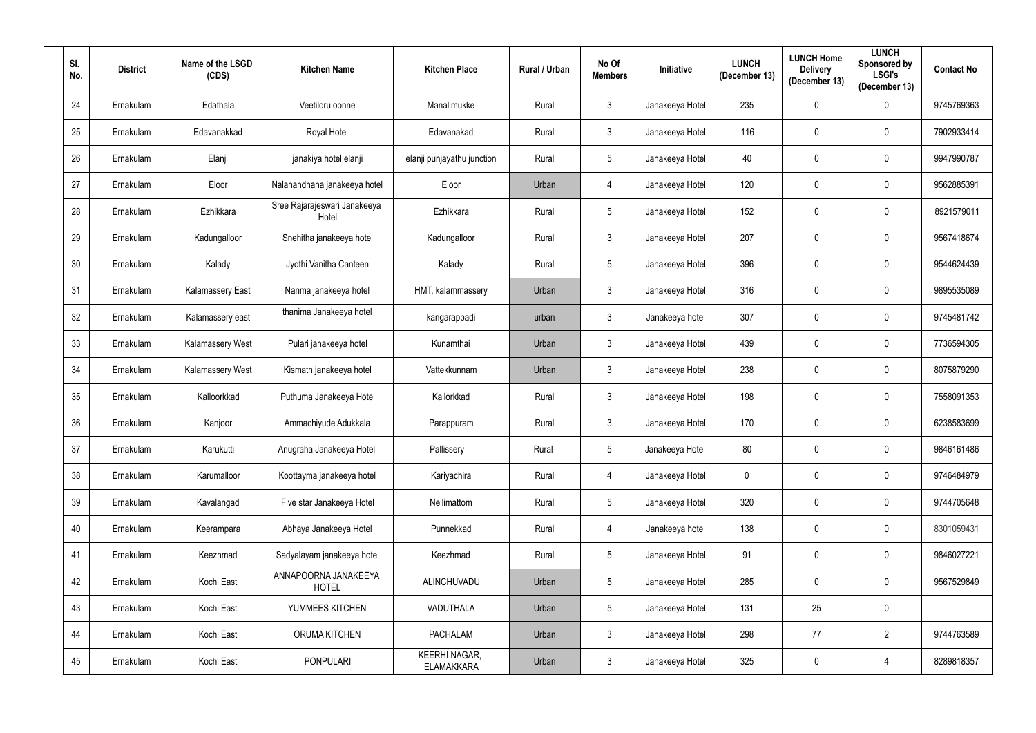| Sl. No. | District | Name of the LSGD (CDS) | Kitchen Name | Kitchen Place | Rural / Urban | No Of Members | Initiative | LUNCH (December 13) | LUNCH Home Delivery (December 13) | LUNCH Sponsored by LSGI's (December 13) | Contact No |
|---|---|---|---|---|---|---|---|---|---|---|---|
| 24 | Ernakulam | Edathala | Veetiloru oonne | Manalimukke | Rural | 3 | Janakeeya Hotel | 235 | 0 | 0 | 9745769363 |
| 25 | Ernakulam | Edavanakkad | Royal Hotel | Edavanakad | Rural | 3 | Janakeeya Hotel | 116 | 0 | 0 | 7902933414 |
| 26 | Ernakulam | Elanji | janakiya hotel elanji | elanji punjayathu junction | Rural | 5 | Janakeeya Hotel | 40 | 0 | 0 | 9947990787 |
| 27 | Ernakulam | Eloor | Nalanandhana janakeeya hotel | Eloor | Urban | 4 | Janakeeya Hotel | 120 | 0 | 0 | 9562885391 |
| 28 | Ernakulam | Ezhikkara | Sree Rajarajeswari Janakeeya Hotel | Ezhikkara | Rural | 5 | Janakeeya Hotel | 152 | 0 | 0 | 8921579011 |
| 29 | Ernakulam | Kadungalloor | Snehitha janakeeya hotel | Kadungalloor | Rural | 3 | Janakeeya Hotel | 207 | 0 | 0 | 9567418674 |
| 30 | Ernakulam | Kalady | Jyothi Vanitha Canteen | Kalady | Rural | 5 | Janakeeya Hotel | 396 | 0 | 0 | 9544624439 |
| 31 | Ernakulam | Kalamassery East | Nanma janakeeya hotel | HMT, kalammassery | Urban | 3 | Janakeeya Hotel | 316 | 0 | 0 | 9895535089 |
| 32 | Ernakulam | Kalamassery east | thanima Janakeeya hotel | kangarappadi | urban | 3 | Janakeeya hotel | 307 | 0 | 0 | 9745481742 |
| 33 | Ernakulam | Kalamassery West | Pulari janakeeya hotel | Kunamthai | Urban | 3 | Janakeeya Hotel | 439 | 0 | 0 | 7736594305 |
| 34 | Ernakulam | Kalamassery West | Kismath janakeeya hotel | Vattekkunnam | Urban | 3 | Janakeeya Hotel | 238 | 0 | 0 | 8075879290 |
| 35 | Ernakulam | Kalloorkkad | Puthuma Janakeeya Hotel | Kallorkkad | Rural | 3 | Janakeeya Hotel | 198 | 0 | 0 | 7558091353 |
| 36 | Ernakulam | Kanjoor | Ammachiyude Adukkala | Parappuram | Rural | 3 | Janakeeya Hotel | 170 | 0 | 0 | 6238583699 |
| 37 | Ernakulam | Karukutti | Anugraha Janakeeya Hotel | Pallissery | Rural | 5 | Janakeeya Hotel | 80 | 0 | 0 | 9846161486 |
| 38 | Ernakulam | Karumalloor | Koottayma janakeeya hotel | Kariyachira | Rural | 4 | Janakeeya Hotel | 0 | 0 | 0 | 9746484979 |
| 39 | Ernakulam | Kavalangad | Five star Janakeeya Hotel | Nellimattom | Rural | 5 | Janakeeya Hotel | 320 | 0 | 0 | 9744705648 |
| 40 | Ernakulam | Keerampara | Abhaya Janakeeya Hotel | Punnekkad | Rural | 4 | Janakeeya hotel | 138 | 0 | 0 | 8301059431 |
| 41 | Ernakulam | Keezhmad | Sadyalayam janakeeya hotel | Keezhmad | Rural | 5 | Janakeeya Hotel | 91 | 0 | 0 | 9846027221 |
| 42 | Ernakulam | Kochi East | ANNAPOORNA JANAKEEYA HOTEL | ALINCHUVADU | Urban | 5 | Janakeeya Hotel | 285 | 0 | 0 | 9567529849 |
| 43 | Ernakulam | Kochi East | YUMMEES KITCHEN | VADUTHALA | Urban | 5 | Janakeeya Hotel | 131 | 25 | 0 | |
| 44 | Ernakulam | Kochi East | ORUMA KITCHEN | PACHALAM | Urban | 3 | Janakeeya Hotel | 298 | 77 | 2 | 9744763589 |
| 45 | Ernakulam | Kochi East | PONPULARI | KEERHI NAGAR, ELAMAKKARA | Urban | 3 | Janakeeya Hotel | 325 | 0 | 4 | 8289818357 |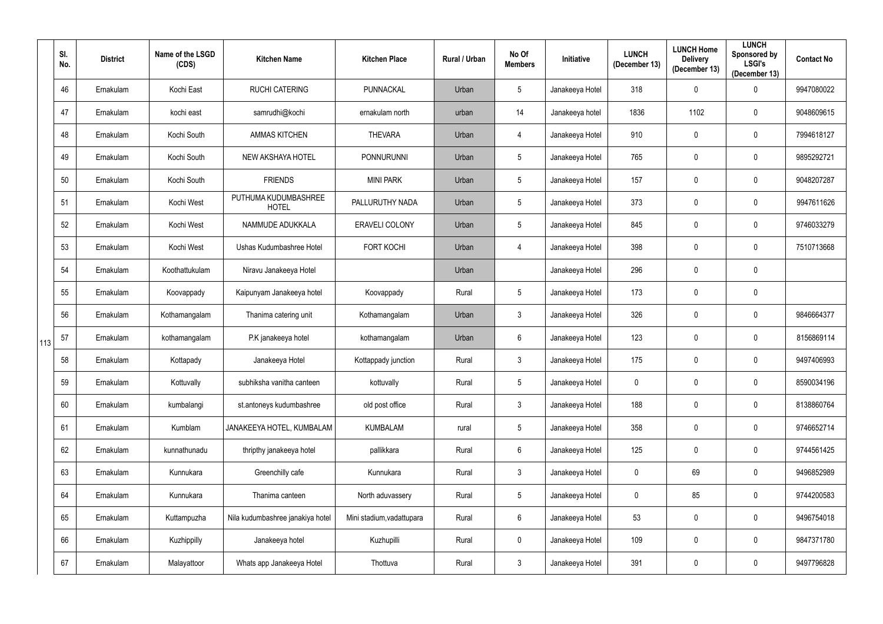| | Sl. No. | District | Name of the LSGD (CDS) | Kitchen Name | Kitchen Place | Rural / Urban | No Of Members | Initiative | LUNCH (December 13) | LUNCH Home Delivery (December 13) | LUNCH Sponsored by LSGI's (December 13) | Contact No |
|---|---|---|---|---|---|---|---|---|---|---|---|---|
| 113 | 46 | Ernakulam | Kochi East | RUCHI CATERING | PUNNACKAL | Urban | 5 | Janakeeya Hotel | 318 | 0 | 0 | 9947080022 |
| | 47 | Ernakulam | kochi east | samrudhi@kochi | ernakulam north | urban | 14 | Janakeeya hotel | 1836 | 1102 | 0 | 9048609615 |
| | 48 | Ernakulam | Kochi South | AMMAS KITCHEN | THEVARA | Urban | 4 | Janakeeya Hotel | 910 | 0 | 0 | 7994618127 |
| | 49 | Ernakulam | Kochi South | NEW AKSHAYA HOTEL | PONNURUNNI | Urban | 5 | Janakeeya Hotel | 765 | 0 | 0 | 9895292721 |
| | 50 | Ernakulam | Kochi South | FRIENDS | MINI PARK | Urban | 5 | Janakeeya Hotel | 157 | 0 | 0 | 9048207287 |
| | 51 | Ernakulam | Kochi West | PUTHUMA KUDUMBASHREE HOTEL | PALLURUTHY NADA | Urban | 5 | Janakeeya Hotel | 373 | 0 | 0 | 9947611626 |
| | 52 | Ernakulam | Kochi West | NAMMUDE ADUKKALA | ERAVELI COLONY | Urban | 5 | Janakeeya Hotel | 845 | 0 | 0 | 9746033279 |
| | 53 | Ernakulam | Kochi West | Ushas Kudumbashree Hotel | FORT KOCHI | Urban | 4 | Janakeeya Hotel | 398 | 0 | 0 | 7510713668 |
| | 54 | Ernakulam | Koothattukulam | Niravu Janakeeya Hotel | | Urban | | Janakeeya Hotel | 296 | 0 | 0 | |
| | 55 | Ernakulam | Koovappady | Kaipunyam Janakeeya hotel | Koovappady | Rural | 5 | Janakeeya Hotel | 173 | 0 | 0 | |
| | 56 | Ernakulam | Kothamangalam | Thanima catering unit | Kothamangalam | Urban | 3 | Janakeeya Hotel | 326 | 0 | 0 | 9846664377 |
| | 57 | Ernakulam | kothamangalam | P.K janakeeya hotel | kothamangalam | Urban | 6 | Janakeeya Hotel | 123 | 0 | 0 | 8156869114 |
| | 58 | Ernakulam | Kottapady | Janakeeya Hotel | Kottappady junction | Rural | 3 | Janakeeya Hotel | 175 | 0 | 0 | 9497406993 |
| | 59 | Ernakulam | Kottuvally | subhiksha vanitha canteen | kottuvally | Rural | 5 | Janakeeya Hotel | 0 | 0 | 0 | 8590034196 |
| | 60 | Ernakulam | kumbalangi | st.antoneys kudumbashree | old post office | Rural | 3 | Janakeeya Hotel | 188 | 0 | 0 | 8138860764 |
| | 61 | Ernakulam | Kumblam | JANAKEEYA HOTEL, KUMBALAM | KUMBALAM | rural | 5 | Janakeeya Hotel | 358 | 0 | 0 | 9746652714 |
| | 62 | Ernakulam | kunnathunadu | thripthy janakeeya hotel | pallikkara | Rural | 6 | Janakeeya Hotel | 125 | 0 | 0 | 9744561425 |
| | 63 | Ernakulam | Kunnukara | Greenchilly cafe | Kunnukara | Rural | 3 | Janakeeya Hotel | 0 | 69 | 0 | 9496852989 |
| | 64 | Ernakulam | Kunnukara | Thanima canteen | North aduvassery | Rural | 5 | Janakeeya Hotel | 0 | 85 | 0 | 9744200583 |
| | 65 | Ernakulam | Kuttampuzha | Nila kudumbashree janakiya hotel | Mini stadium,vadattupara | Rural | 6 | Janakeeya Hotel | 53 | 0 | 0 | 9496754018 |
| | 66 | Ernakulam | Kuzhippilly | Janakeeya hotel | Kuzhupilli | Rural | 0 | Janakeeya Hotel | 109 | 0 | 0 | 9847371780 |
| | 67 | Ernakulam | Malayattoor | Whats app Janakeeya Hotel | Thottuva | Rural | 3 | Janakeeya Hotel | 391 | 0 | 0 | 9497796828 |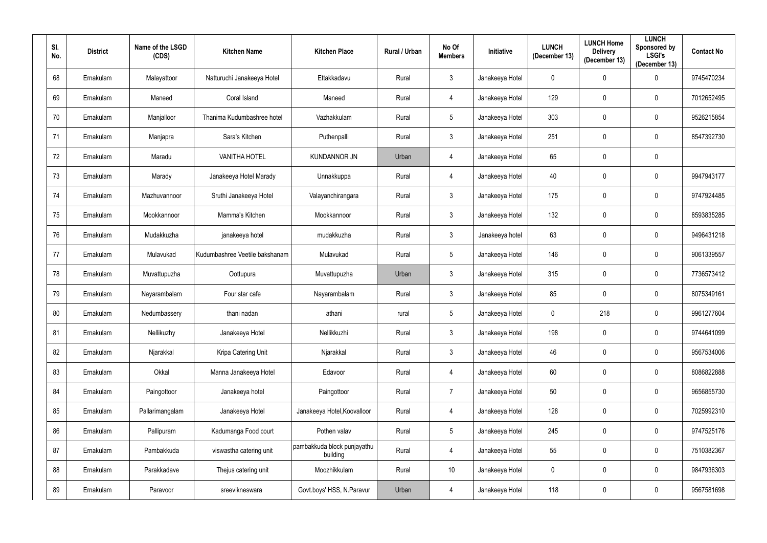| Sl. No. | District | Name of the LSGD (CDS) | Kitchen Name | Kitchen Place | Rural / Urban | No Of Members | Initiative | LUNCH (December 13) | LUNCH Home Delivery (December 13) | LUNCH Sponsored by LSGI's (December 13) | Contact No |
|---|---|---|---|---|---|---|---|---|---|---|---|
| 68 | Ernakulam | Malayattoor | Natturuchi Janakeeya Hotel | Ettakkadavu | Rural | 3 | Janakeeya Hotel | 0 | 0 | 0 | 9745470234 |
| 69 | Ernakulam | Maneed | Coral Island | Maneed | Rural | 4 | Janakeeya Hotel | 129 | 0 | 0 | 7012652495 |
| 70 | Ernakulam | Manjalloor | Thanima Kudumbashree hotel | Vazhakkulam | Rural | 5 | Janakeeya Hotel | 303 | 0 | 0 | 9526215854 |
| 71 | Ernakulam | Manjapra | Sara's Kitchen | Puthenpalli | Rural | 3 | Janakeeya Hotel | 251 | 0 | 0 | 8547392730 |
| 72 | Ernakulam | Maradu | VANITHA HOTEL | KUNDANNOR JN | Urban | 4 | Janakeeya Hotel | 65 | 0 | 0 | |
| 73 | Ernakulam | Marady | Janakeeya Hotel Marady | Unnakkuppa | Rural | 4 | Janakeeya Hotel | 40 | 0 | 0 | 9947943177 |
| 74 | Ernakulam | Mazhuvannoor | Sruthi Janakeeya Hotel | Valayanchirangara | Rural | 3 | Janakeeya Hotel | 175 | 0 | 0 | 9747924485 |
| 75 | Ernakulam | Mookkannoor | Mamma's Kitchen | Mookkannoor | Rural | 3 | Janakeeya Hotel | 132 | 0 | 0 | 8593835285 |
| 76 | Ernakulam | Mudakkuzha | janakeeya hotel | mudakkuzha | Rural | 3 | Janakeeya hotel | 63 | 0 | 0 | 9496431218 |
| 77 | Ernakulam | Mulavukad | Kudumbashree Veetile bakshanam | Mulavukad | Rural | 5 | Janakeeya Hotel | 146 | 0 | 0 | 9061339557 |
| 78 | Ernakulam | Muvattupuzha | Oottupura | Muvattupuzha | Urban | 3 | Janakeeya Hotel | 315 | 0 | 0 | 7736573412 |
| 79 | Ernakulam | Nayarambalam | Four star cafe | Nayarambalam | Rural | 3 | Janakeeya Hotel | 85 | 0 | 0 | 8075349161 |
| 80 | Ernakulam | Nedumbassery | thani nadan | athani | rural | 5 | Janakeeya Hotel | 0 | 218 | 0 | 9961277604 |
| 81 | Ernakulam | Nellikuzhy | Janakeeya Hotel | Nellikkuzhi | Rural | 3 | Janakeeya Hotel | 198 | 0 | 0 | 9744641099 |
| 82 | Ernakulam | Njarakkal | Kripa Catering Unit | Njarakkal | Rural | 3 | Janakeeya Hotel | 46 | 0 | 0 | 9567534006 |
| 83 | Ernakulam | Okkal | Manna Janakeeya Hotel | Edavoor | Rural | 4 | Janakeeya Hotel | 60 | 0 | 0 | 8086822888 |
| 84 | Ernakulam | Paingottoor | Janakeeya hotel | Paingottoor | Rural | 7 | Janakeeya Hotel | 50 | 0 | 0 | 9656855730 |
| 85 | Ernakulam | Pallarimangalam | Janakeeya Hotel | Janakeeya Hotel,Koovalloor | Rural | 4 | Janakeeya Hotel | 128 | 0 | 0 | 7025992310 |
| 86 | Ernakulam | Pallipuram | Kadumanga Food court | Pothen valav | Rural | 5 | Janakeeya Hotel | 245 | 0 | 0 | 9747525176 |
| 87 | Ernakulam | Pambakkuda | viswastha catering unit | pambakkuda block punjayathu building | Rural | 4 | Janakeeya Hotel | 55 | 0 | 0 | 7510382367 |
| 88 | Ernakulam | Parakkadave | Thejus catering unit | Moozhikkulam | Rural | 10 | Janakeeya Hotel | 0 | 0 | 0 | 9847936303 |
| 89 | Ernakulam | Paravoor | sreevikneswara | Govt.boys' HSS, N.Paravur | Urban | 4 | Janakeeya Hotel | 118 | 0 | 0 | 9567581698 |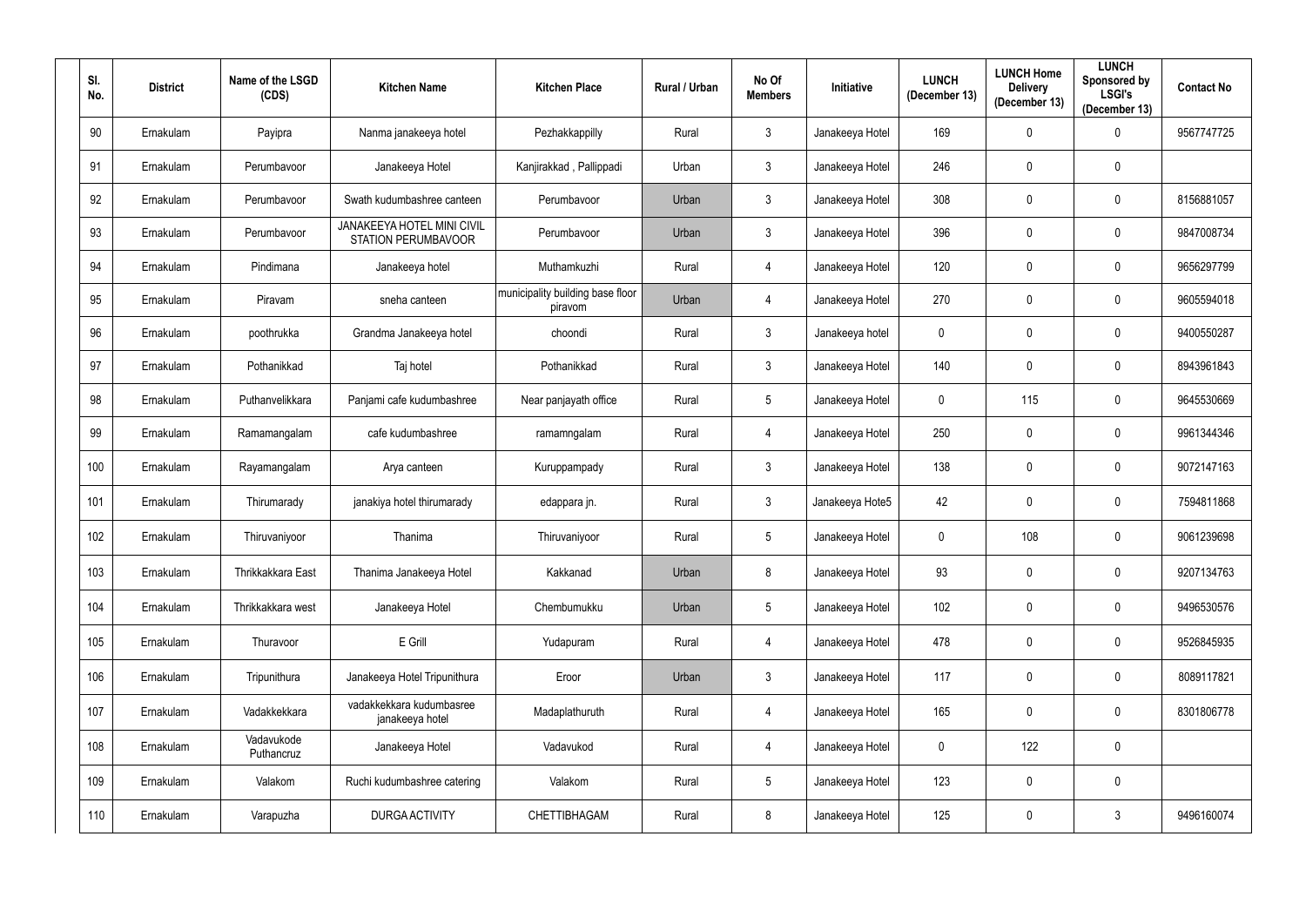| Sl. No. | District | Name of the LSGD (CDS) | Kitchen Name | Kitchen Place | Rural / Urban | No Of Members | Initiative | LUNCH (December 13) | LUNCH Home Delivery (December 13) | LUNCH Sponsored by LSGI's (December 13) | Contact No |
|---|---|---|---|---|---|---|---|---|---|---|---|
| 90 | Ernakulam | Payipra | Nanma janakeeya hotel | Pezhakkappilly | Rural | 3 | Janakeeya Hotel | 169 | 0 | 0 | 9567747725 |
| 91 | Ernakulam | Perumbavoor | Janakeeya Hotel | Kanjirakkad , Pallippadi | Urban | 3 | Janakeeya Hotel | 246 | 0 | 0 | |
| 92 | Ernakulam | Perumbavoor | Swath kudumbashree canteen | Perumbavoor | Urban | 3 | Janakeeya Hotel | 308 | 0 | 0 | 8156881057 |
| 93 | Ernakulam | Perumbavoor | JANAKEEYA HOTEL MINI CIVIL STATION PERUMBAVOOR | Perumbavoor | Urban | 3 | Janakeeya Hotel | 396 | 0 | 0 | 9847008734 |
| 94 | Ernakulam | Pindimana | Janakeeya hotel | Muthamkuzhi | Rural | 4 | Janakeeya Hotel | 120 | 0 | 0 | 9656297799 |
| 95 | Ernakulam | Piravam | sneha canteen | municipality building base floor piravom | Urban | 4 | Janakeeya Hotel | 270 | 0 | 0 | 9605594018 |
| 96 | Ernakulam | poothrukka | Grandma Janakeeya hotel | choondi | Rural | 3 | Janakeeya hotel | 0 | 0 | 0 | 9400550287 |
| 97 | Ernakulam | Pothanikkad | Taj hotel | Pothanikkad | Rural | 3 | Janakeeya Hotel | 140 | 0 | 0 | 8943961843 |
| 98 | Ernakulam | Puthanvelikkara | Panjami cafe kudumbashree | Near panjayath office | Rural | 5 | Janakeeya Hotel | 0 | 115 | 0 | 9645530669 |
| 99 | Ernakulam | Ramamangalam | cafe kudumbashree | ramamngalam | Rural | 4 | Janakeeya Hotel | 250 | 0 | 0 | 9961344346 |
| 100 | Ernakulam | Rayamangalam | Arya canteen | Kuruppampady | Rural | 3 | Janakeeya Hotel | 138 | 0 | 0 | 9072147163 |
| 101 | Ernakulam | Thirumarady | janakiya hotel thirumarady | edappara jn. | Rural | 3 | Janakeeya Hote5 | 42 | 0 | 0 | 7594811868 |
| 102 | Ernakulam | Thiruvaniyoor | Thanima | Thiruvaniyoor | Rural | 5 | Janakeeya Hotel | 0 | 108 | 0 | 9061239698 |
| 103 | Ernakulam | Thrikkakkara East | Thanima Janakeeya Hotel | Kakkanad | Urban | 8 | Janakeeya Hotel | 93 | 0 | 0 | 9207134763 |
| 104 | Ernakulam | Thrikkakkara west | Janakeeya Hotel | Chembumukku | Urban | 5 | Janakeeya Hotel | 102 | 0 | 0 | 9496530576 |
| 105 | Ernakulam | Thuravoor | E Grill | Yudapuram | Rural | 4 | Janakeeya Hotel | 478 | 0 | 0 | 9526845935 |
| 106 | Ernakulam | Tripunithura | Janakeeya Hotel Tripunithura | Eroor | Urban | 3 | Janakeeya Hotel | 117 | 0 | 0 | 8089117821 |
| 107 | Ernakulam | Vadakkekkara | vadakkekkara kudumbasree janakeeya hotel | Madaplathuruth | Rural | 4 | Janakeeya Hotel | 165 | 0 | 0 | 8301806778 |
| 108 | Ernakulam | Vadavukode Puthancruz | Janakeeya Hotel | Vadavukod | Rural | 4 | Janakeeya Hotel | 0 | 122 | 0 | |
| 109 | Ernakulam | Valakom | Ruchi kudumbashree catering | Valakom | Rural | 5 | Janakeeya Hotel | 123 | 0 | 0 | |
| 110 | Ernakulam | Varapuzha | DURGA ACTIVITY | CHETTIBHAGAM | Rural | 8 | Janakeeya Hotel | 125 | 0 | 3 | 9496160074 |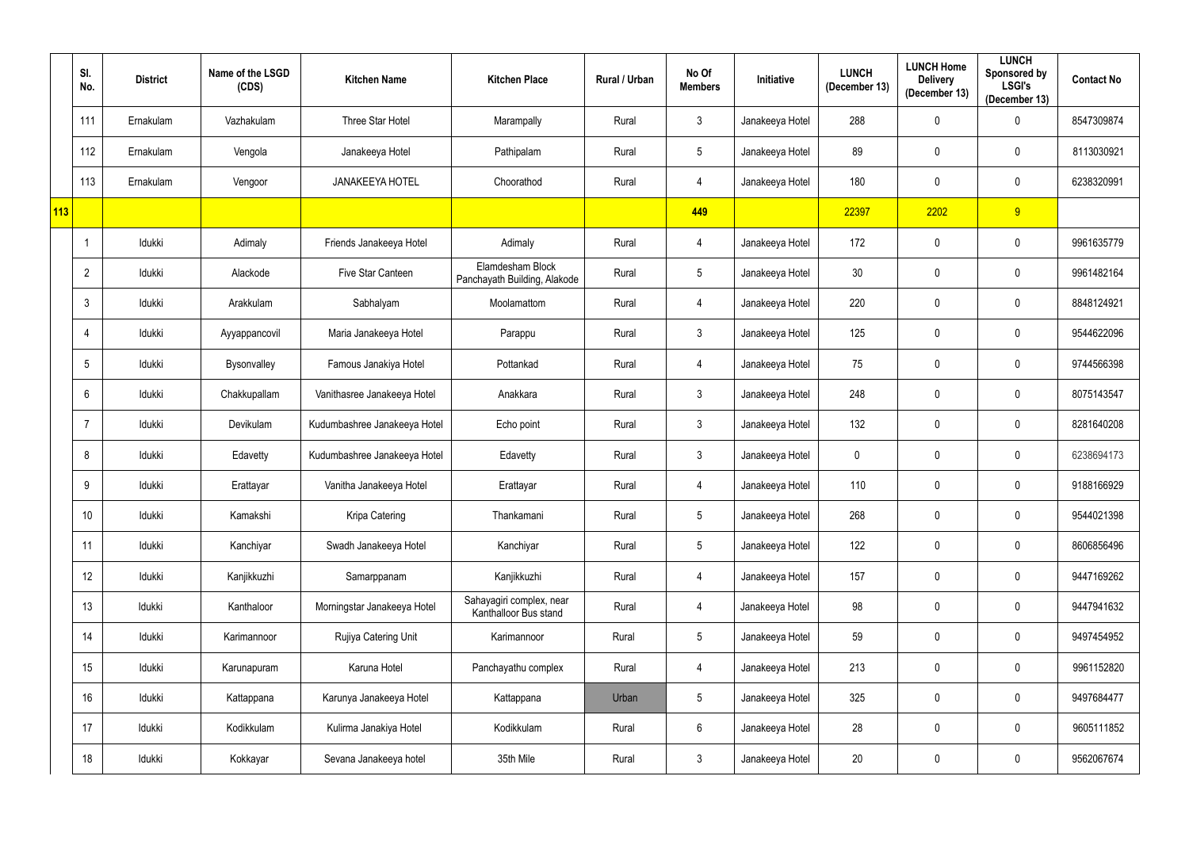|  | Sl. No. | District | Name of the LSGD (CDS) | Kitchen Name | Kitchen Place | Rural / Urban | No Of Members | Initiative | LUNCH (December 13) | LUNCH Home Delivery (December 13) | LUNCH Sponsored by LSGI's (December 13) | Contact No |
|---|---|---|---|---|---|---|---|---|---|---|---|---|
|  | 111 | Ernakulam | Vazhakulam | Three Star Hotel | Marampally | Rural | 3 | Janakeeya Hotel | 288 | 0 | 0 | 8547309874 |
|  | 112 | Ernakulam | Vengola | Janakeeya Hotel | Pathipalam | Rural | 5 | Janakeeya Hotel | 89 | 0 | 0 | 8113030921 |
|  | 113 | Ernakulam | Vengoor | JANAKEEYA HOTEL | Choorathod | Rural | 4 | Janakeeya Hotel | 180 | 0 | 0 | 6238320991 |
| 113 |  |  |  |  |  |  | 449 |  | 22397 | 2202 | 9 |  |
|  | 1 | Idukki | Adimaly | Friends Janakeeya Hotel | Adimaly | Rural | 4 | Janakeeya Hotel | 172 | 0 | 0 | 9961635779 |
|  | 2 | Idukki | Alackode | Five Star Canteen | Elamdesham Block Panchayath Building, Alakode | Rural | 5 | Janakeeya Hotel | 30 | 0 | 0 | 9961482164 |
|  | 3 | Idukki | Arakkulam | Sabhalyam | Moolamattom | Rural | 4 | Janakeeya Hotel | 220 | 0 | 0 | 8848124921 |
|  | 4 | Idukki | Ayyappancovil | Maria Janakeeya Hotel | Parappu | Rural | 3 | Janakeeya Hotel | 125 | 0 | 0 | 9544622096 |
|  | 5 | Idukki | Bysonvalley | Famous Janakiya Hotel | Pottankad | Rural | 4 | Janakeeya Hotel | 75 | 0 | 0 | 9744566398 |
|  | 6 | Idukki | Chakkupallam | Vanithasree Janakeeya Hotel | Anakkara | Rural | 3 | Janakeeya Hotel | 248 | 0 | 0 | 8075143547 |
|  | 7 | Idukki | Devikulam | Kudumbashree Janakeeya Hotel | Echo point | Rural | 3 | Janakeeya Hotel | 132 | 0 | 0 | 8281640208 |
|  | 8 | Idukki | Edavetty | Kudumbashree Janakeeya Hotel | Edavetty | Rural | 3 | Janakeeya Hotel | 0 | 0 | 0 | 6238694173 |
|  | 9 | Idukki | Erattayar | Vanitha Janakeeya Hotel | Erattayar | Rural | 4 | Janakeeya Hotel | 110 | 0 | 0 | 9188166929 |
|  | 10 | Idukki | Kamakshi | Kripa Catering | Thankamani | Rural | 5 | Janakeeya Hotel | 268 | 0 | 0 | 9544021398 |
|  | 11 | Idukki | Kanchiyar | Swadh Janakeeya Hotel | Kanchiyar | Rural | 5 | Janakeeya Hotel | 122 | 0 | 0 | 8606856496 |
|  | 12 | Idukki | Kanjikkuzhi | Samarppanam | Kanjikkuzhi | Rural | 4 | Janakeeya Hotel | 157 | 0 | 0 | 9447169262 |
|  | 13 | Idukki | Kanthaloor | Morningstar Janakeeya Hotel | Sahayagiri complex, near Kanthalloor Bus stand | Rural | 4 | Janakeeya Hotel | 98 | 0 | 0 | 9447941632 |
|  | 14 | Idukki | Karimannoor | Rujiya Catering Unit | Karimannoor | Rural | 5 | Janakeeya Hotel | 59 | 0 | 0 | 9497454952 |
|  | 15 | Idukki | Karunapuram | Karuna Hotel | Panchayathu complex | Rural | 4 | Janakeeya Hotel | 213 | 0 | 0 | 9961152820 |
|  | 16 | Idukki | Kattappana | Karunya Janakeeya Hotel | Kattappana | Urban | 5 | Janakeeya Hotel | 325 | 0 | 0 | 9497684477 |
|  | 17 | Idukki | Kodikkulam | Kulirma Janakiya Hotel | Kodikkulam | Rural | 6 | Janakeeya Hotel | 28 | 0 | 0 | 9605111852 |
|  | 18 | Idukki | Kokkayar | Sevana Janakeeya hotel | 35th Mile | Rural | 3 | Janakeeya Hotel | 20 | 0 | 0 | 9562067674 |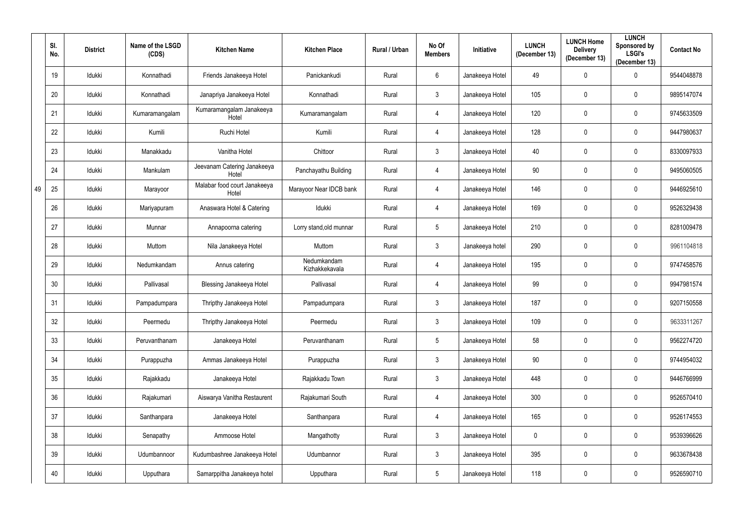| | Sl. No. | District | Name of the LSGD (CDS) | Kitchen Name | Kitchen Place | Rural / Urban | No Of Members | Initiative | LUNCH (December 13) | LUNCH Home Delivery (December 13) | LUNCH Sponsored by LSGI's (December 13) | Contact No |
|---|---|---|---|---|---|---|---|---|---|---|---|---|
| 49 | 19 | Idukki | Konnathadi | Friends Janakeeya Hotel | Panickankudi | Rural | 6 | Janakeeya Hotel | 49 | 0 | 0 | 9544048878 |
| | 20 | Idukki | Konnathadi | Janapriya Janakeeya Hotel | Konnathadi | Rural | 3 | Janakeeya Hotel | 105 | 0 | 0 | 9895147074 |
| | 21 | Idukki | Kumaramangalam | Kumaramangalam Janakeeya Hotel | Kumaramangalam | Rural | 4 | Janakeeya Hotel | 120 | 0 | 0 | 9745633509 |
| | 22 | Idukki | Kumili | Ruchi Hotel | Kumili | Rural | 4 | Janakeeya Hotel | 128 | 0 | 0 | 9447980637 |
| | 23 | Idukki | Manakkadu | Vanitha Hotel | Chittoor | Rural | 3 | Janakeeya Hotel | 40 | 0 | 0 | 8330097933 |
| | 24 | Idukki | Mankulam | Jeevanam Catering Janakeeya Hotel | Panchayathu Building | Rural | 4 | Janakeeya Hotel | 90 | 0 | 0 | 9495060505 |
| | 25 | Idukki | Marayoor | Malabar food court Janakeeya Hotel | Marayoor Near IDCB bank | Rural | 4 | Janakeeya Hotel | 146 | 0 | 0 | 9446925610 |
| | 26 | Idukki | Mariyapuram | Anaswara Hotel & Catering | Idukki | Rural | 4 | Janakeeya Hotel | 169 | 0 | 0 | 9526329438 |
| | 27 | Idukki | Munnar | Annapoorna catering | Lorry stand,old munnar | Rural | 5 | Janakeeya Hotel | 210 | 0 | 0 | 8281009478 |
| | 28 | Idukki | Muttom | Nila Janakeeya Hotel | Muttom | Rural | 3 | Janakeeya hotel | 290 | 0 | 0 | 9961104818 |
| | 29 | Idukki | Nedumkandam | Annus catering | Nedumkandam Kizhakkekavala | Rural | 4 | Janakeeya Hotel | 195 | 0 | 0 | 9747458576 |
| | 30 | Idukki | Pallivasal | Blessing Janakeeya Hotel | Pallivasal | Rural | 4 | Janakeeya Hotel | 99 | 0 | 0 | 9947981574 |
| | 31 | Idukki | Pampadumpara | Thripthy Janakeeya Hotel | Pampadumpara | Rural | 3 | Janakeeya Hotel | 187 | 0 | 0 | 9207150558 |
| | 32 | Idukki | Peermedu | Thripthy Janakeeya Hotel | Peermedu | Rural | 3 | Janakeeya Hotel | 109 | 0 | 0 | 9633311267 |
| | 33 | Idukki | Peruvanthanam | Janakeeya Hotel | Peruvanthanam | Rural | 5 | Janakeeya Hotel | 58 | 0 | 0 | 9562274720 |
| | 34 | Idukki | Purappuzha | Ammas Janakeeya Hotel | Purappuzha | Rural | 3 | Janakeeya Hotel | 90 | 0 | 0 | 9744954032 |
| | 35 | Idukki | Rajakkadu | Janakeeya Hotel | Rajakkadu Town | Rural | 3 | Janakeeya Hotel | 448 | 0 | 0 | 9446766999 |
| | 36 | Idukki | Rajakumari | Aiswarya Vanitha Restaurent | Rajakumari South | Rural | 4 | Janakeeya Hotel | 300 | 0 | 0 | 9526570410 |
| | 37 | Idukki | Santhanpara | Janakeeya Hotel | Santhanpara | Rural | 4 | Janakeeya Hotel | 165 | 0 | 0 | 9526174553 |
| | 38 | Idukki | Senapathy | Ammoose Hotel | Mangathotty | Rural | 3 | Janakeeya Hotel | 0 | 0 | 0 | 9539396626 |
| | 39 | Idukki | Udumbannoor | Kudumbashree Janakeeya Hotel | Udumbannor | Rural | 3 | Janakeeya Hotel | 395 | 0 | 0 | 9633678438 |
| | 40 | Idukki | Upputhara | Samarppitha Janakeeya hotel | Upputhara | Rural | 5 | Janakeeya Hotel | 118 | 0 | 0 | 9526590710 |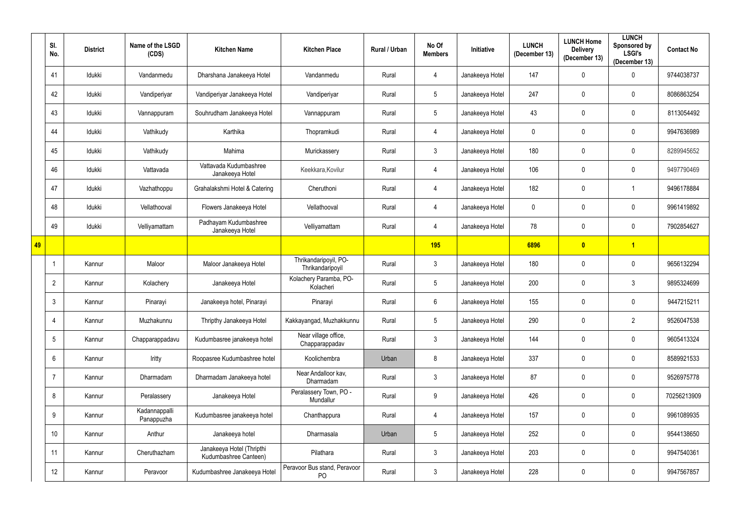|  | Sl. No. | District | Name of the LSGD (CDS) | Kitchen Name | Kitchen Place | Rural / Urban | No Of Members | Initiative | LUNCH (December 13) | LUNCH Home Delivery (December 13) | LUNCH Sponsored by LSGI's (December 13) | Contact No |
|---|---|---|---|---|---|---|---|---|---|---|---|---|
|  | 41 | Idukki | Vandanmedu | Dharshana Janakeeya Hotel | Vandanmedu | Rural | 4 | Janakeeya Hotel | 147 | 0 | 0 | 9744038737 |
|  | 42 | Idukki | Vandiperiyar | Vandiperiyar Janakeeya Hotel | Vandiperiyar | Rural | 5 | Janakeeya Hotel | 247 | 0 | 0 | 8086863254 |
|  | 43 | Idukki | Vannappuram | Souhrudham Janakeeya Hotel | Vannappuram | Rural | 5 | Janakeeya Hotel | 43 | 0 | 0 | 8113054492 |
|  | 44 | Idukki | Vathikudy | Karthika | Thopramkudi | Rural | 4 | Janakeeya Hotel | 0 | 0 | 0 | 9947636989 |
|  | 45 | Idukki | Vathikudy | Mahima | Murickassery | Rural | 3 | Janakeeya Hotel | 180 | 0 | 0 | 8289945652 |
|  | 46 | Idukki | Vattavada | Vattavada Kudumbashree Janakeeya Hotel | Keekkara,Kovilur | Rural | 4 | Janakeeya Hotel | 106 | 0 | 0 | 9497790469 |
|  | 47 | Idukki | Vazhathoppu | Grahalakshmi Hotel & Catering | Cheruthoni | Rural | 4 | Janakeeya Hotel | 182 | 0 | 1 | 9496178884 |
|  | 48 | Idukki | Vellathooval | Flowers Janakeeya Hotel | Vellathooval | Rural | 4 | Janakeeya Hotel | 0 | 0 | 0 | 9961419892 |
|  | 49 | Idukki | Velliyamattam | Padhayam Kudumbashree Janakeeya Hotel | Velliyamattam | Rural | 4 | Janakeeya Hotel | 78 | 0 | 0 | 7902854627 |
| 49 |  |  |  |  |  |  | 195 |  | 6896 | 0 | 1 |  |
|  | 1 | Kannur | Maloor | Maloor Janakeeya Hotel | Thrikandaripoyil, PO-Thrikandaripoyil | Rural | 3 | Janakeeya Hotel | 180 | 0 | 0 | 9656132294 |
|  | 2 | Kannur | Kolachery | Janakeeya Hotel | Kolachery Paramba, PO-Kolacheri | Rural | 5 | Janakeeya Hotel | 200 | 0 | 3 | 9895324699 |
|  | 3 | Kannur | Pinarayi | Janakeeya hotel, Pinarayi | Pinarayi | Rural | 6 | Janakeeya Hotel | 155 | 0 | 0 | 9447215211 |
|  | 4 | Kannur | Muzhakunnu | Thripthy Janakeeya Hotel | Kakkayangad, Muzhakkunnu | Rural | 5 | Janakeeya Hotel | 290 | 0 | 2 | 9526047538 |
|  | 5 | Kannur | Chapparappadavu | Kudumbasree janakeeya hotel | Near village office, Chapparappadav | Rural | 3 | Janakeeya Hotel | 144 | 0 | 0 | 9605413324 |
|  | 6 | Kannur | Iritty | Roopasree Kudumbashree hotel | Koolichembra | Urban | 8 | Janakeeya Hotel | 337 | 0 | 0 | 8589921533 |
|  | 7 | Kannur | Dharmadam | Dharmadam Janakeeya hotel | Near Andalloor kav, Dharmadam | Rural | 3 | Janakeeya Hotel | 87 | 0 | 0 | 9526975778 |
|  | 8 | Kannur | Peralassery | Janakeeya Hotel | Peralassery Town, PO - Mundallur | Rural | 9 | Janakeeya Hotel | 426 | 0 | 0 | 70256213909 |
|  | 9 | Kannur | Kadannappalli Panappuzha | Kudumbasree janakeeya hotel | Chanthappura | Rural | 4 | Janakeeya Hotel | 157 | 0 | 0 | 9961089935 |
|  | 10 | Kannur | Anthur | Janakeeya hotel | Dharmasala | Urban | 5 | Janakeeya Hotel | 252 | 0 | 0 | 9544138650 |
|  | 11 | Kannur | Cheruthazham | Janakeeya Hotel (Thripthi Kudumbashree Canteen) | Pilathara | Rural | 3 | Janakeeya Hotel | 203 | 0 | 0 | 9947540361 |
|  | 12 | Kannur | Peravoor | Kudumbashree Janakeeya Hotel | Peravoor Bus stand, Peravoor PO | Rural | 3 | Janakeeya Hotel | 228 | 0 | 0 | 9947567857 |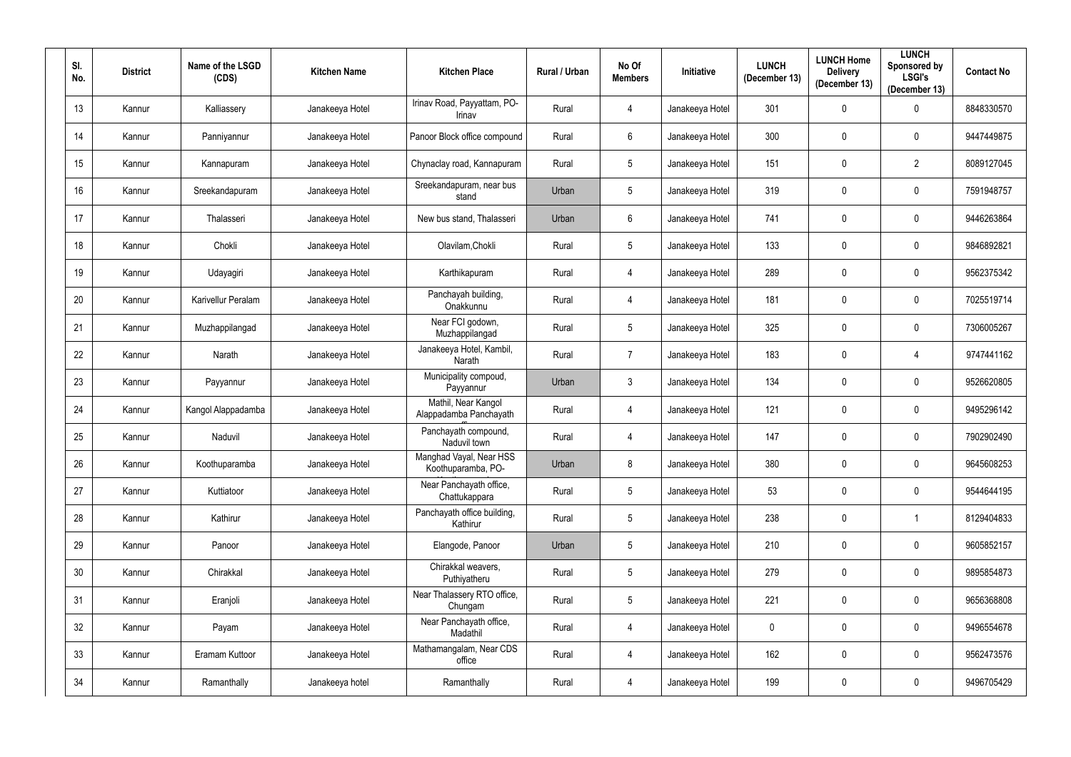| Sl. No. | District | Name of the LSGD (CDS) | Kitchen Name | Kitchen Place | Rural / Urban | No Of Members | Initiative | LUNCH (December 13) | LUNCH Home Delivery (December 13) | LUNCH Sponsored by LSGI's (December 13) | Contact No |
|---|---|---|---|---|---|---|---|---|---|---|---|
| 13 | Kannur | Kalliassery | Janakeeya Hotel | Irinav Road, Payyattam, PO-Irinav | Rural | 4 | Janakeeya Hotel | 301 | 0 | 0 | 8848330570 |
| 14 | Kannur | Panniyannur | Janakeeya Hotel | Panoor Block office compound | Rural | 6 | Janakeeya Hotel | 300 | 0 | 0 | 9447449875 |
| 15 | Kannur | Kannapuram | Janakeeya Hotel | Chynaclay road, Kannapuram | Rural | 5 | Janakeeya Hotel | 151 | 0 | 2 | 8089127045 |
| 16 | Kannur | Sreekandapuram | Janakeeya Hotel | Sreekandapuram, near bus stand | Urban | 5 | Janakeeya Hotel | 319 | 0 | 0 | 7591948757 |
| 17 | Kannur | Thalasseri | Janakeeya Hotel | New bus stand, Thalasseri | Urban | 6 | Janakeeya Hotel | 741 | 0 | 0 | 9446263864 |
| 18 | Kannur | Chokli | Janakeeya Hotel | Olavilam,Chokli | Rural | 5 | Janakeeya Hotel | 133 | 0 | 0 | 9846892821 |
| 19 | Kannur | Udayagiri | Janakeeya Hotel | Karthikapuram | Rural | 4 | Janakeeya Hotel | 289 | 0 | 0 | 9562375342 |
| 20 | Kannur | Karivellur Peralam | Janakeeya Hotel | Panchayah building, Onakkunnu | Rural | 4 | Janakeeya Hotel | 181 | 0 | 0 | 7025519714 |
| 21 | Kannur | Muzhappilangad | Janakeeya Hotel | Near FCI godown, Muzhappilangad | Rural | 5 | Janakeeya Hotel | 325 | 0 | 0 | 7306005267 |
| 22 | Kannur | Narath | Janakeeya Hotel | Janakeeya Hotel, Kambil, Narath | Rural | 7 | Janakeeya Hotel | 183 | 0 | 4 | 9747441162 |
| 23 | Kannur | Payyannur | Janakeeya Hotel | Municipality compoud, Payyannur | Urban | 3 | Janakeeya Hotel | 134 | 0 | 0 | 9526620805 |
| 24 | Kannur | Kangol Alappadamba | Janakeeya Hotel | Mathil, Near Kangol Alappadamba Panchayath | Rural | 4 | Janakeeya Hotel | 121 | 0 | 0 | 9495296142 |
| 25 | Kannur | Naduvil | Janakeeya Hotel | Panchayath compound, Naduvil town | Rural | 4 | Janakeeya Hotel | 147 | 0 | 0 | 7902902490 |
| 26 | Kannur | Koothuparamba | Janakeeya Hotel | Manghad Vayal, Near HSS Koothuparamba, PO- | Urban | 8 | Janakeeya Hotel | 380 | 0 | 0 | 9645608253 |
| 27 | Kannur | Kuttiatoor | Janakeeya Hotel | Near Panchayath office, Chattukappara | Rural | 5 | Janakeeya Hotel | 53 | 0 | 0 | 9544644195 |
| 28 | Kannur | Kathirur | Janakeeya Hotel | Panchayath office building, Kathirur | Rural | 5 | Janakeeya Hotel | 238 | 0 | 1 | 8129404833 |
| 29 | Kannur | Panoor | Janakeeya Hotel | Elangode, Panoor | Urban | 5 | Janakeeya Hotel | 210 | 0 | 0 | 9605852157 |
| 30 | Kannur | Chirakkal | Janakeeya Hotel | Chirakkal weavers, Puthiyatheru | Rural | 5 | Janakeeya Hotel | 279 | 0 | 0 | 9895854873 |
| 31 | Kannur | Eranjoli | Janakeeya Hotel | Near Thalassery RTO office, Chungam | Rural | 5 | Janakeeya Hotel | 221 | 0 | 0 | 9656368808 |
| 32 | Kannur | Payam | Janakeeya Hotel | Near Panchayath office, Madathil | Rural | 4 | Janakeeya Hotel | 0 | 0 | 0 | 9496554678 |
| 33 | Kannur | Eramam Kuttoor | Janakeeya Hotel | Mathamangalam, Near CDS office | Rural | 4 | Janakeeya Hotel | 162 | 0 | 0 | 9562473576 |
| 34 | Kannur | Ramanthally | Janakeeya hotel | Ramanthally | Rural | 4 | Janakeeya Hotel | 199 | 0 | 0 | 9496705429 |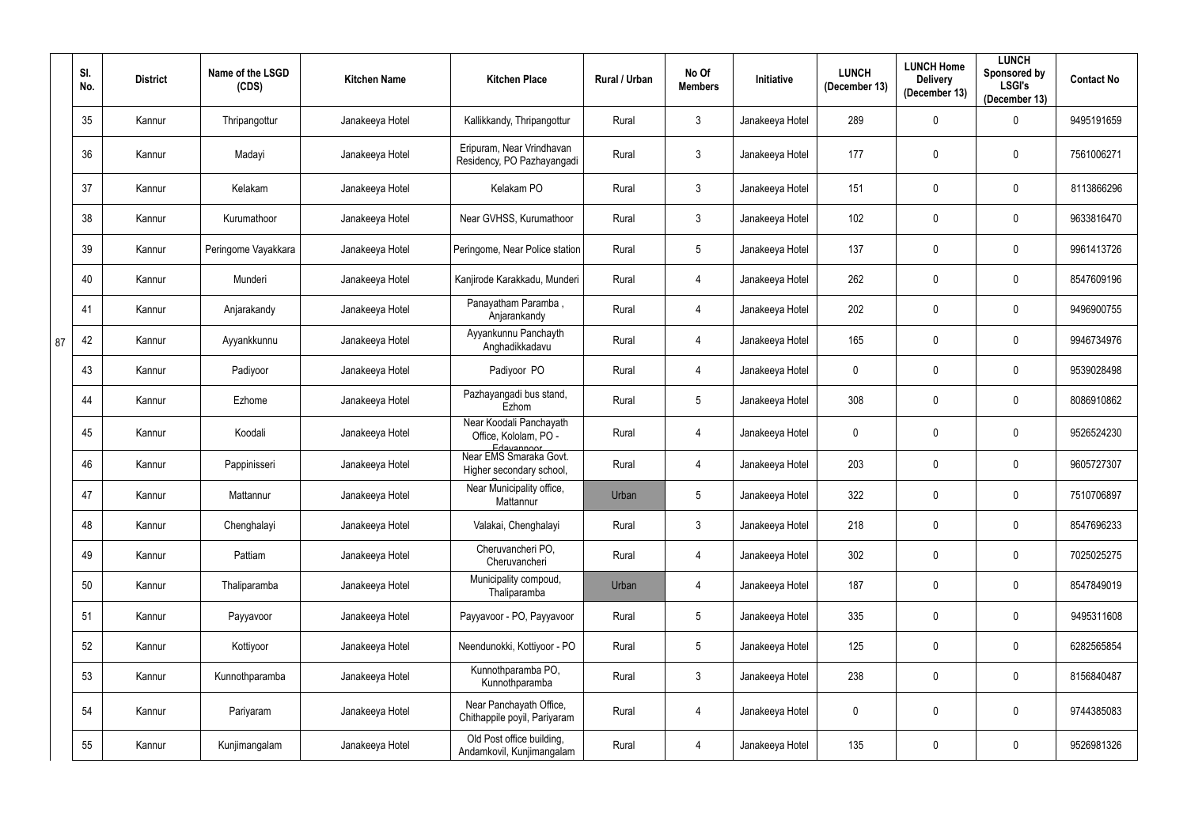| Sl. No. | District | Name of the LSGD (CDS) | Kitchen Name | Kitchen Place | Rural / Urban | No Of Members | Initiative | LUNCH (December 13) | LUNCH Home Delivery (December 13) | LUNCH Sponsored by LSGI's (December 13) | Contact No |
|---|---|---|---|---|---|---|---|---|---|---|---|
| 35 | Kannur | Thripangottur | Janakeeya Hotel | Kallikkandy, Thripangottur | Rural | 3 | Janakeeya Hotel | 289 | 0 | 0 | 9495191659 |
| 36 | Kannur | Madayi | Janakeeya Hotel | Eripuram, Near Vrindhavan Residency, PO Pazhayangadi | Rural | 3 | Janakeeya Hotel | 177 | 0 | 0 | 7561006271 |
| 37 | Kannur | Kelakam | Janakeeya Hotel | Kelakam PO | Rural | 3 | Janakeeya Hotel | 151 | 0 | 0 | 8113866296 |
| 38 | Kannur | Kurumathoor | Janakeeya Hotel | Near GVHSS, Kurumathoor | Rural | 3 | Janakeeya Hotel | 102 | 0 | 0 | 9633816470 |
| 39 | Kannur | Peringome Vayakkara | Janakeeya Hotel | Peringome, Near Police station | Rural | 5 | Janakeeya Hotel | 137 | 0 | 0 | 9961413726 |
| 40 | Kannur | Munderi | Janakeeya Hotel | Kanjirode Karakkadu, Munderi | Rural | 4 | Janakeeya Hotel | 262 | 0 | 0 | 8547609196 |
| 41 | Kannur | Anjarakandy | Janakeeya Hotel | Panayatham Paramba , Anjarankandy | Rural | 4 | Janakeeya Hotel | 202 | 0 | 0 | 9496900755 |
| 42 | Kannur | Ayyankkunnu | Janakeeya Hotel | Ayyankunnu Panchayth Anghadikkadavu | Rural | 4 | Janakeeya Hotel | 165 | 0 | 0 | 9946734976 |
| 43 | Kannur | Padiyoor | Janakeeya Hotel | Padiyoor PO | Rural | 4 | Janakeeya Hotel | 0 | 0 | 0 | 9539028498 |
| 44 | Kannur | Ezhome | Janakeeya Hotel | Pazhayangadi bus stand, Ezhom | Rural | 5 | Janakeeya Hotel | 308 | 0 | 0 | 8086910862 |
| 45 | Kannur | Koodali | Janakeeya Hotel | Near Koodali Panchayath Office, Kololam, PO - Edavannoor | Rural | 4 | Janakeeya Hotel | 0 | 0 | 0 | 9526524230 |
| 46 | Kannur | Pappinisseri | Janakeeya Hotel | Near EMS Smaraka Govt. Higher secondary school, | Rural | 4 | Janakeeya Hotel | 203 | 0 | 0 | 9605727307 |
| 47 | Kannur | Mattannur | Janakeeya Hotel | Near Municipality office, Mattannur | Urban | 5 | Janakeeya Hotel | 322 | 0 | 0 | 7510706897 |
| 48 | Kannur | Chenghalayi | Janakeeya Hotel | Valakai, Chenghalayi | Rural | 3 | Janakeeya Hotel | 218 | 0 | 0 | 8547696233 |
| 49 | Kannur | Pattiam | Janakeeya Hotel | Cheruvancheri PO, Cheruvancheri | Rural | 4 | Janakeeya Hotel | 302 | 0 | 0 | 7025025275 |
| 50 | Kannur | Thaliparamba | Janakeeya Hotel | Municipality compoud, Thaliparamba | Urban | 4 | Janakeeya Hotel | 187 | 0 | 0 | 8547849019 |
| 51 | Kannur | Payyavoor | Janakeeya Hotel | Payyavoor - PO, Payyavoor | Rural | 5 | Janakeeya Hotel | 335 | 0 | 0 | 9495311608 |
| 52 | Kannur | Kottiyoor | Janakeeya Hotel | Neendunokki, Kottiyoor - PO | Rural | 5 | Janakeeya Hotel | 125 | 0 | 0 | 6282565854 |
| 53 | Kannur | Kunnothparamba | Janakeeya Hotel | Kunnothparamba PO, Kunnothparamba | Rural | 3 | Janakeeya Hotel | 238 | 0 | 0 | 8156840487 |
| 54 | Kannur | Pariyaram | Janakeeya Hotel | Near Panchayath Office, Chithappile poyil, Pariyaram | Rural | 4 | Janakeeya Hotel | 0 | 0 | 0 | 9744385083 |
| 55 | Kannur | Kunjimangalam | Janakeeya Hotel | Old Post office building, Andamkovil, Kunjimangalam | Rural | 4 | Janakeeya Hotel | 135 | 0 | 0 | 9526981326 |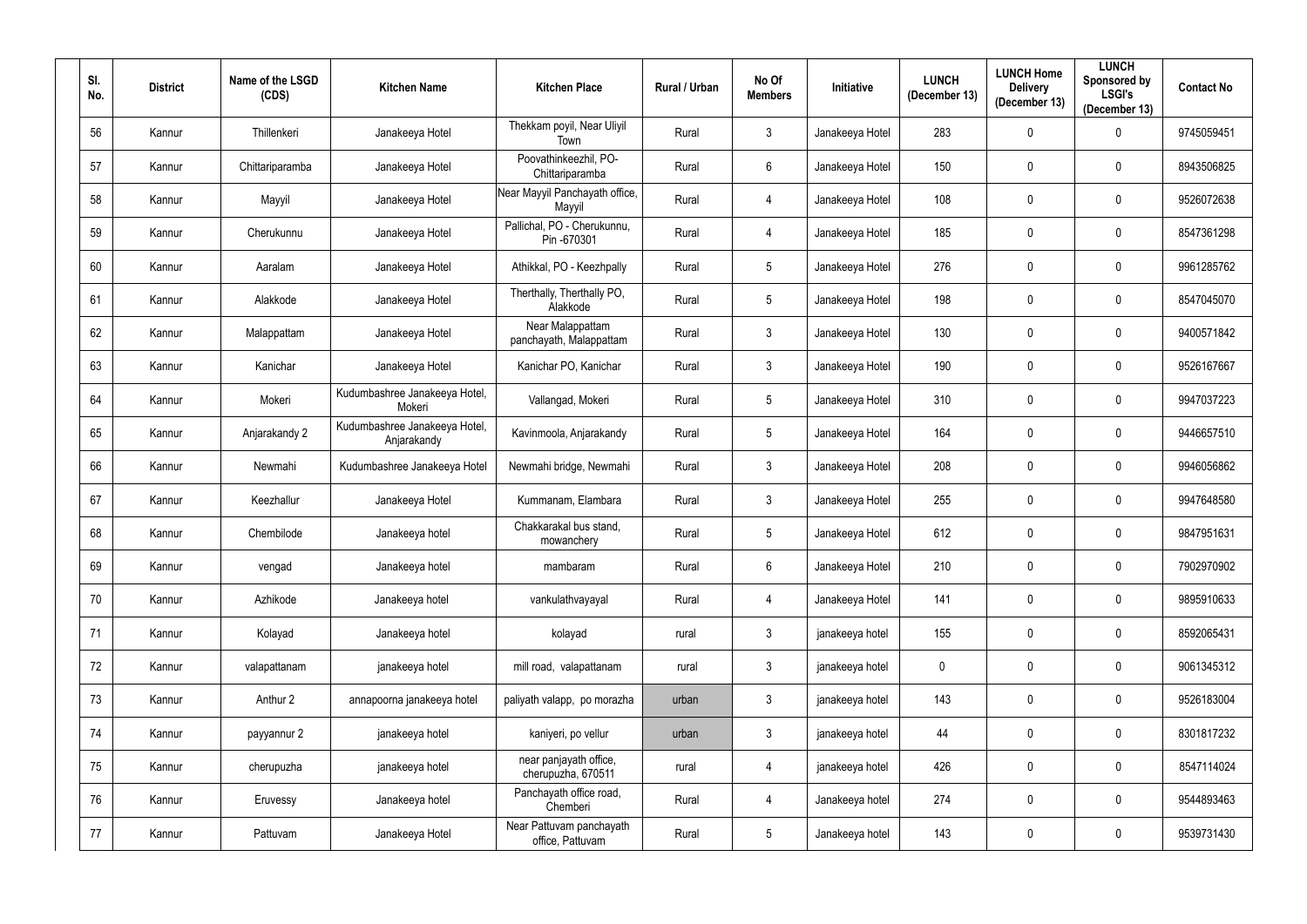| Sl. No. | District | Name of the LSGD (CDS) | Kitchen Name | Kitchen Place | Rural / Urban | No Of Members | Initiative | LUNCH (December 13) | LUNCH Home Delivery (December 13) | LUNCH Sponsored by LSGI's (December 13) | Contact No |
|---|---|---|---|---|---|---|---|---|---|---|---|
| 56 | Kannur | Thillenkeri | Janakeeya Hotel | Thekkam poyil, Near Uliyil Town | Rural | 3 | Janakeeya Hotel | 283 | 0 | 0 | 9745059451 |
| 57 | Kannur | Chittariparamba | Janakeeya Hotel | Poovathinkeezhil, PO-Chittariparamba | Rural | 6 | Janakeeya Hotel | 150 | 0 | 0 | 8943506825 |
| 58 | Kannur | Mayyil | Janakeeya Hotel | Near Mayyil Panchayath office, Mayyil | Rural | 4 | Janakeeya Hotel | 108 | 0 | 0 | 9526072638 |
| 59 | Kannur | Cherukunnu | Janakeeya Hotel | Pallichal, PO - Cherukunnu, Pin -670301 | Rural | 4 | Janakeeya Hotel | 185 | 0 | 0 | 8547361298 |
| 60 | Kannur | Aaralam | Janakeeya Hotel | Athikkal, PO - Keezhpally | Rural | 5 | Janakeeya Hotel | 276 | 0 | 0 | 9961285762 |
| 61 | Kannur | Alakkode | Janakeeya Hotel | Therthally, Therthally PO, Alakkode | Rural | 5 | Janakeeya Hotel | 198 | 0 | 0 | 8547045070 |
| 62 | Kannur | Malappattam | Janakeeya Hotel | Near Malappattam panchayath, Malappattam | Rural | 3 | Janakeeya Hotel | 130 | 0 | 0 | 9400571842 |
| 63 | Kannur | Kanichar | Janakeeya Hotel | Kanichar PO, Kanichar | Rural | 3 | Janakeeya Hotel | 190 | 0 | 0 | 9526167667 |
| 64 | Kannur | Mokeri | Kudumbashree Janakeeya Hotel, Mokeri | Vallangad, Mokeri | Rural | 5 | Janakeeya Hotel | 310 | 0 | 0 | 9947037223 |
| 65 | Kannur | Anjarakandy 2 | Kudumbashree Janakeeya Hotel, Anjarakandy | Kavinmoola, Anjarakandy | Rural | 5 | Janakeeya Hotel | 164 | 0 | 0 | 9446657510 |
| 66 | Kannur | Newmahi | Kudumbashree Janakeeya Hotel | Newmahi bridge, Newmahi | Rural | 3 | Janakeeya Hotel | 208 | 0 | 0 | 9946056862 |
| 67 | Kannur | Keezhallur | Janakeeya Hotel | Kummanam, Elambara | Rural | 3 | Janakeeya Hotel | 255 | 0 | 0 | 9947648580 |
| 68 | Kannur | Chembilode | Janakeeya hotel | Chakkarakal bus stand, mowanchery | Rural | 5 | Janakeeya Hotel | 612 | 0 | 0 | 9847951631 |
| 69 | Kannur | vengad | Janakeeya hotel | mambaram | Rural | 6 | Janakeeya Hotel | 210 | 0 | 0 | 7902970902 |
| 70 | Kannur | Azhikode | Janakeeya hotel | vankulathvayayal | Rural | 4 | Janakeeya Hotel | 141 | 0 | 0 | 9895910633 |
| 71 | Kannur | Kolayad | Janakeeya hotel | kolayad | rural | 3 | janakeeya hotel | 155 | 0 | 0 | 8592065431 |
| 72 | Kannur | valapattanam | janakeeya hotel | mill road, valapattanam | rural | 3 | janakeeya hotel | 0 | 0 | 0 | 9061345312 |
| 73 | Kannur | Anthur 2 | annapoorna janakeeya hotel | paliyath valapp, po morazha | urban | 3 | janakeeya hotel | 143 | 0 | 0 | 9526183004 |
| 74 | Kannur | payyannur 2 | janakeeya hotel | kaniyeri, po vellur | urban | 3 | janakeeya hotel | 44 | 0 | 0 | 8301817232 |
| 75 | Kannur | cherupuzha | janakeeya hotel | near panjayath office, cherupuzha, 670511 | rural | 4 | janakeeya hotel | 426 | 0 | 0 | 8547114024 |
| 76 | Kannur | Eruvessy | Janakeeya hotel | Panchayath office road, Chemberi | Rural | 4 | Janakeeya hotel | 274 | 0 | 0 | 9544893463 |
| 77 | Kannur | Pattuvam | Janakeeya Hotel | Near Pattuvam panchayath office, Pattuvam | Rural | 5 | Janakeeya hotel | 143 | 0 | 0 | 9539731430 |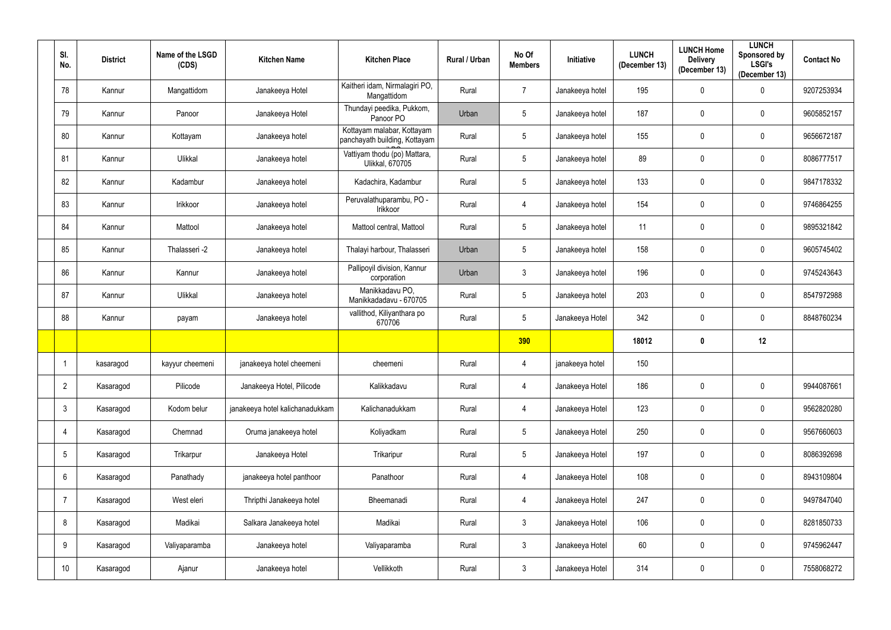| Sl. No. | District | Name of the LSGD (CDS) | Kitchen Name | Kitchen Place | Rural / Urban | No Of Members | Initiative | LUNCH (December 13) | LUNCH Home Delivery (December 13) | LUNCH Sponsored by LSGI's (December 13) | Contact No |
|---|---|---|---|---|---|---|---|---|---|---|---|
| 78 | Kannur | Mangattidom | Janakeeya Hotel | Kaitheri idam, Nirmalagiri PO, Mangattidom | Rural | 7 | Janakeeya hotel | 195 | 0 | 0 | 9207253934 |
| 79 | Kannur | Panoor | Janakeeya Hotel | Thundayi peedika, Pukkom, Panoor PO | Urban | 5 | Janakeeya hotel | 187 | 0 | 0 | 9605852157 |
| 80 | Kannur | Kottayam | Janakeeya hotel | Kottayam malabar, Kottayam panchayath building, Kottayam | Rural | 5 | Janakeeya hotel | 155 | 0 | 0 | 9656672187 |
| 81 | Kannur | Ulikkal | Janakeeya hotel | Vattiyam thodu (po) Mattara, Ulikkal, 670705 | Rural | 5 | Janakeeya hotel | 89 | 0 | 0 | 8086777517 |
| 82 | Kannur | Kadambur | Janakeeya hotel | Kadachira, Kadambur | Rural | 5 | Janakeeya hotel | 133 | 0 | 0 | 9847178332 |
| 83 | Kannur | Irikkoor | Janakeeya hotel | Peruvalathuparambu, PO - Irikkoor | Rural | 4 | Janakeeya hotel | 154 | 0 | 0 | 9746864255 |
| 84 | Kannur | Mattool | Janakeeya hotel | Mattool central, Mattool | Rural | 5 | Janakeeya hotel | 11 | 0 | 0 | 9895321842 |
| 85 | Kannur | Thalasseri -2 | Janakeeya hotel | Thalayi harbour, Thalasseri | Urban | 5 | Janakeeya hotel | 158 | 0 | 0 | 9605745402 |
| 86 | Kannur | Kannur | Janakeeya hotel | Pallipoyil division, Kannur corporation | Urban | 3 | Janakeeya hotel | 196 | 0 | 0 | 9745243643 |
| 87 | Kannur | Ulikkal | Janakeeya hotel | Manikkadavu PO, Manikkadadavu - 670705 | Rural | 5 | Janakeeya hotel | 203 | 0 | 0 | 8547972988 |
| 88 | Kannur | payam | Janakeeya hotel | vallithod, Kiliyanthara po 670706 | Rural | 5 | Janakeeya Hotel | 342 | 0 | 0 | 8848760234 |
| | | | | | | **390** | | **18012** | **0** | **12** | |
| 1 | kasaragod | kayyur cheemeni | janakeeya hotel cheemeni | cheemeni | Rural | 4 | janakeeya hotel | 150 | | | |
| 2 | Kasaragod | Pilicode | Janakeeya Hotel, Pilicode | Kalikkadavu | Rural | 4 | Janakeeya Hotel | 186 | 0 | 0 | 9944087661 |
| 3 | Kasaragod | Kodom belur | janakeeya hotel kalichanadukkam | Kalichanadukkam | Rural | 4 | Janakeeya Hotel | 123 | 0 | 0 | 9562820280 |
| 4 | Kasaragod | Chemnad | Oruma janakeeya hotel | Koliyadkam | Rural | 5 | Janakeeya Hotel | 250 | 0 | 0 | 9567660603 |
| 5 | Kasaragod | Trikarpur | Janakeeya Hotel | Trikaripur | Rural | 5 | Janakeeya Hotel | 197 | 0 | 0 | 8086392698 |
| 6 | Kasaragod | Panathady | janakeeya hotel panthoor | Panathoor | Rural | 4 | Janakeeya Hotel | 108 | 0 | 0 | 8943109804 |
| 7 | Kasaragod | West eleri | Thripthi Janakeeya hotel | Bheemanadi | Rural | 4 | Janakeeya Hotel | 247 | 0 | 0 | 9497847040 |
| 8 | Kasaragod | Madikai | Salkara Janakeeya hotel | Madikai | Rural | 3 | Janakeeya Hotel | 106 | 0 | 0 | 8281850733 |
| 9 | Kasaragod | Valiyaparamba | Janakeeya hotel | Valiyaparamba | Rural | 3 | Janakeeya Hotel | 60 | 0 | 0 | 9745962447 |
| 10 | Kasaragod | Ajanur | Janakeeya hotel | Vellikkoth | Rural | 3 | Janakeeya Hotel | 314 | 0 | 0 | 7558068272 |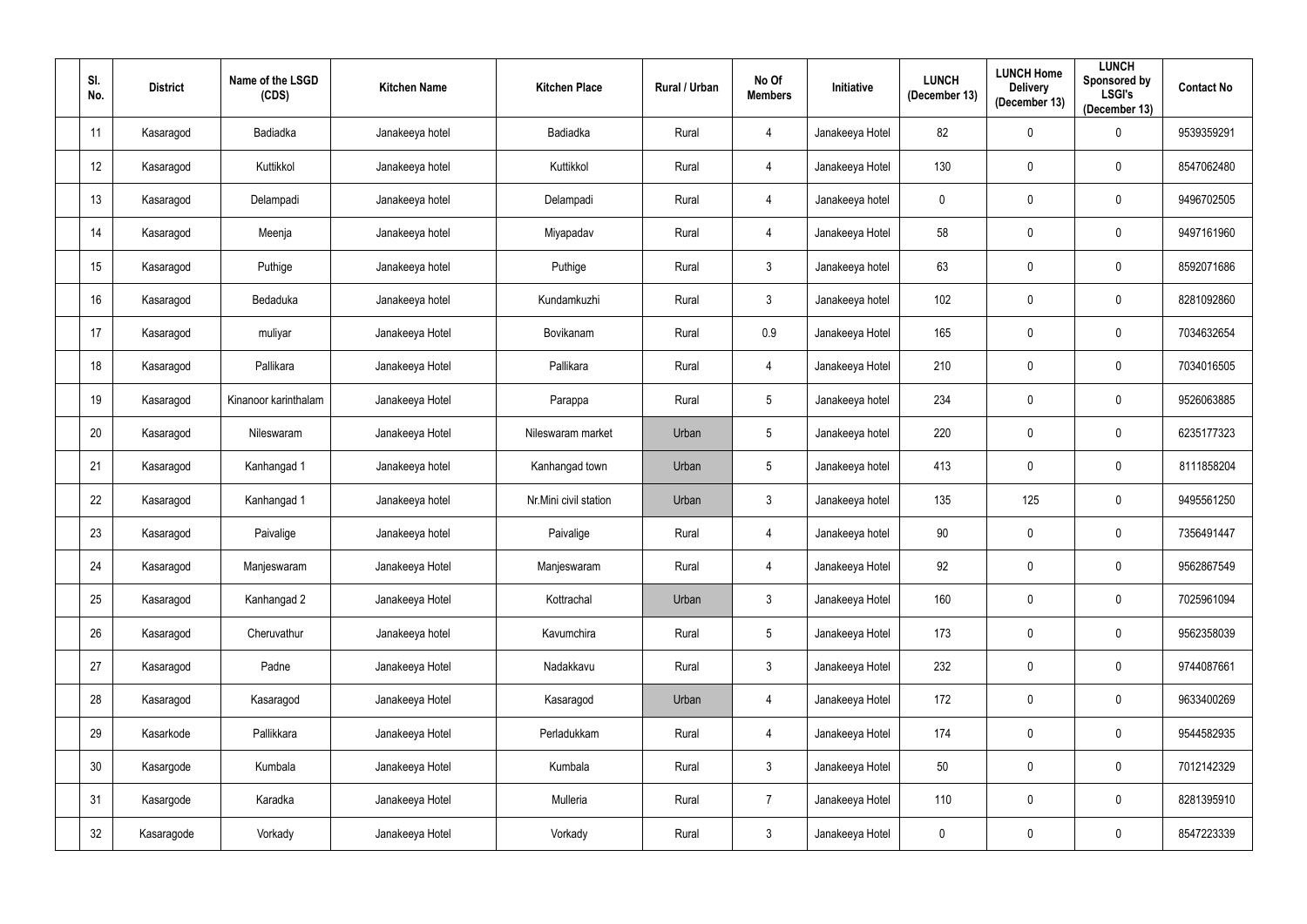| Sl. No. | District | Name of the LSGD (CDS) | Kitchen Name | Kitchen Place | Rural / Urban | No Of Members | Initiative | LUNCH (December 13) | LUNCH Home Delivery (December 13) | LUNCH Sponsored by LSGI's (December 13) | Contact No |
|---|---|---|---|---|---|---|---|---|---|---|---|
| 11 | Kasaragod | Badiadka | Janakeeya hotel | Badiadka | Rural | 4 | Janakeeya Hotel | 82 | 0 | 0 | 9539359291 |
| 12 | Kasaragod | Kuttikkol | Janakeeya hotel | Kuttikkol | Rural | 4 | Janakeeya Hotel | 130 | 0 | 0 | 8547062480 |
| 13 | Kasaragod | Delampadi | Janakeeya hotel | Delampadi | Rural | 4 | Janakeeya hotel | 0 | 0 | 0 | 9496702505 |
| 14 | Kasaragod | Meenja | Janakeeya hotel | Miyapadav | Rural | 4 | Janakeeya Hotel | 58 | 0 | 0 | 9497161960 |
| 15 | Kasaragod | Puthige | Janakeeya hotel | Puthige | Rural | 3 | Janakeeya hotel | 63 | 0 | 0 | 8592071686 |
| 16 | Kasaragod | Bedaduka | Janakeeya hotel | Kundamkuzhi | Rural | 3 | Janakeeya hotel | 102 | 0 | 0 | 8281092860 |
| 17 | Kasaragod | muliyar | Janakeeya Hotel | Bovikanam | Rural | 0.9 | Janakeeya Hotel | 165 | 0 | 0 | 7034632654 |
| 18 | Kasaragod | Pallikara | Janakeeya Hotel | Pallikara | Rural | 4 | Janakeeya Hotel | 210 | 0 | 0 | 7034016505 |
| 19 | Kasaragod | Kinanoor karinthalam | Janakeeya Hotel | Parappa | Rural | 5 | Janakeeya hotel | 234 | 0 | 0 | 9526063885 |
| 20 | Kasaragod | Nileswaram | Janakeeya Hotel | Nileswaram market | Urban | 5 | Janakeeya hotel | 220 | 0 | 0 | 6235177323 |
| 21 | Kasaragod | Kanhangad 1 | Janakeeya hotel | Kanhangad town | Urban | 5 | Janakeeya hotel | 413 | 0 | 0 | 8111858204 |
| 22 | Kasaragod | Kanhangad 1 | Janakeeya hotel | Nr.Mini civil station | Urban | 3 | Janakeeya hotel | 135 | 125 | 0 | 9495561250 |
| 23 | Kasaragod | Paivalige | Janakeeya hotel | Paivalige | Rural | 4 | Janakeeya hotel | 90 | 0 | 0 | 7356491447 |
| 24 | Kasaragod | Manjeswaram | Janakeeya Hotel | Manjeswaram | Rural | 4 | Janakeeya Hotel | 92 | 0 | 0 | 9562867549 |
| 25 | Kasaragod | Kanhangad 2 | Janakeeya Hotel | Kottrachal | Urban | 3 | Janakeeya Hotel | 160 | 0 | 0 | 7025961094 |
| 26 | Kasaragod | Cheruvathur | Janakeeya hotel | Kavumchira | Rural | 5 | Janakeeya Hotel | 173 | 0 | 0 | 9562358039 |
| 27 | Kasaragod | Padne | Janakeeya Hotel | Nadakkavu | Rural | 3 | Janakeeya Hotel | 232 | 0 | 0 | 9744087661 |
| 28 | Kasaragod | Kasaragod | Janakeeya Hotel | Kasaragod | Urban | 4 | Janakeeya Hotel | 172 | 0 | 0 | 9633400269 |
| 29 | Kasarkode | Pallikkara | Janakeeya Hotel | Perladukkam | Rural | 4 | Janakeeya Hotel | 174 | 0 | 0 | 9544582935 |
| 30 | Kasargode | Kumbala | Janakeeya Hotel | Kumbala | Rural | 3 | Janakeeya Hotel | 50 | 0 | 0 | 7012142329 |
| 31 | Kasargode | Karadka | Janakeeya Hotel | Mulleria | Rural | 7 | Janakeeya Hotel | 110 | 0 | 0 | 8281395910 |
| 32 | Kasaragode | Vorkady | Janakeeya Hotel | Vorkady | Rural | 3 | Janakeeya Hotel | 0 | 0 | 0 | 8547223339 |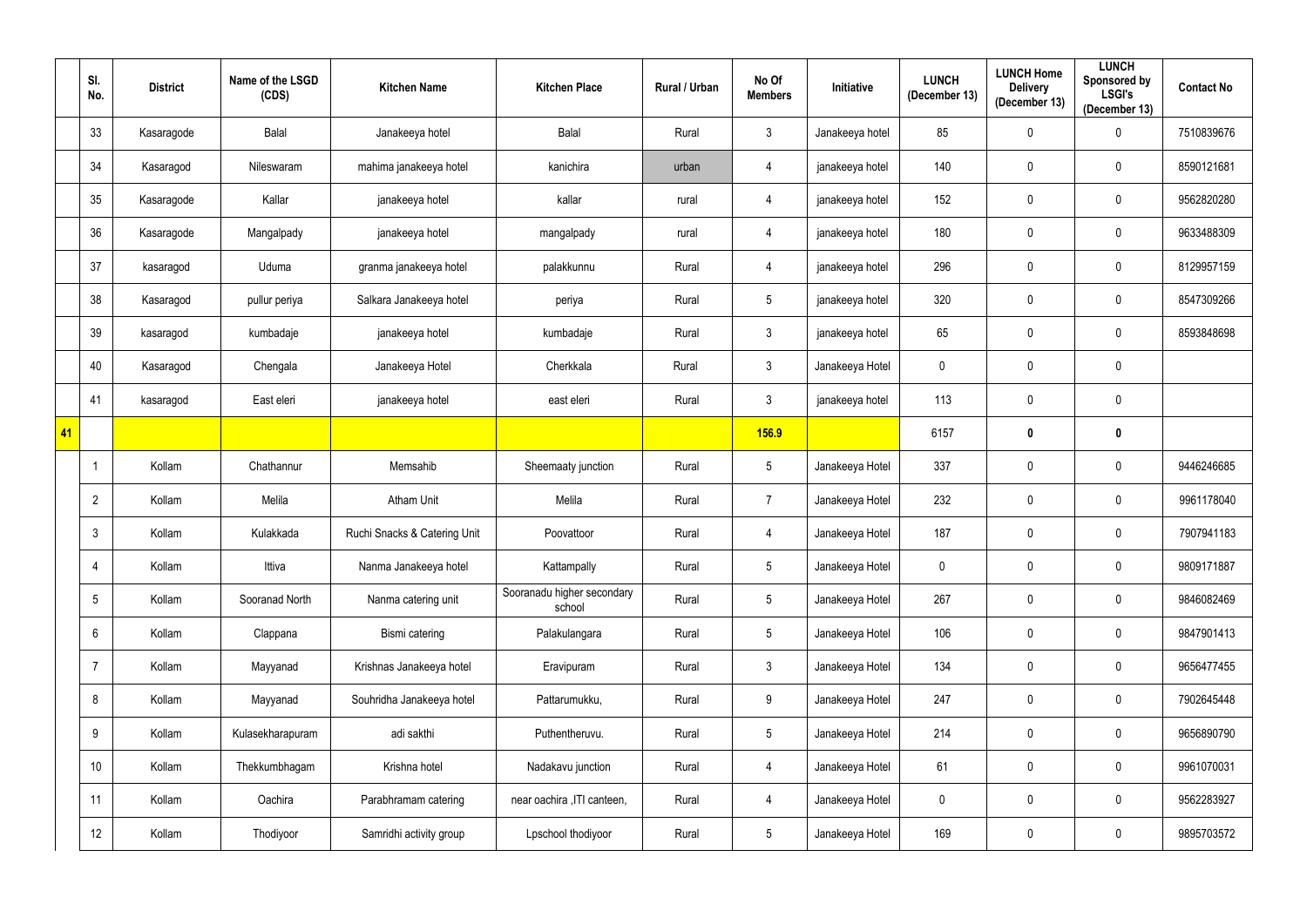| | Sl. No. | District | Name of the LSGD (CDS) | Kitchen Name | Kitchen Place | Rural / Urban | No Of Members | Initiative | LUNCH (December 13) | LUNCH Home Delivery (December 13) | LUNCH Sponsored by LSGI's (December 13) | Contact No |
|---|---|---|---|---|---|---|---|---|---|---|---|---|
| | 33 | Kasaragode | Balal | Janakeeya hotel | Balal | Rural | 3 | Janakeeya hotel | 85 | 0 | 0 | 7510839676 |
| | 34 | Kasaragod | Nileswaram | mahima janakeeya hotel | kanichira | urban | 4 | janakeeya hotel | 140 | 0 | 0 | 8590121681 |
| | 35 | Kasaragode | Kallar | janakeeya hotel | kallar | rural | 4 | janakeeya hotel | 152 | 0 | 0 | 9562820280 |
| | 36 | Kasaragode | Mangalpady | janakeeya hotel | mangalpady | rural | 4 | janakeeya hotel | 180 | 0 | 0 | 9633488309 |
| | 37 | kasaragod | Uduma | granma janakeeya hotel | palakkunnu | Rural | 4 | janakeeya hotel | 296 | 0 | 0 | 8129957159 |
| | 38 | Kasaragod | pullur periya | Salkara Janakeeya hotel | periya | Rural | 5 | janakeeya hotel | 320 | 0 | 0 | 8547309266 |
| | 39 | kasaragod | kumbadaje | janakeeya hotel | kumbadaje | Rural | 3 | janakeeya hotel | 65 | 0 | 0 | 8593848698 |
| | 40 | Kasaragod | Chengala | Janakeeya Hotel | Cherkkala | Rural | 3 | Janakeeya Hotel | 0 | 0 | 0 | |
| | 41 | kasaragod | East eleri | janakeeya hotel | east eleri | Rural | 3 | janakeeya hotel | 113 | 0 | 0 | |
| 41 | | | | | | | 156.9 | | 6157 | 0 | 0 | |
| | 1 | Kollam | Chathannur | Memsahib | Sheemaaty junction | Rural | 5 | Janakeeya Hotel | 337 | 0 | 0 | 9446246685 |
| | 2 | Kollam | Melila | Atham Unit | Melila | Rural | 7 | Janakeeya Hotel | 232 | 0 | 0 | 9961178040 |
| | 3 | Kollam | Kulakkada | Ruchi Snacks & Catering Unit | Poovattoor | Rural | 4 | Janakeeya Hotel | 187 | 0 | 0 | 7907941183 |
| | 4 | Kollam | Ittiva | Nanma Janakeeya hotel | Kattampally | Rural | 5 | Janakeeya Hotel | 0 | 0 | 0 | 9809171887 |
| | 5 | Kollam | Sooranad North | Nanma catering unit | Sooranadu higher secondary school | Rural | 5 | Janakeeya Hotel | 267 | 0 | 0 | 9846082469 |
| | 6 | Kollam | Clappana | Bismi catering | Palakulangara | Rural | 5 | Janakeeya Hotel | 106 | 0 | 0 | 9847901413 |
| | 7 | Kollam | Mayyanad | Krishnas Janakeeya hotel | Eravipuram | Rural | 3 | Janakeeya Hotel | 134 | 0 | 0 | 9656477455 |
| | 8 | Kollam | Mayyanad | Souhridha Janakeeya hotel | Pattarumukku, | Rural | 9 | Janakeeya Hotel | 247 | 0 | 0 | 7902645448 |
| | 9 | Kollam | Kulasekharapuram | adi sakthi | Puthentheruvu. | Rural | 5 | Janakeeya Hotel | 214 | 0 | 0 | 9656890790 |
| | 10 | Kollam | Thekkumbhagam | Krishna hotel | Nadakavu junction | Rural | 4 | Janakeeya Hotel | 61 | 0 | 0 | 9961070031 |
| | 11 | Kollam | Oachira | Parabhramam catering | near oachira ,ITI canteen, | Rural | 4 | Janakeeya Hotel | 0 | 0 | 0 | 9562283927 |
| | 12 | Kollam | Thodiyoor | Samridhi activity group | Lpschool thodiyoor | Rural | 5 | Janakeeya Hotel | 169 | 0 | 0 | 9895703572 |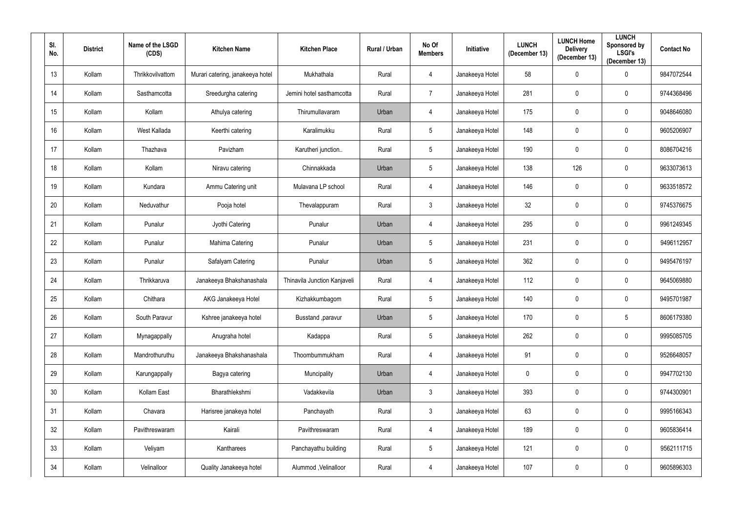| Sl. No. | District | Name of the LSGD (CDS) | Kitchen Name | Kitchen Place | Rural / Urban | No Of Members | Initiative | LUNCH (December 13) | LUNCH Home Delivery (December 13) | LUNCH Sponsored by LSGI's (December 13) | Contact No |
|---|---|---|---|---|---|---|---|---|---|---|---|
| 13 | Kollam | Thrikkovilvattom | Murari catering, janakeeya hotel | Mukhathala | Rural | 4 | Janakeeya Hotel | 58 | 0 | 0 | 9847072544 |
| 14 | Kollam | Sasthamcotta | Sreedurgha catering | Jemini hotel sasthamcotta | Rural | 7 | Janakeeya Hotel | 281 | 0 | 0 | 9744368496 |
| 15 | Kollam | Kollam | Athulya catering | Thirumullavaram | Urban | 4 | Janakeeya Hotel | 175 | 0 | 0 | 9048646080 |
| 16 | Kollam | West Kallada | Keerthi catering | Karalimukku | Rural | 5 | Janakeeya Hotel | 148 | 0 | 0 | 9605206907 |
| 17 | Kollam | Thazhava | Pavizham | Karutheri junction.. | Rural | 5 | Janakeeya Hotel | 190 | 0 | 0 | 8086704216 |
| 18 | Kollam | Kollam | Niravu catering | Chinnakkada | Urban | 5 | Janakeeya Hotel | 138 | 126 | 0 | 9633073613 |
| 19 | Kollam | Kundara | Ammu Catering unit | Mulavana LP school | Rural | 4 | Janakeeya Hotel | 146 | 0 | 0 | 9633518572 |
| 20 | Kollam | Neduvathur | Pooja hotel | Thevalappuram | Rural | 3 | Janakeeya Hotel | 32 | 0 | 0 | 9745376675 |
| 21 | Kollam | Punalur | Jyothi Catering | Punalur | Urban | 4 | Janakeeya Hotel | 295 | 0 | 0 | 9961249345 |
| 22 | Kollam | Punalur | Mahima Catering | Punalur | Urban | 5 | Janakeeya Hotel | 231 | 0 | 0 | 9496112957 |
| 23 | Kollam | Punalur | Safalyam Catering | Punalur | Urban | 5 | Janakeeya Hotel | 362 | 0 | 0 | 9495476197 |
| 24 | Kollam | Thrikkaruva | Janakeeya Bhakshanashala | Thinavila Junction Kanjaveli | Rural | 4 | Janakeeya Hotel | 112 | 0 | 0 | 9645069880 |
| 25 | Kollam | Chithara | AKG Janakeeya Hotel | Kizhakkumbagom | Rural | 5 | Janakeeya Hotel | 140 | 0 | 0 | 9495701987 |
| 26 | Kollam | South Paravur | Kshree janakeeya hotel | Busstand ,paravur | Urban | 5 | Janakeeya Hotel | 170 | 0 | 5 | 8606179380 |
| 27 | Kollam | Mynagappally | Anugraha hotel | Kadappa | Rural | 5 | Janakeeya Hotel | 262 | 0 | 0 | 9995085705 |
| 28 | Kollam | Mandrothuruthu | Janakeeya Bhakshanashala | Thoombummukham | Rural | 4 | Janakeeya Hotel | 91 | 0 | 0 | 9526648057 |
| 29 | Kollam | Karungappally | Bagya catering | Muncipality | Urban | 4 | Janakeeya Hotel | 0 | 0 | 0 | 9947702130 |
| 30 | Kollam | Kollam East | Bharathlekshmi | Vadakkevila | Urban | 3 | Janakeeya Hotel | 393 | 0 | 0 | 9744300901 |
| 31 | Kollam | Chavara | Harisree janakeya hotel | Panchayath | Rural | 3 | Janakeeya Hotel | 63 | 0 | 0 | 9995166343 |
| 32 | Kollam | Pavithreswaram | Kairali | Pavithreswaram | Rural | 4 | Janakeeya Hotel | 189 | 0 | 0 | 9605836414 |
| 33 | Kollam | Veliyam | Kantharees | Panchayathu building | Rural | 5 | Janakeeya Hotel | 121 | 0 | 0 | 9562111715 |
| 34 | Kollam | Velinalloor | Quality Janakeeya hotel | Alummod ,Velinalloor | Rural | 4 | Janakeeya Hotel | 107 | 0 | 0 | 9605896303 |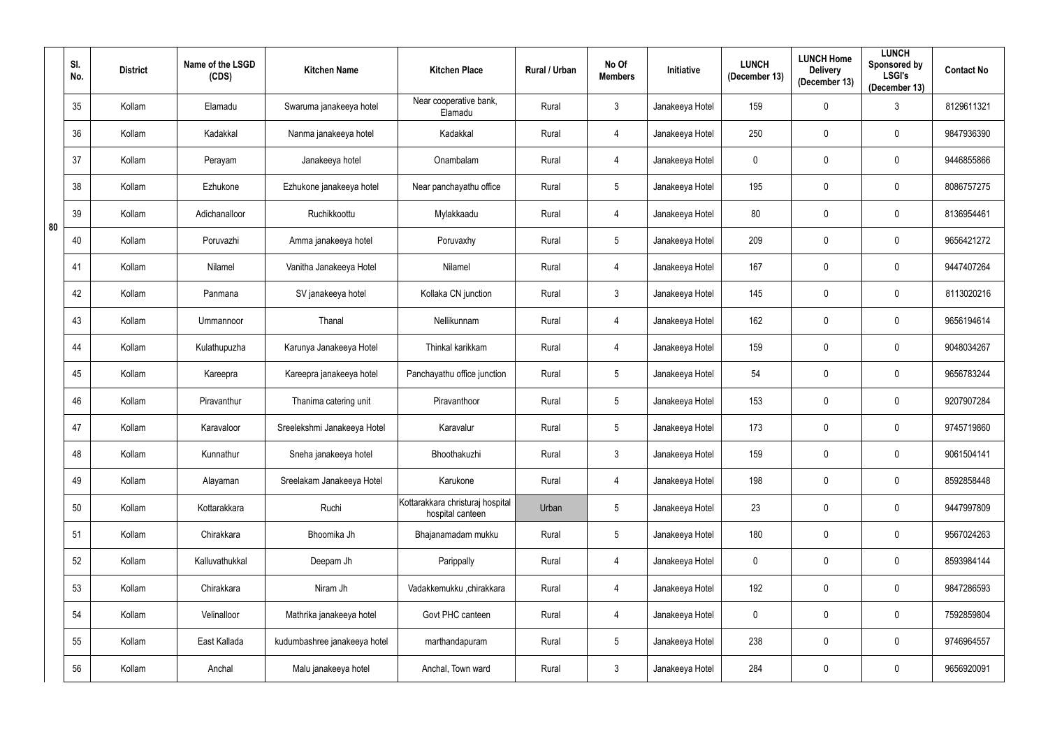| | Sl. No. | District | Name of the LSGD (CDS) | Kitchen Name | Kitchen Place | Rural / Urban | No Of Members | Initiative | LUNCH (December 13) | LUNCH Home Delivery (December 13) | LUNCH Sponsored by LSGI's (December 13) | Contact No |
|---|---|---|---|---|---|---|---|---|---|---|---|---|
| 80 | 35 | Kollam | Elamadu | Swaruma janakeeya hotel | Near cooperative bank, Elamadu | Rural | 3 | Janakeeya Hotel | 159 | 0 | 3 | 8129611321 |
| | 36 | Kollam | Kadakkal | Nanma janakeeya hotel | Kadakkal | Rural | 4 | Janakeeya Hotel | 250 | 0 | 0 | 9847936390 |
| | 37 | Kollam | Perayam | Janakeeya hotel | Onambalam | Rural | 4 | Janakeeya Hotel | 0 | 0 | 0 | 9446855866 |
| | 38 | Kollam | Ezhukone | Ezhukone janakeeya hotel | Near panchayathu office | Rural | 5 | Janakeeya Hotel | 195 | 0 | 0 | 8086757275 |
| | 39 | Kollam | Adichanalloor | Ruchikkoottu | Mylakkaadu | Rural | 4 | Janakeeya Hotel | 80 | 0 | 0 | 8136954461 |
| | 40 | Kollam | Poruvazhi | Amma janakeeya hotel | Poruvaxhy | Rural | 5 | Janakeeya Hotel | 209 | 0 | 0 | 9656421272 |
| | 41 | Kollam | Nilamel | Vanitha Janakeeya Hotel | Nilamel | Rural | 4 | Janakeeya Hotel | 167 | 0 | 0 | 9447407264 |
| | 42 | Kollam | Panmana | SV janakeeya hotel | Kollaka CN junction | Rural | 3 | Janakeeya Hotel | 145 | 0 | 0 | 8113020216 |
| | 43 | Kollam | Ummannoor | Thanal | Nellikunnam | Rural | 4 | Janakeeya Hotel | 162 | 0 | 0 | 9656194614 |
| | 44 | Kollam | Kulathupuzha | Karunya Janakeeya Hotel | Thinkal karikkam | Rural | 4 | Janakeeya Hotel | 159 | 0 | 0 | 9048034267 |
| | 45 | Kollam | Kareepra | Kareepra janakeeya hotel | Panchayathu office junction | Rural | 5 | Janakeeya Hotel | 54 | 0 | 0 | 9656783244 |
| | 46 | Kollam | Piravanthur | Thanima catering unit | Piravanthoor | Rural | 5 | Janakeeya Hotel | 153 | 0 | 0 | 9207907284 |
| | 47 | Kollam | Karavaloor | Sreelekshmi Janakeeya Hotel | Karavalur | Rural | 5 | Janakeeya Hotel | 173 | 0 | 0 | 9745719860 |
| | 48 | Kollam | Kunnathur | Sneha janakeeya hotel | Bhoothakuzhi | Rural | 3 | Janakeeya Hotel | 159 | 0 | 0 | 9061504141 |
| | 49 | Kollam | Alayaman | Sreelakam Janakeeya Hotel | Karukone | Rural | 4 | Janakeeya Hotel | 198 | 0 | 0 | 8592858448 |
| | 50 | Kollam | Kottarakkara | Ruchi | Kottarakkara christuraj hospital hospital canteen | Urban | 5 | Janakeeya Hotel | 23 | 0 | 0 | 9447997809 |
| | 51 | Kollam | Chirakkara | Bhoomika Jh | Bhajanamadam mukku | Rural | 5 | Janakeeya Hotel | 180 | 0 | 0 | 9567024263 |
| | 52 | Kollam | Kalluvathukkal | Deepam Jh | Parippally | Rural | 4 | Janakeeya Hotel | 0 | 0 | 0 | 8593984144 |
| | 53 | Kollam | Chirakkara | Niram Jh | Vadakkemukku ,chirakkara | Rural | 4 | Janakeeya Hotel | 192 | 0 | 0 | 9847286593 |
| | 54 | Kollam | Velinalloor | Mathrika janakeeya hotel | Govt PHC canteen | Rural | 4 | Janakeeya Hotel | 0 | 0 | 0 | 7592859804 |
| | 55 | Kollam | East Kallada | kudumbashree janakeeya hotel | marthandapuram | Rural | 5 | Janakeeya Hotel | 238 | 0 | 0 | 9746964557 |
| | 56 | Kollam | Anchal | Malu janakeeya hotel | Anchal, Town ward | Rural | 3 | Janakeeya Hotel | 284 | 0 | 0 | 9656920091 |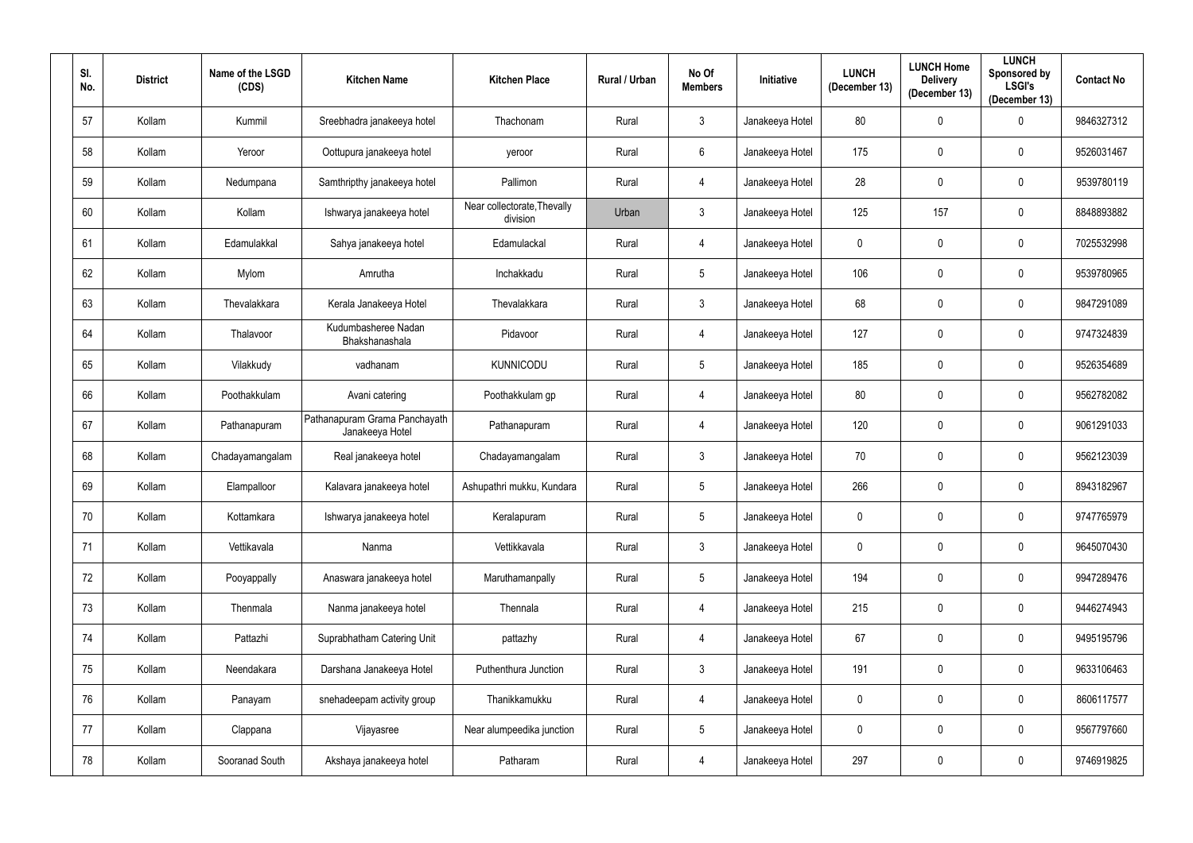| Sl. No. | District | Name of the LSGD (CDS) | Kitchen Name | Kitchen Place | Rural / Urban | No Of Members | Initiative | LUNCH (December 13) | LUNCH Home Delivery (December 13) | LUNCH Sponsored by LSGI's (December 13) | Contact No |
|---|---|---|---|---|---|---|---|---|---|---|---|
| 57 | Kollam | Kummil | Sreebhadra janakeeya hotel | Thachonam | Rural | 3 | Janakeeya Hotel | 80 | 0 | 0 | 9846327312 |
| 58 | Kollam | Yeroor | Oottupura janakeeya hotel | yeroor | Rural | 6 | Janakeeya Hotel | 175 | 0 | 0 | 9526031467 |
| 59 | Kollam | Nedumpana | Samthripthy janakeeya hotel | Pallimon | Rural | 4 | Janakeeya Hotel | 28 | 0 | 0 | 9539780119 |
| 60 | Kollam | Kollam | Ishwarya janakeeya hotel | Near collectorate,Thevally division | Urban | 3 | Janakeeya Hotel | 125 | 157 | 0 | 8848893882 |
| 61 | Kollam | Edamulakkal | Sahya janakeeya hotel | Edamulackal | Rural | 4 | Janakeeya Hotel | 0 | 0 | 0 | 7025532998 |
| 62 | Kollam | Mylom | Amrutha | Inchakkadu | Rural | 5 | Janakeeya Hotel | 106 | 0 | 0 | 9539780965 |
| 63 | Kollam | Thevalakkara | Kerala Janakeeya Hotel | Thevalakkara | Rural | 3 | Janakeeya Hotel | 68 | 0 | 0 | 9847291089 |
| 64 | Kollam | Thalavoor | Kudumbasheree Nadan Bhakshanashala | Pidavoor | Rural | 4 | Janakeeya Hotel | 127 | 0 | 0 | 9747324839 |
| 65 | Kollam | Vilakkudy | vadhanam | KUNNICODU | Rural | 5 | Janakeeya Hotel | 185 | 0 | 0 | 9526354689 |
| 66 | Kollam | Poothakkulam | Avani catering | Poothakkulam gp | Rural | 4 | Janakeeya Hotel | 80 | 0 | 0 | 9562782082 |
| 67 | Kollam | Pathanapuram | Pathanapuram Grama Panchayath Janakeeya Hotel | Pathanapuram | Rural | 4 | Janakeeya Hotel | 120 | 0 | 0 | 9061291033 |
| 68 | Kollam | Chadayamangalam | Real janakeeya hotel | Chadayamangalam | Rural | 3 | Janakeeya Hotel | 70 | 0 | 0 | 9562123039 |
| 69 | Kollam | Elampalloor | Kalavara janakeeya hotel | Ashupathri mukku, Kundara | Rural | 5 | Janakeeya Hotel | 266 | 0 | 0 | 8943182967 |
| 70 | Kollam | Kottamkara | Ishwarya janakeeya hotel | Keralapuram | Rural | 5 | Janakeeya Hotel | 0 | 0 | 0 | 9747765979 |
| 71 | Kollam | Vettikavala | Nanma | Vettikkavala | Rural | 3 | Janakeeya Hotel | 0 | 0 | 0 | 9645070430 |
| 72 | Kollam | Pooyappally | Anaswara janakeeya hotel | Maruthamanpally | Rural | 5 | Janakeeya Hotel | 194 | 0 | 0 | 9947289476 |
| 73 | Kollam | Thenmala | Nanma janakeeya hotel | Thennala | Rural | 4 | Janakeeya Hotel | 215 | 0 | 0 | 9446274943 |
| 74 | Kollam | Pattazhi | Suprabhatham Catering Unit | pattazhy | Rural | 4 | Janakeeya Hotel | 67 | 0 | 0 | 9495195796 |
| 75 | Kollam | Neendakara | Darshana Janakeeya Hotel | Puthenthura Junction | Rural | 3 | Janakeeya Hotel | 191 | 0 | 0 | 9633106463 |
| 76 | Kollam | Panayam | snehadeepam activity group | Thanikkamukku | Rural | 4 | Janakeeya Hotel | 0 | 0 | 0 | 8606117577 |
| 77 | Kollam | Clappana | Vijayasree | Near alumpeedika junction | Rural | 5 | Janakeeya Hotel | 0 | 0 | 0 | 9567797660 |
| 78 | Kollam | Sooranad South | Akshaya janakeeya hotel | Patharam | Rural | 4 | Janakeeya Hotel | 297 | 0 | 0 | 9746919825 |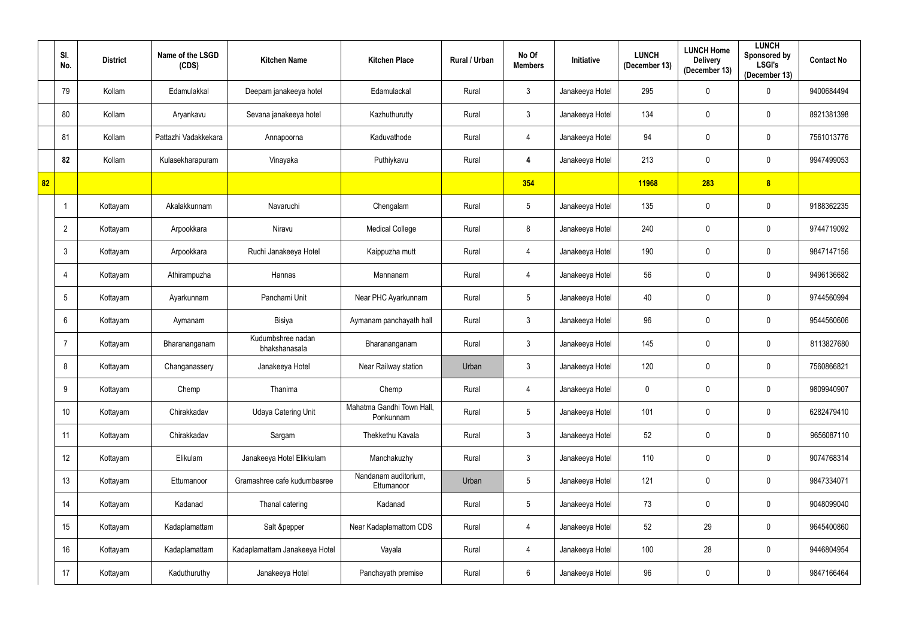|  | Sl. No. | District | Name of the LSGD (CDS) | Kitchen Name | Kitchen Place | Rural / Urban | No Of Members | Initiative | LUNCH (December 13) | LUNCH Home Delivery (December 13) | LUNCH Sponsored by LSGI's (December 13) | Contact No |
|---|---|---|---|---|---|---|---|---|---|---|---|---|
|  | 79 | Kollam | Edamulakkal | Deepam janakeeya hotel | Edamulackal | Rural | 3 | Janakeeya Hotel | 295 | 0 | 0 | 9400684494 |
|  | 80 | Kollam | Aryankavu | Sevana janakeeya hotel | Kazhuthurutty | Rural | 3 | Janakeeya Hotel | 134 | 0 | 0 | 8921381398 |
|  | 81 | Kollam | Pattazhi Vadakkekara | Annapoorna | Kaduvathode | Rural | 4 | Janakeeya Hotel | 94 | 0 | 0 | 7561013776 |
|  | **82** | Kollam | Kulasekharapuram | Vinayaka | Puthiykavu | Rural | **4** | Janakeeya Hotel | 213 | 0 | 0 | 9947499053 |
| **82** |  |  |  |  |  |  | **354** |  | **11968** | **283** | **8** |  |
|  | 1 | Kottayam | Akalakkunnam | Navaruchi | Chengalam | Rural | 5 | Janakeeya Hotel | 135 | 0 | 0 | 9188362235 |
|  | 2 | Kottayam | Arpookkara | Niravu | Medical College | Rural | 8 | Janakeeya Hotel | 240 | 0 | 0 | 9744719092 |
|  | 3 | Kottayam | Arpookkara | Ruchi Janakeeya Hotel | Kaippuzha mutt | Rural | 4 | Janakeeya Hotel | 190 | 0 | 0 | 9847147156 |
|  | 4 | Kottayam | Athirampuzha | Hannas | Mannanam | Rural | 4 | Janakeeya Hotel | 56 | 0 | 0 | 9496136682 |
|  | 5 | Kottayam | Ayarkunnam | Panchami Unit | Near PHC Ayarkunnam | Rural | 5 | Janakeeya Hotel | 40 | 0 | 0 | 9744560994 |
|  | 6 | Kottayam | Aymanam | Bisiya | Aymanam panchayath hall | Rural | 3 | Janakeeya Hotel | 96 | 0 | 0 | 9544560606 |
|  | 7 | Kottayam | Bharananganam | Kudumbshree nadan bhakshanasala | Bharananganam | Rural | 3 | Janakeeya Hotel | 145 | 0 | 0 | 8113827680 |
|  | 8 | Kottayam | Changanassery | Janakeeya Hotel | Near Railway station | Urban | 3 | Janakeeya Hotel | 120 | 0 | 0 | 7560866821 |
|  | 9 | Kottayam | Chemp | Thanima | Chemp | Rural | 4 | Janakeeya Hotel | 0 | 0 | 0 | 9809940907 |
|  | 10 | Kottayam | Chirakkadav | Udaya Catering Unit | Mahatma Gandhi Town Hall, Ponkunnam | Rural | 5 | Janakeeya Hotel | 101 | 0 | 0 | 6282479410 |
|  | 11 | Kottayam | Chirakkadav | Sargam | Thekkethu Kavala | Rural | 3 | Janakeeya Hotel | 52 | 0 | 0 | 9656087110 |
|  | 12 | Kottayam | Elikulam | Janakeeya Hotel Elikkulam | Manchakuzhy | Rural | 3 | Janakeeya Hotel | 110 | 0 | 0 | 9074768314 |
|  | 13 | Kottayam | Ettumanoor | Gramashree cafe kudumbasree | Nandanam auditorium, Ettumanoor | Urban | 5 | Janakeeya Hotel | 121 | 0 | 0 | 9847334071 |
|  | 14 | Kottayam | Kadanad | Thanal catering | Kadanad | Rural | 5 | Janakeeya Hotel | 73 | 0 | 0 | 9048099040 |
|  | 15 | Kottayam | Kadaplamattam | Salt &pepper | Near Kadaplamattom CDS | Rural | 4 | Janakeeya Hotel | 52 | 29 | 0 | 9645400860 |
|  | 16 | Kottayam | Kadaplamattam | Kadaplamattam Janakeeya Hotel | Vayala | Rural | 4 | Janakeeya Hotel | 100 | 28 | 0 | 9446804954 |
|  | 17 | Kottayam | Kaduthuruthy | Janakeeya Hotel | Panchayath premise | Rural | 6 | Janakeeya Hotel | 96 | 0 | 0 | 9847166464 |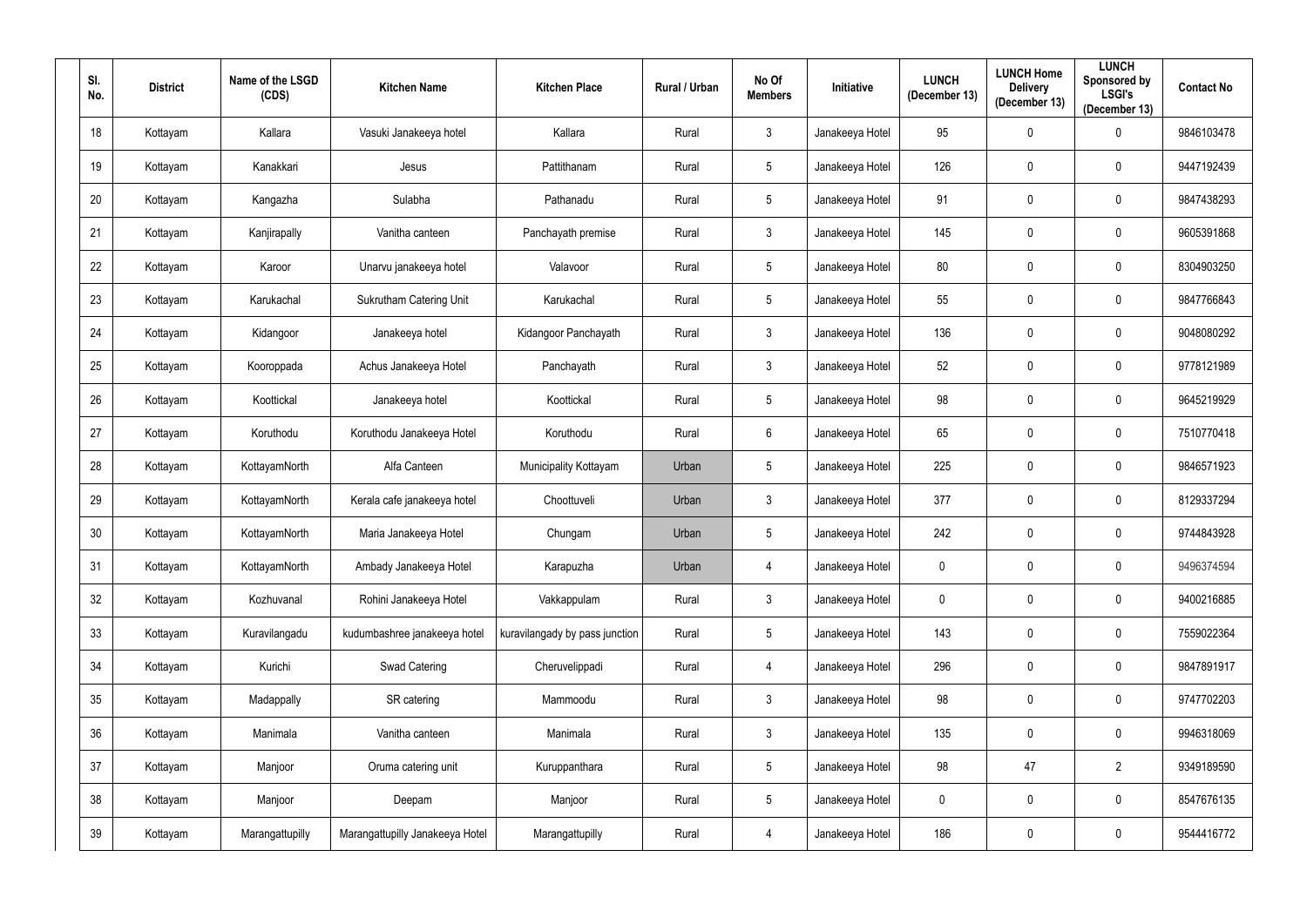| Sl. No. | District | Name of the LSGD (CDS) | Kitchen Name | Kitchen Place | Rural / Urban | No Of Members | Initiative | LUNCH (December 13) | LUNCH Home Delivery (December 13) | LUNCH Sponsored by LSGI's (December 13) | Contact No |
|---|---|---|---|---|---|---|---|---|---|---|---|
| 18 | Kottayam | Kallara | Vasuki Janakeeya hotel | Kallara | Rural | 3 | Janakeeya Hotel | 95 | 0 | 0 | 9846103478 |
| 19 | Kottayam | Kanakkari | Jesus | Pattithanam | Rural | 5 | Janakeeya Hotel | 126 | 0 | 0 | 9447192439 |
| 20 | Kottayam | Kangazha | Sulabha | Pathanadu | Rural | 5 | Janakeeya Hotel | 91 | 0 | 0 | 9847438293 |
| 21 | Kottayam | Kanjirapally | Vanitha canteen | Panchayath premise | Rural | 3 | Janakeeya Hotel | 145 | 0 | 0 | 9605391868 |
| 22 | Kottayam | Karoor | Unarvu janakeeya hotel | Valavoor | Rural | 5 | Janakeeya Hotel | 80 | 0 | 0 | 8304903250 |
| 23 | Kottayam | Karukachal | Sukrutham Catering Unit | Karukachal | Rural | 5 | Janakeeya Hotel | 55 | 0 | 0 | 9847766843 |
| 24 | Kottayam | Kidangoor | Janakeeya hotel | Kidangoor Panchayath | Rural | 3 | Janakeeya Hotel | 136 | 0 | 0 | 9048080292 |
| 25 | Kottayam | Kooroppada | Achus Janakeeya Hotel | Panchayath | Rural | 3 | Janakeeya Hotel | 52 | 0 | 0 | 9778121989 |
| 26 | Kottayam | Koottickal | Janakeeya hotel | Koottickal | Rural | 5 | Janakeeya Hotel | 98 | 0 | 0 | 9645219929 |
| 27 | Kottayam | Koruthodu | Koruthodu Janakeeya Hotel | Koruthodu | Rural | 6 | Janakeeya Hotel | 65 | 0 | 0 | 7510770418 |
| 28 | Kottayam | KottayamNorth | Alfa Canteen | Municipality Kottayam | Urban | 5 | Janakeeya Hotel | 225 | 0 | 0 | 9846571923 |
| 29 | Kottayam | KottayamNorth | Kerala cafe janakeeya hotel | Choottuveli | Urban | 3 | Janakeeya Hotel | 377 | 0 | 0 | 8129337294 |
| 30 | Kottayam | KottayamNorth | Maria Janakeeya Hotel | Chungam | Urban | 5 | Janakeeya Hotel | 242 | 0 | 0 | 9744843928 |
| 31 | Kottayam | KottayamNorth | Ambady Janakeeya Hotel | Karapuzha | Urban | 4 | Janakeeya Hotel | 0 | 0 | 0 | 9496374594 |
| 32 | Kottayam | Kozhuvanal | Rohini Janakeeya Hotel | Vakkappulam | Rural | 3 | Janakeeya Hotel | 0 | 0 | 0 | 9400216885 |
| 33 | Kottayam | Kuravilangadu | kudumbashree janakeeya hotel | kuravilangady by pass junction | Rural | 5 | Janakeeya Hotel | 143 | 0 | 0 | 7559022364 |
| 34 | Kottayam | Kurichi | Swad Catering | Cheruvelippadi | Rural | 4 | Janakeeya Hotel | 296 | 0 | 0 | 9847891917 |
| 35 | Kottayam | Madappally | SR catering | Mammoodu | Rural | 3 | Janakeeya Hotel | 98 | 0 | 0 | 9747702203 |
| 36 | Kottayam | Manimala | Vanitha canteen | Manimala | Rural | 3 | Janakeeya Hotel | 135 | 0 | 0 | 9946318069 |
| 37 | Kottayam | Manjoor | Oruma catering unit | Kuruppanthara | Rural | 5 | Janakeeya Hotel | 98 | 47 | 2 | 9349189590 |
| 38 | Kottayam | Manjoor | Deepam | Manjoor | Rural | 5 | Janakeeya Hotel | 0 | 0 | 0 | 8547676135 |
| 39 | Kottayam | Marangattupilly | Marangattupilly Janakeeya Hotel | Marangattupilly | Rural | 4 | Janakeeya Hotel | 186 | 0 | 0 | 9544416772 |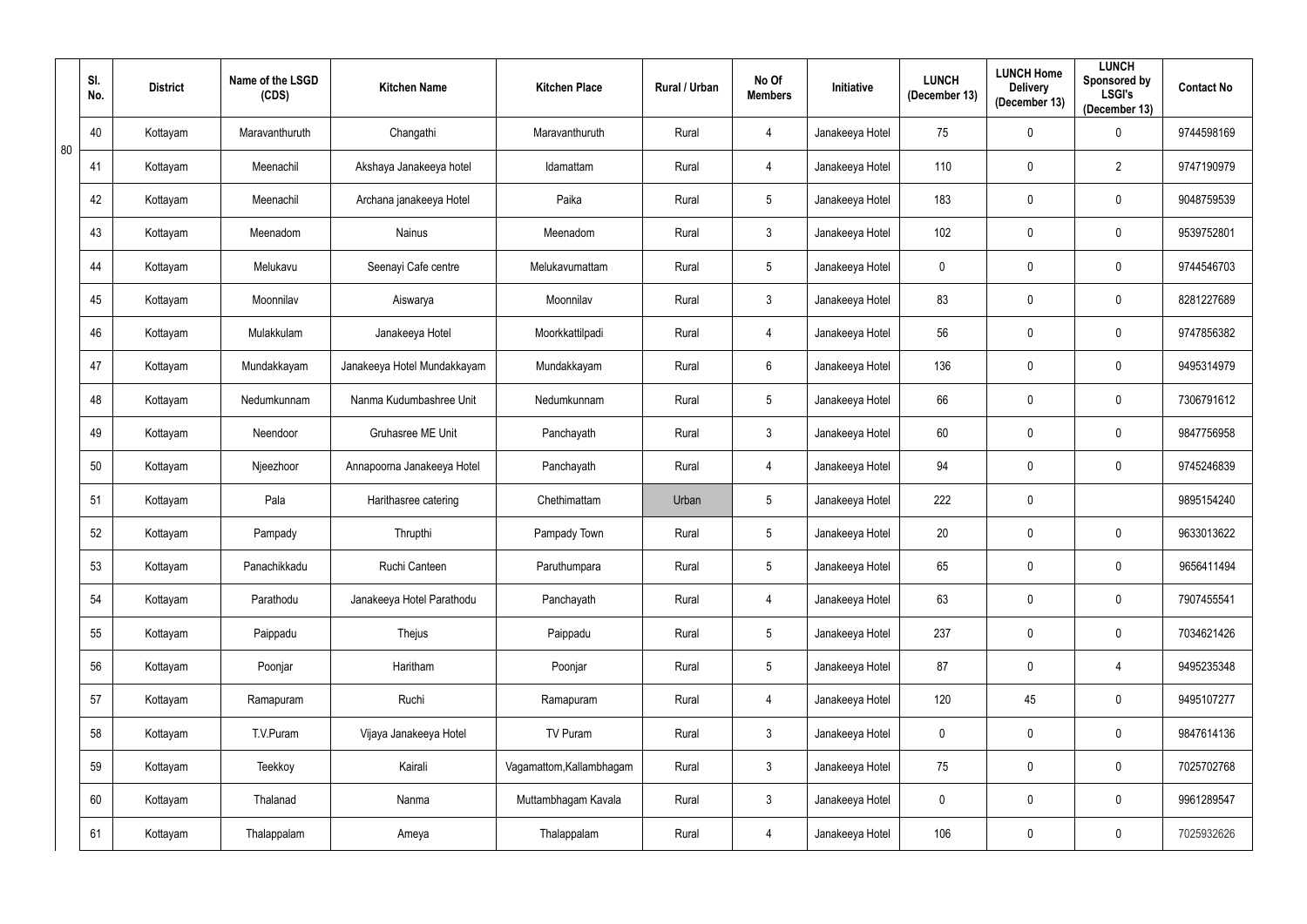| Sl. No. | District | Name of the LSGD (CDS) | Kitchen Name | Kitchen Place | Rural / Urban | No Of Members | Initiative | LUNCH (December 13) | LUNCH Home Delivery (December 13) | LUNCH Sponsored by LSGI's (December 13) | Contact No |
|---|---|---|---|---|---|---|---|---|---|---|---|
| 40 | Kottayam | Maravanthuruth | Changathi | Maravanthuruth | Rural | 4 | Janakeeya Hotel | 75 | 0 | 0 | 9744598169 |
| 41 | Kottayam | Meenachil | Akshaya Janakeeya hotel | Idamattam | Rural | 4 | Janakeeya Hotel | 110 | 0 | 2 | 9747190979 |
| 42 | Kottayam | Meenachil | Archana janakeeya Hotel | Paika | Rural | 5 | Janakeeya Hotel | 183 | 0 | 0 | 9048759539 |
| 43 | Kottayam | Meenadom | Nainus | Meenadom | Rural | 3 | Janakeeya Hotel | 102 | 0 | 0 | 9539752801 |
| 44 | Kottayam | Melukavu | Seenayi Cafe centre | Melukavumattam | Rural | 5 | Janakeeya Hotel | 0 | 0 | 0 | 9744546703 |
| 45 | Kottayam | Moonnilav | Aiswarya | Moonnilav | Rural | 3 | Janakeeya Hotel | 83 | 0 | 0 | 8281227689 |
| 46 | Kottayam | Mulakkulam | Janakeeya Hotel | Moorkkattilpadi | Rural | 4 | Janakeeya Hotel | 56 | 0 | 0 | 9747856382 |
| 47 | Kottayam | Mundakkayam | Janakeeya Hotel Mundakkayam | Mundakkayam | Rural | 6 | Janakeeya Hotel | 136 | 0 | 0 | 9495314979 |
| 48 | Kottayam | Nedumkunnam | Nanma Kudumbashree Unit | Nedumkunnam | Rural | 5 | Janakeeya Hotel | 66 | 0 | 0 | 7306791612 |
| 49 | Kottayam | Neendoor | Gruhasree ME Unit | Panchayath | Rural | 3 | Janakeeya Hotel | 60 | 0 | 0 | 9847756958 |
| 50 | Kottayam | Njeezhoor | Annapoorna Janakeeya Hotel | Panchayath | Rural | 4 | Janakeeya Hotel | 94 | 0 | 0 | 9745246839 |
| 51 | Kottayam | Pala | Harithasree catering | Chethimattam | Urban | 5 | Janakeeya Hotel | 222 | 0 | | 9895154240 |
| 52 | Kottayam | Pampady | Thrupthi | Pampady Town | Rural | 5 | Janakeeya Hotel | 20 | 0 | 0 | 9633013622 |
| 53 | Kottayam | Panachikkadu | Ruchi Canteen | Paruthumpara | Rural | 5 | Janakeeya Hotel | 65 | 0 | 0 | 9656411494 |
| 54 | Kottayam | Parathodu | Janakeeya Hotel Parathodu | Panchayath | Rural | 4 | Janakeeya Hotel | 63 | 0 | 0 | 7907455541 |
| 55 | Kottayam | Paippadu | Thejus | Paippadu | Rural | 5 | Janakeeya Hotel | 237 | 0 | 0 | 7034621426 |
| 56 | Kottayam | Poonjar | Haritham | Poonjar | Rural | 5 | Janakeeya Hotel | 87 | 0 | 4 | 9495235348 |
| 57 | Kottayam | Ramapuram | Ruchi | Ramapuram | Rural | 4 | Janakeeya Hotel | 120 | 45 | 0 | 9495107277 |
| 58 | Kottayam | T.V.Puram | Vijaya Janakeeya Hotel | TV Puram | Rural | 3 | Janakeeya Hotel | 0 | 0 | 0 | 9847614136 |
| 59 | Kottayam | Teekkoy | Kairali | Vagamattom,Kallambhagam | Rural | 3 | Janakeeya Hotel | 75 | 0 | 0 | 7025702768 |
| 60 | Kottayam | Thalanad | Nanma | Muttambhagam Kavala | Rural | 3 | Janakeeya Hotel | 0 | 0 | 0 | 9961289547 |
| 61 | Kottayam | Thalappalam | Ameya | Thalappalam | Rural | 4 | Janakeeya Hotel | 106 | 0 | 0 | 7025932626 |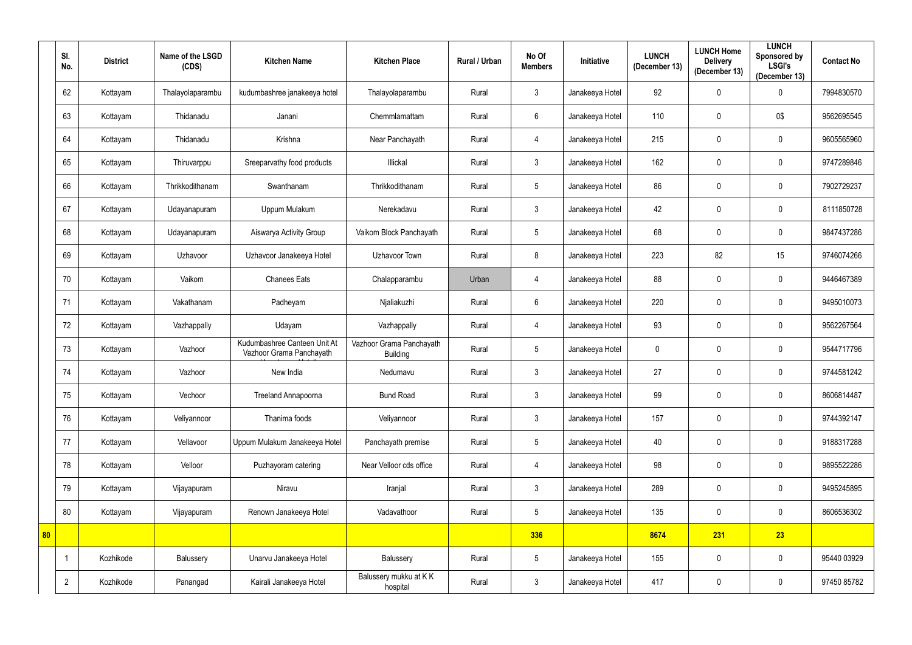| | Sl. No. | District | Name of the LSGD (CDS) | Kitchen Name | Kitchen Place | Rural / Urban | No Of Members | Initiative | LUNCH (December 13) | LUNCH Home Delivery (December 13) | LUNCH Sponsored by LSGI's (December 13) | Contact No |
|---|---|---|---|---|---|---|---|---|---|---|---|---|
| | 62 | Kottayam | Thalayolaparambu | kudumbashree janakeeya hotel | Thalayolaparambu | Rural | 3 | Janakeeya Hotel | 92 | 0 | 0 | 7994830570 |
| | 63 | Kottayam | Thidanadu | Janani | Chemmlamattam | Rural | 6 | Janakeeya Hotel | 110 | 0 | 0$ | 9562695545 |
| | 64 | Kottayam | Thidanadu | Krishna | Near Panchayath | Rural | 4 | Janakeeya Hotel | 215 | 0 | 0 | 9605565960 |
| | 65 | Kottayam | Thiruvarppu | Sreeparvathy food products | Illickal | Rural | 3 | Janakeeya Hotel | 162 | 0 | 0 | 9747289846 |
| | 66 | Kottayam | Thrikkodithanam | Swanthanam | Thrikkodithanam | Rural | 5 | Janakeeya Hotel | 86 | 0 | 0 | 7902729237 |
| | 67 | Kottayam | Udayanapuram | Uppum Mulakum | Nerekadavu | Rural | 3 | Janakeeya Hotel | 42 | 0 | 0 | 8111850728 |
| | 68 | Kottayam | Udayanapuram | Aiswarya Activity Group | Vaikom Block Panchayath | Rural | 5 | Janakeeya Hotel | 68 | 0 | 0 | 9847437286 |
| | 69 | Kottayam | Uzhavoor | Uzhavoor Janakeeya Hotel | Uzhavoor Town | Rural | 8 | Janakeeya Hotel | 223 | 82 | 15 | 9746074266 |
| | 70 | Kottayam | Vaikom | Chanees Eats | Chalapparambu | Urban | 4 | Janakeeya Hotel | 88 | 0 | 0 | 9446467389 |
| | 71 | Kottayam | Vakathanam | Padheyam | Njaliakuzhi | Rural | 6 | Janakeeya Hotel | 220 | 0 | 0 | 9495010073 |
| | 72 | Kottayam | Vazhappally | Udayam | Vazhappally | Rural | 4 | Janakeeya Hotel | 93 | 0 | 0 | 9562267564 |
| | 73 | Kottayam | Vazhoor | Kudumbashree Canteen Unit At Vazhoor Grama Panchayath | Vazhoor Grama Panchayath Building | Rural | 5 | Janakeeya Hotel | 0 | 0 | 0 | 9544717796 |
| | 74 | Kottayam | Vazhoor | New India | Nedumavu | Rural | 3 | Janakeeya Hotel | 27 | 0 | 0 | 9744581242 |
| | 75 | Kottayam | Vechoor | Treeland Annapoorna | Bund Road | Rural | 3 | Janakeeya Hotel | 99 | 0 | 0 | 8606814487 |
| | 76 | Kottayam | Veliyannoor | Thanima foods | Veliyannoor | Rural | 3 | Janakeeya Hotel | 157 | 0 | 0 | 9744392147 |
| | 77 | Kottayam | Vellavoor | Uppum Mulakum Janakeeya Hotel | Panchayath premise | Rural | 5 | Janakeeya Hotel | 40 | 0 | 0 | 9188317288 |
| | 78 | Kottayam | Velloor | Puzhayoram catering | Near Velloor cds office | Rural | 4 | Janakeeya Hotel | 98 | 0 | 0 | 9895522286 |
| | 79 | Kottayam | Vijayapuram | Niravu | Iranjal | Rural | 3 | Janakeeya Hotel | 289 | 0 | 0 | 9495245895 |
| | 80 | Kottayam | Vijayapuram | Renown Janakeeya Hotel | Vadavathoor | Rural | 5 | Janakeeya Hotel | 135 | 0 | 0 | 8606536302 |
| **80** | | | | | | | **336** | | **8674** | **231** | **23** | |
| | 1 | Kozhikode | Balussery | Unarvu Janakeeya Hotel | Balussery | Rural | 5 | Janakeeya Hotel | 155 | 0 | 0 | 95440 03929 |
| | 2 | Kozhikode | Panangad | Kairali Janakeeya Hotel | Balussery mukku at K K hospital | Rural | 3 | Janakeeya Hotel | 417 | 0 | 0 | 97450 85782 |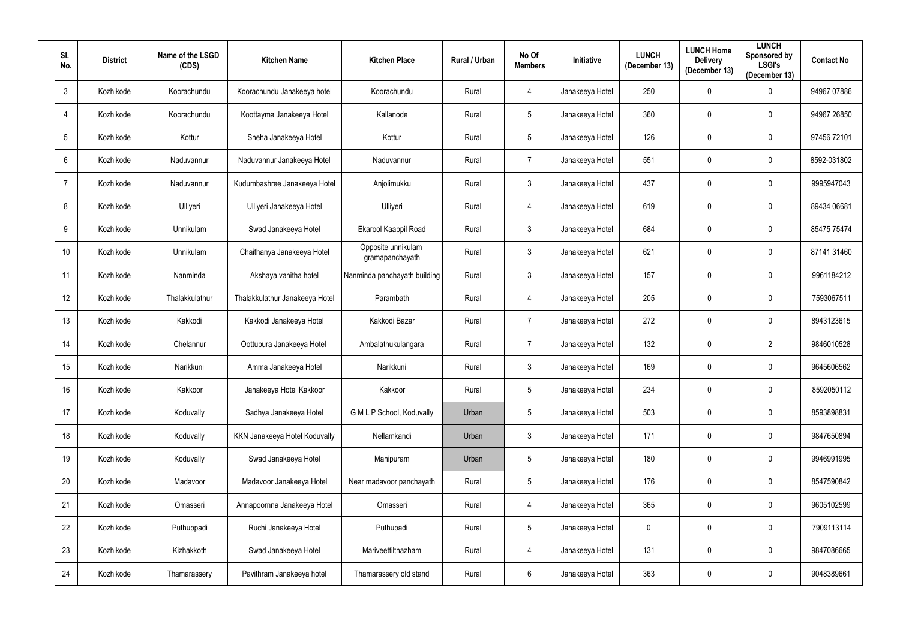| Sl. No. | District | Name of the LSGD (CDS) | Kitchen Name | Kitchen Place | Rural / Urban | No Of Members | Initiative | LUNCH (December 13) | LUNCH Home Delivery (December 13) | LUNCH Sponsored by LSGI's (December 13) | Contact No |
|---|---|---|---|---|---|---|---|---|---|---|---|
| 3 | Kozhikode | Koorachundu | Koorachundu Janakeeya hotel | Koorachundu | Rural | 4 | Janakeeya Hotel | 250 | 0 | 0 | 94967 07886 |
| 4 | Kozhikode | Koorachundu | Koottayma Janakeeya Hotel | Kallanode | Rural | 5 | Janakeeya Hotel | 360 | 0 | 0 | 94967 26850 |
| 5 | Kozhikode | Kottur | Sneha Janakeeya Hotel | Kottur | Rural | 5 | Janakeeya Hotel | 126 | 0 | 0 | 97456 72101 |
| 6 | Kozhikode | Naduvannur | Naduvannur Janakeeya Hotel | Naduvannur | Rural | 7 | Janakeeya Hotel | 551 | 0 | 0 | 8592-031802 |
| 7 | Kozhikode | Naduvannur | Kudumbashree Janakeeya Hotel | Anjolimukku | Rural | 3 | Janakeeya Hotel | 437 | 0 | 0 | 9995947043 |
| 8 | Kozhikode | Ulliyeri | Ulliyeri Janakeeya Hotel | Ulliyeri | Rural | 4 | Janakeeya Hotel | 619 | 0 | 0 | 89434 06681 |
| 9 | Kozhikode | Unnikulam | Swad Janakeeya Hotel | Ekarool Kaappil Road | Rural | 3 | Janakeeya Hotel | 684 | 0 | 0 | 85475 75474 |
| 10 | Kozhikode | Unnikulam | Chaithanya Janakeeya Hotel | Opposite unnikulam gramapanchayath | Rural | 3 | Janakeeya Hotel | 621 | 0 | 0 | 87141 31460 |
| 11 | Kozhikode | Nanminda | Akshaya vanitha hotel | Nanminda panchayath building | Rural | 3 | Janakeeya Hotel | 157 | 0 | 0 | 9961184212 |
| 12 | Kozhikode | Thalakkulathur | Thalakkulathur Janakeeya Hotel | Parambath | Rural | 4 | Janakeeya Hotel | 205 | 0 | 0 | 7593067511 |
| 13 | Kozhikode | Kakkodi | Kakkodi Janakeeya Hotel | Kakkodi Bazar | Rural | 7 | Janakeeya Hotel | 272 | 0 | 0 | 8943123615 |
| 14 | Kozhikode | Chelannur | Oottupura Janakeeya Hotel | Ambalathukulangara | Rural | 7 | Janakeeya Hotel | 132 | 0 | 2 | 9846010528 |
| 15 | Kozhikode | Narikkuni | Amma Janakeeya Hotel | Narikkuni | Rural | 3 | Janakeeya Hotel | 169 | 0 | 0 | 9645606562 |
| 16 | Kozhikode | Kakkoor | Janakeeya Hotel Kakkoor | Kakkoor | Rural | 5 | Janakeeya Hotel | 234 | 0 | 0 | 8592050112 |
| 17 | Kozhikode | Koduvally | Sadhya Janakeeya Hotel | G M L P School, Koduvally | Urban | 5 | Janakeeya Hotel | 503 | 0 | 0 | 8593898831 |
| 18 | Kozhikode | Koduvally | KKN Janakeeya Hotel Koduvally | Nellamkandi | Urban | 3 | Janakeeya Hotel | 171 | 0 | 0 | 9847650894 |
| 19 | Kozhikode | Koduvally | Swad Janakeeya Hotel | Manipuram | Urban | 5 | Janakeeya Hotel | 180 | 0 | 0 | 9946991995 |
| 20 | Kozhikode | Madavoor | Madavoor Janakeeya Hotel | Near madavoor panchayath | Rural | 5 | Janakeeya Hotel | 176 | 0 | 0 | 8547590842 |
| 21 | Kozhikode | Omasseri | Annapoornna Janakeeya Hotel | Omasseri | Rural | 4 | Janakeeya Hotel | 365 | 0 | 0 | 9605102599 |
| 22 | Kozhikode | Puthuppadi | Ruchi Janakeeya Hotel | Puthupadi | Rural | 5 | Janakeeya Hotel | 0 | 0 | 0 | 7909113114 |
| 23 | Kozhikode | Kizhakkoth | Swad Janakeeya Hotel | Mariveettilthazham | Rural | 4 | Janakeeya Hotel | 131 | 0 | 0 | 9847086665 |
| 24 | Kozhikode | Thamarassery | Pavithram Janakeeya hotel | Thamarassery old stand | Rural | 6 | Janakeeya Hotel | 363 | 0 | 0 | 9048389661 |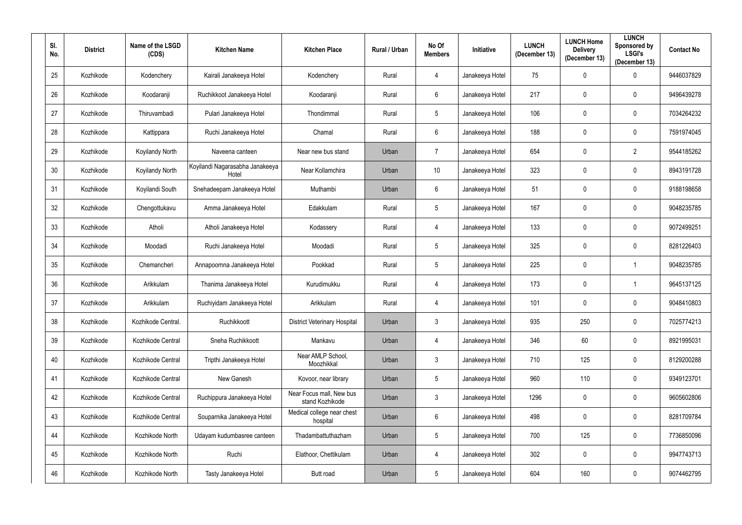| Sl. No. | District | Name of the LSGD (CDS) | Kitchen Name | Kitchen Place | Rural / Urban | No Of Members | Initiative | LUNCH (December 13) | LUNCH Home Delivery (December 13) | LUNCH Sponsored by LSGI's (December 13) | Contact No |
|---|---|---|---|---|---|---|---|---|---|---|---|
| 25 | Kozhikode | Kodenchery | Kairali Janakeeya Hotel | Kodenchery | Rural | 4 | Janakeeya Hotel | 75 | 0 | 0 | 9446037829 |
| 26 | Kozhikode | Koodaranji | Ruchikkoot Janakeeya Hotel | Koodaranji | Rural | 6 | Janakeeya Hotel | 217 | 0 | 0 | 9496439278 |
| 27 | Kozhikode | Thiruvambadi | Pulari Janakeeya Hotel | Thondimmal | Rural | 5 | Janakeeya Hotel | 106 | 0 | 0 | 7034264232 |
| 28 | Kozhikode | Kattippara | Ruchi Janakeeya Hotel | Chamal | Rural | 6 | Janakeeya Hotel | 188 | 0 | 0 | 7591974045 |
| 29 | Kozhikode | Koyilandy North | Naveena canteen | Near new bus stand | Urban | 7 | Janakeeya Hotel | 654 | 0 | 2 | 9544185262 |
| 30 | Kozhikode | Koyilandy North | Koyilandi Nagarasabha Janakeeya Hotel | Near Kollamchira | Urban | 10 | Janakeeya Hotel | 323 | 0 | 0 | 8943191728 |
| 31 | Kozhikode | Koyilandi South | Snehadeepam Janakeeya Hotel | Muthambi | Urban | 6 | Janakeeya Hotel | 51 | 0 | 0 | 9188198658 |
| 32 | Kozhikode | Chengottukavu | Amma Janakeeya Hotel | Edakkulam | Rural | 5 | Janakeeya Hotel | 167 | 0 | 0 | 9048235785 |
| 33 | Kozhikode | Atholi | Atholi Janakeeya Hotel | Kodassery | Rural | 4 | Janakeeya Hotel | 133 | 0 | 0 | 9072499251 |
| 34 | Kozhikode | Moodadi | Ruchi Janakeeya Hotel | Moodadi | Rural | 5 | Janakeeya Hotel | 325 | 0 | 0 | 8281226403 |
| 35 | Kozhikode | Chemancheri | Annapoornna Janakeeya Hotel | Pookkad | Rural | 5 | Janakeeya Hotel | 225 | 0 | 1 | 9048235785 |
| 36 | Kozhikode | Arikkulam | Thanima Janakeeya Hotel | Kurudimukku | Rural | 4 | Janakeeya Hotel | 173 | 0 | 1 | 9645137125 |
| 37 | Kozhikode | Arikkulam | Ruchiyidam Janakeeya Hotel | Arikkulam | Rural | 4 | Janakeeya Hotel | 101 | 0 | 0 | 9048410803 |
| 38 | Kozhikode | Kozhikode Central. | Ruchikkoott | District Veterinary Hospital | Urban | 3 | Janakeeya Hotel | 935 | 250 | 0 | 7025774213 |
| 39 | Kozhikode | Kozhikode Central | Sneha Ruchikkoott | Mankavu | Urban | 4 | Janakeeya Hotel | 346 | 60 | 0 | 8921995031 |
| 40 | Kozhikode | Kozhikode Central | Tripthi Janakeeya Hotel | Near AMLP School, Moozhikkal | Urban | 3 | Janakeeya Hotel | 710 | 125 | 0 | 8129200288 |
| 41 | Kozhikode | Kozhikode Central | New Ganesh | Kovoor, near library | Urban | 5 | Janakeeya Hotel | 960 | 110 | 0 | 9349123701 |
| 42 | Kozhikode | Kozhikode Central | Ruchippura Janakeeya Hotel | Near Focus mall, New bus stand Kozhikode | Urban | 3 | Janakeeya Hotel | 1296 | 0 | 0 | 9605602806 |
| 43 | Kozhikode | Kozhikode Central | Souparnika Janakeeya Hotel | Medical college near chest hospital | Urban | 6 | Janakeeya Hotel | 498 | 0 | 0 | 8281709784 |
| 44 | Kozhikode | Kozhikode North | Udayam kudumbasree canteen | Thadambattuthazham | Urban | 5 | Janakeeya Hotel | 700 | 125 | 0 | 7736850096 |
| 45 | Kozhikode | Kozhikode North | Ruchi | Elathoor, Chettikulam | Urban | 4 | Janakeeya Hotel | 302 | 0 | 0 | 9947743713 |
| 46 | Kozhikode | Kozhikode North | Tasty Janakeeya Hotel | Butt road | Urban | 5 | Janakeeya Hotel | 604 | 160 | 0 | 9074462795 |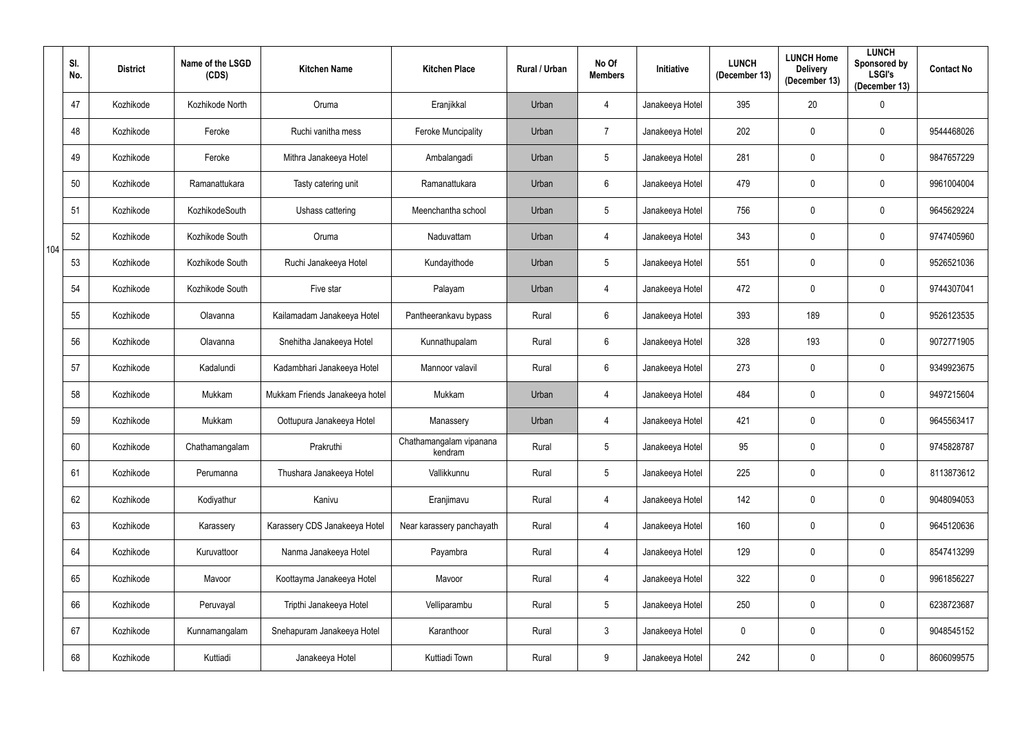| | Sl. No. | District | Name of the LSGD (CDS) | Kitchen Name | Kitchen Place | Rural / Urban | No Of Members | Initiative | LUNCH (December 13) | LUNCH Home Delivery (December 13) | LUNCH Sponsored by LSGI's (December 13) | Contact No |
|---|---|---|---|---|---|---|---|---|---|---|---|---|
| 104 | 47 | Kozhikode | Kozhikode North | Oruma | Eranjikkal | Urban | 4 | Janakeeya Hotel | 395 | 20 | 0 | |
| | 48 | Kozhikode | Feroke | Ruchi vanitha mess | Feroke Muncipality | Urban | 7 | Janakeeya Hotel | 202 | 0 | 0 | 9544468026 |
| | 49 | Kozhikode | Feroke | Mithra Janakeeya Hotel | Ambalangadi | Urban | 5 | Janakeeya Hotel | 281 | 0 | 0 | 9847657229 |
| | 50 | Kozhikode | Ramanattukara | Tasty catering unit | Ramanattukara | Urban | 6 | Janakeeya Hotel | 479 | 0 | 0 | 9961004004 |
| | 51 | Kozhikode | KozhikodeSouth | Ushass cattering | Meenchantha school | Urban | 5 | Janakeeya Hotel | 756 | 0 | 0 | 9645629224 |
| | 52 | Kozhikode | Kozhikode South | Oruma | Naduvattam | Urban | 4 | Janakeeya Hotel | 343 | 0 | 0 | 9747405960 |
| | 53 | Kozhikode | Kozhikode South | Ruchi Janakeeya Hotel | Kundayithode | Urban | 5 | Janakeeya Hotel | 551 | 0 | 0 | 9526521036 |
| | 54 | Kozhikode | Kozhikode South | Five star | Palayam | Urban | 4 | Janakeeya Hotel | 472 | 0 | 0 | 9744307041 |
| | 55 | Kozhikode | Olavanna | Kailamadam Janakeeya Hotel | Pantheerankavu bypass | Rural | 6 | Janakeeya Hotel | 393 | 189 | 0 | 9526123535 |
| | 56 | Kozhikode | Olavanna | Snehitha Janakeeya Hotel | Kunnathupalam | Rural | 6 | Janakeeya Hotel | 328 | 193 | 0 | 9072771905 |
| | 57 | Kozhikode | Kadalundi | Kadambhari Janakeeya Hotel | Mannoor valavil | Rural | 6 | Janakeeya Hotel | 273 | 0 | 0 | 9349923675 |
| | 58 | Kozhikode | Mukkam | Mukkam Friends Janakeeya hotel | Mukkam | Urban | 4 | Janakeeya Hotel | 484 | 0 | 0 | 9497215604 |
| | 59 | Kozhikode | Mukkam | Oottupura Janakeeya Hotel | Manassery | Urban | 4 | Janakeeya Hotel | 421 | 0 | 0 | 9645563417 |
| | 60 | Kozhikode | Chathamangalam | Prakruthi | Chathamangalam vipanana kendram | Rural | 5 | Janakeeya Hotel | 95 | 0 | 0 | 9745828787 |
| | 61 | Kozhikode | Perumanna | Thushara Janakeeya Hotel | Vallikkunnu | Rural | 5 | Janakeeya Hotel | 225 | 0 | 0 | 8113873612 |
| | 62 | Kozhikode | Kodiyathur | Kanivu | Eranjimavu | Rural | 4 | Janakeeya Hotel | 142 | 0 | 0 | 9048094053 |
| | 63 | Kozhikode | Karassery | Karassery CDS Janakeeya Hotel | Near karassery panchayath | Rural | 4 | Janakeeya Hotel | 160 | 0 | 0 | 9645120636 |
| | 64 | Kozhikode | Kuruvattoor | Nanma Janakeeya Hotel | Payambra | Rural | 4 | Janakeeya Hotel | 129 | 0 | 0 | 8547413299 |
| | 65 | Kozhikode | Mavoor | Koottayma Janakeeya Hotel | Mavoor | Rural | 4 | Janakeeya Hotel | 322 | 0 | 0 | 9961856227 |
| | 66 | Kozhikode | Peruvayal | Tripthi Janakeeya Hotel | Velliparambu | Rural | 5 | Janakeeya Hotel | 250 | 0 | 0 | 6238723687 |
| | 67 | Kozhikode | Kunnamangalam | Snehapuram Janakeeya Hotel | Karanthoor | Rural | 3 | Janakeeya Hotel | 0 | 0 | 0 | 9048545152 |
| | 68 | Kozhikode | Kuttiadi | Janakeeya Hotel | Kuttiadi Town | Rural | 9 | Janakeeya Hotel | 242 | 0 | 0 | 8606099575 |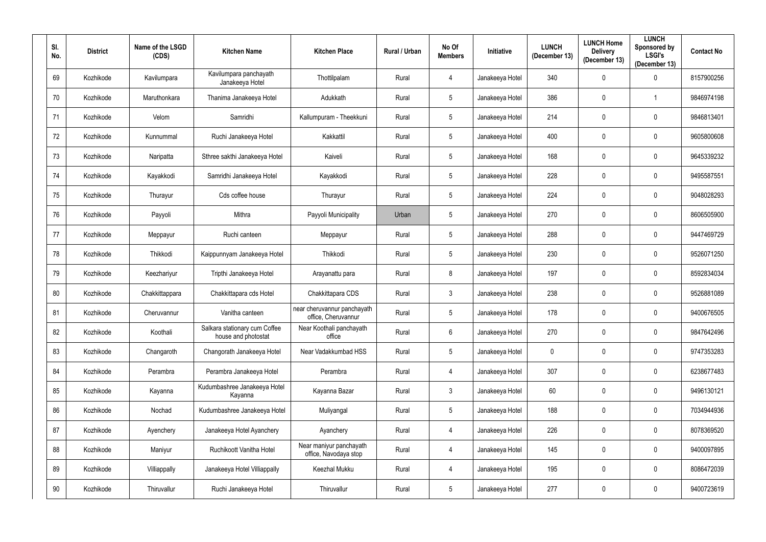| Sl. No. | District | Name of the LSGD (CDS) | Kitchen Name | Kitchen Place | Rural / Urban | No Of Members | Initiative | LUNCH (December 13) | LUNCH Home Delivery (December 13) | LUNCH Sponsored by LSGI's (December 13) | Contact No |
|---|---|---|---|---|---|---|---|---|---|---|---|
| 69 | Kozhikode | Kavilumpara | Kavilumpara panchayath Janakeeya Hotel | Thottilpalam | Rural | 4 | Janakeeya Hotel | 340 | 0 | 0 | 8157900256 |
| 70 | Kozhikode | Maruthonkara | Thanima Janakeeya Hotel | Adukkath | Rural | 5 | Janakeeya Hotel | 386 | 0 | 1 | 9846974198 |
| 71 | Kozhikode | Velom | Samridhi | Kallumpuram - Theekkuni | Rural | 5 | Janakeeya Hotel | 214 | 0 | 0 | 9846813401 |
| 72 | Kozhikode | Kunnummal | Ruchi Janakeeya Hotel | Kakkattil | Rural | 5 | Janakeeya Hotel | 400 | 0 | 0 | 9605800608 |
| 73 | Kozhikode | Naripatta | Sthree sakthi Janakeeya Hotel | Kaiveli | Rural | 5 | Janakeeya Hotel | 168 | 0 | 0 | 9645339232 |
| 74 | Kozhikode | Kayakkodi | Samridhi Janakeeya Hotel | Kayakkodi | Rural | 5 | Janakeeya Hotel | 228 | 0 | 0 | 9495587551 |
| 75 | Kozhikode | Thurayur | Cds coffee house | Thurayur | Rural | 5 | Janakeeya Hotel | 224 | 0 | 0 | 9048028293 |
| 76 | Kozhikode | Payyoli | Mithra | Payyoli Municipality | Urban | 5 | Janakeeya Hotel | 270 | 0 | 0 | 8606505900 |
| 77 | Kozhikode | Meppayur | Ruchi canteen | Meppayur | Rural | 5 | Janakeeya Hotel | 288 | 0 | 0 | 9447469729 |
| 78 | Kozhikode | Thikkodi | Kaippunnyam Janakeeya Hotel | Thikkodi | Rural | 5 | Janakeeya Hotel | 230 | 0 | 0 | 9526071250 |
| 79 | Kozhikode | Keezhariyur | Tripthi Janakeeya Hotel | Arayanattu para | Rural | 8 | Janakeeya Hotel | 197 | 0 | 0 | 8592834034 |
| 80 | Kozhikode | Chakkittappara | Chakkittapara cds Hotel | Chakkittapara CDS | Rural | 3 | Janakeeya Hotel | 238 | 0 | 0 | 9526881089 |
| 81 | Kozhikode | Cheruvannur | Vanitha canteen | near cheruvannur panchayath office, Cheruvannur | Rural | 5 | Janakeeya Hotel | 178 | 0 | 0 | 9400676505 |
| 82 | Kozhikode | Koothali | Salkara stationary cum Coffee house and photostat | Near Koothali panchayath office | Rural | 6 | Janakeeya Hotel | 270 | 0 | 0 | 9847642496 |
| 83 | Kozhikode | Changaroth | Changorath Janakeeya Hotel | Near Vadakkumbad HSS | Rural | 5 | Janakeeya Hotel | 0 | 0 | 0 | 9747353283 |
| 84 | Kozhikode | Perambra | Perambra Janakeeya Hotel | Perambra | Rural | 4 | Janakeeya Hotel | 307 | 0 | 0 | 6238677483 |
| 85 | Kozhikode | Kayanna | Kudumbashree Janakeeya Hotel Kayanna | Kayanna Bazar | Rural | 3 | Janakeeya Hotel | 60 | 0 | 0 | 9496130121 |
| 86 | Kozhikode | Nochad | Kudumbashree Janakeeya Hotel | Muliyangal | Rural | 5 | Janakeeya Hotel | 188 | 0 | 0 | 7034944936 |
| 87 | Kozhikode | Ayenchery | Janakeeya Hotel Ayanchery | Ayanchery | Rural | 4 | Janakeeya Hotel | 226 | 0 | 0 | 8078369520 |
| 88 | Kozhikode | Maniyur | Ruchikoott Vanitha Hotel | Near maniyur panchayath office, Navodaya stop | Rural | 4 | Janakeeya Hotel | 145 | 0 | 0 | 9400097895 |
| 89 | Kozhikode | Villiappally | Janakeeya Hotel Villiappally | Keezhal Mukku | Rural | 4 | Janakeeya Hotel | 195 | 0 | 0 | 8086472039 |
| 90 | Kozhikode | Thiruvallur | Ruchi Janakeeya Hotel | Thiruvallur | Rural | 5 | Janakeeya Hotel | 277 | 0 | 0 | 9400723619 |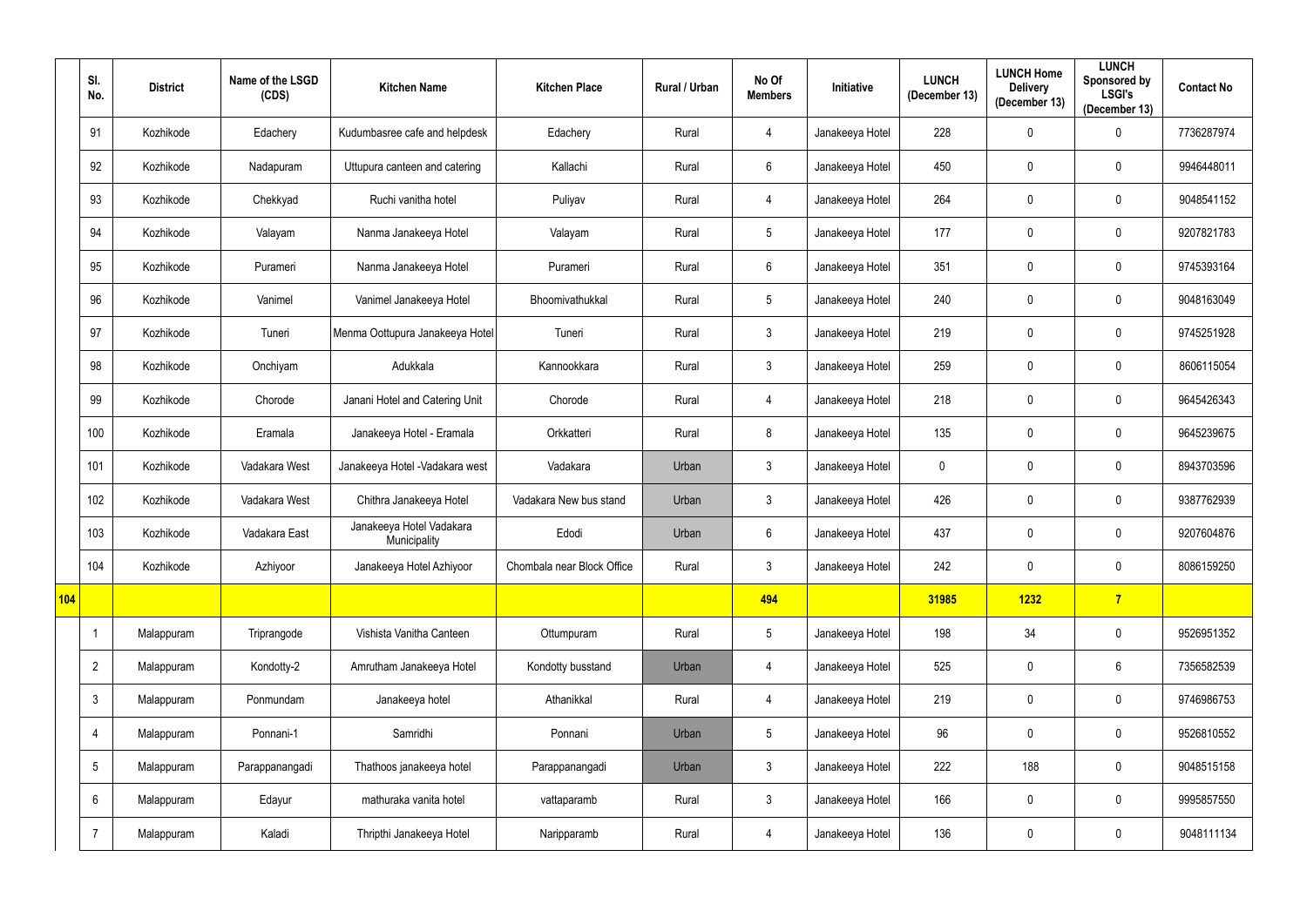| | Sl. No. | District | Name of the LSGD (CDS) | Kitchen Name | Kitchen Place | Rural / Urban | No Of Members | Initiative | LUNCH (December 13) | LUNCH Home Delivery (December 13) | LUNCH Sponsored by LSGI's (December 13) | Contact No |
|---|---|---|---|---|---|---|---|---|---|---|---|---|
| | 91 | Kozhikode | Edachery | Kudumbasree cafe and helpdesk | Edachery | Rural | 4 | Janakeeya Hotel | 228 | 0 | 0 | 7736287974 |
| | 92 | Kozhikode | Nadapuram | Uttupura canteen and catering | Kallachi | Rural | 6 | Janakeeya Hotel | 450 | 0 | 0 | 9946448011 |
| | 93 | Kozhikode | Chekkyad | Ruchi vanitha hotel | Puliyav | Rural | 4 | Janakeeya Hotel | 264 | 0 | 0 | 9048541152 |
| | 94 | Kozhikode | Valayam | Nanma Janakeeya Hotel | Valayam | Rural | 5 | Janakeeya Hotel | 177 | 0 | 0 | 9207821783 |
| | 95 | Kozhikode | Purameri | Nanma Janakeeya Hotel | Purameri | Rural | 6 | Janakeeya Hotel | 351 | 0 | 0 | 9745393164 |
| | 96 | Kozhikode | Vanimel | Vanimel Janakeeya Hotel | Bhoomivathukkal | Rural | 5 | Janakeeya Hotel | 240 | 0 | 0 | 9048163049 |
| | 97 | Kozhikode | Tuneri | Menma Oottupura Janakeeya Hotel | Tuneri | Rural | 3 | Janakeeya Hotel | 219 | 0 | 0 | 9745251928 |
| | 98 | Kozhikode | Onchiyam | Adukkala | Kannookkara | Rural | 3 | Janakeeya Hotel | 259 | 0 | 0 | 8606115054 |
| | 99 | Kozhikode | Chorode | Janani Hotel and Catering Unit | Chorode | Rural | 4 | Janakeeya Hotel | 218 | 0 | 0 | 9645426343 |
| | 100 | Kozhikode | Eramala | Janakeeya Hotel - Eramala | Orkkatteri | Rural | 8 | Janakeeya Hotel | 135 | 0 | 0 | 9645239675 |
| | 101 | Kozhikode | Vadakara West | Janakeeya Hotel -Vadakara west | Vadakara | Urban | 3 | Janakeeya Hotel | 0 | 0 | 0 | 8943703596 |
| | 102 | Kozhikode | Vadakara West | Chithra Janakeeya Hotel | Vadakara New bus stand | Urban | 3 | Janakeeya Hotel | 426 | 0 | 0 | 9387762939 |
| | 103 | Kozhikode | Vadakara East | Janakeeya Hotel Vadakara Municipality | Edodi | Urban | 6 | Janakeeya Hotel | 437 | 0 | 0 | 9207604876 |
| | 104 | Kozhikode | Azhiyoor | Janakeeya Hotel Azhiyoor | Chombala near Block Office | Rural | 3 | Janakeeya Hotel | 242 | 0 | 0 | 8086159250 |
| **104** | | | | | | | **494** | | **31985** | **1232** | **7** | |
| | 1 | Malappuram | Triprangode | Vishista Vanitha Canteen | Ottumpuram | Rural | 5 | Janakeeya Hotel | 198 | 34 | 0 | 9526951352 |
| | 2 | Malappuram | Kondotty-2 | Amrutham Janakeeya Hotel | Kondotty busstand | Urban | 4 | Janakeeya Hotel | 525 | 0 | 6 | 7356582539 |
| | 3 | Malappuram | Ponmundam | Janakeeya hotel | Athanikkal | Rural | 4 | Janakeeya Hotel | 219 | 0 | 0 | 9746986753 |
| | 4 | Malappuram | Ponnani-1 | Samridhi | Ponnani | Urban | 5 | Janakeeya Hotel | 96 | 0 | 0 | 9526810552 |
| | 5 | Malappuram | Parappanangadi | Thathoos janakeeya hotel | Parappanangadi | Urban | 3 | Janakeeya Hotel | 222 | 188 | 0 | 9048515158 |
| | 6 | Malappuram | Edayur | mathuraka vanita hotel | vattaparamb | Rural | 3 | Janakeeya Hotel | 166 | 0 | 0 | 9995857550 |
| | 7 | Malappuram | Kaladi | Thripthi Janakeeya Hotel | Naripparamb | Rural | 4 | Janakeeya Hotel | 136 | 0 | 0 | 9048111134 |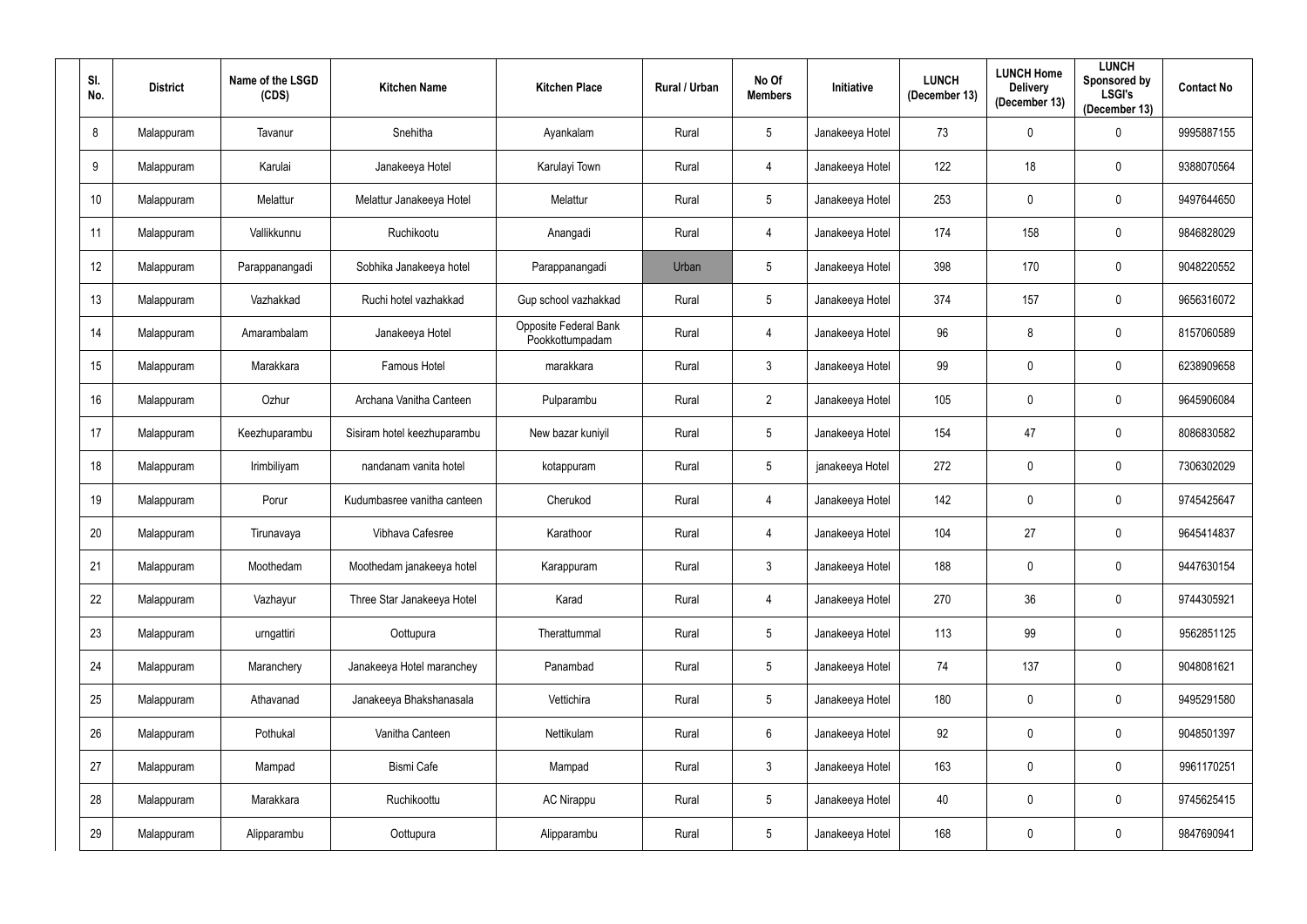| Sl. No. | District | Name of the LSGD (CDS) | Kitchen Name | Kitchen Place | Rural / Urban | No Of Members | Initiative | LUNCH (December 13) | LUNCH Home Delivery (December 13) | LUNCH Sponsored by LSGI's (December 13) | Contact No |
|---|---|---|---|---|---|---|---|---|---|---|---|
| 8 | Malappuram | Tavanur | Snehitha | Ayankalam | Rural | 5 | Janakeeya Hotel | 73 | 0 | 0 | 9995887155 |
| 9 | Malappuram | Karulai | Janakeeya Hotel | Karulayi Town | Rural | 4 | Janakeeya Hotel | 122 | 18 | 0 | 9388070564 |
| 10 | Malappuram | Melattur | Melattur Janakeeya Hotel | Melattur | Rural | 5 | Janakeeya Hotel | 253 | 0 | 0 | 9497644650 |
| 11 | Malappuram | Vallikkunnu | Ruchikootu | Anangadi | Rural | 4 | Janakeeya Hotel | 174 | 158 | 0 | 9846828029 |
| 12 | Malappuram | Parappanangadi | Sobhika Janakeeya hotel | Parappanangadi | Urban | 5 | Janakeeya Hotel | 398 | 170 | 0 | 9048220552 |
| 13 | Malappuram | Vazhakkad | Ruchi hotel vazhakkad | Gup school vazhakkad | Rural | 5 | Janakeeya Hotel | 374 | 157 | 0 | 9656316072 |
| 14 | Malappuram | Amarambalam | Janakeeya Hotel | Opposite Federal Bank Pookkottumpadam | Rural | 4 | Janakeeya Hotel | 96 | 8 | 0 | 8157060589 |
| 15 | Malappuram | Marakkara | Famous Hotel | marakkara | Rural | 3 | Janakeeya Hotel | 99 | 0 | 0 | 6238909658 |
| 16 | Malappuram | Ozhur | Archana Vanitha Canteen | Pulparambu | Rural | 2 | Janakeeya Hotel | 105 | 0 | 0 | 9645906084 |
| 17 | Malappuram | Keezhuparambu | Sisiram hotel keezhuparambu | New bazar kuniyil | Rural | 5 | Janakeeya Hotel | 154 | 47 | 0 | 8086830582 |
| 18 | Malappuram | Irimbiliyam | nandanam vanita hotel | kotappuram | Rural | 5 | janakeeya Hotel | 272 | 0 | 0 | 7306302029 |
| 19 | Malappuram | Porur | Kudumbasree vanitha canteen | Cherukod | Rural | 4 | Janakeeya Hotel | 142 | 0 | 0 | 9745425647 |
| 20 | Malappuram | Tirunavaya | Vibhava Cafesree | Karathoor | Rural | 4 | Janakeeya Hotel | 104 | 27 | 0 | 9645414837 |
| 21 | Malappuram | Moothedam | Moothedam janakeeya hotel | Karappuram | Rural | 3 | Janakeeya Hotel | 188 | 0 | 0 | 9447630154 |
| 22 | Malappuram | Vazhayur | Three Star Janakeeya Hotel | Karad | Rural | 4 | Janakeeya Hotel | 270 | 36 | 0 | 9744305921 |
| 23 | Malappuram | urngattiri | Oottupura | Therattummal | Rural | 5 | Janakeeya Hotel | 113 | 99 | 0 | 9562851125 |
| 24 | Malappuram | Maranchery | Janakeeya Hotel maranchey | Panambad | Rural | 5 | Janakeeya Hotel | 74 | 137 | 0 | 9048081621 |
| 25 | Malappuram | Athavanad | Janakeeya Bhakshanasala | Vettichira | Rural | 5 | Janakeeya Hotel | 180 | 0 | 0 | 9495291580 |
| 26 | Malappuram | Pothukal | Vanitha Canteen | Nettikulam | Rural | 6 | Janakeeya Hotel | 92 | 0 | 0 | 9048501397 |
| 27 | Malappuram | Mampad | Bismi Cafe | Mampad | Rural | 3 | Janakeeya Hotel | 163 | 0 | 0 | 9961170251 |
| 28 | Malappuram | Marakkara | Ruchikoottu | AC Nirappu | Rural | 5 | Janakeeya Hotel | 40 | 0 | 0 | 9745625415 |
| 29 | Malappuram | Alipparambu | Oottupura | Alipparambu | Rural | 5 | Janakeeya Hotel | 168 | 0 | 0 | 9847690941 |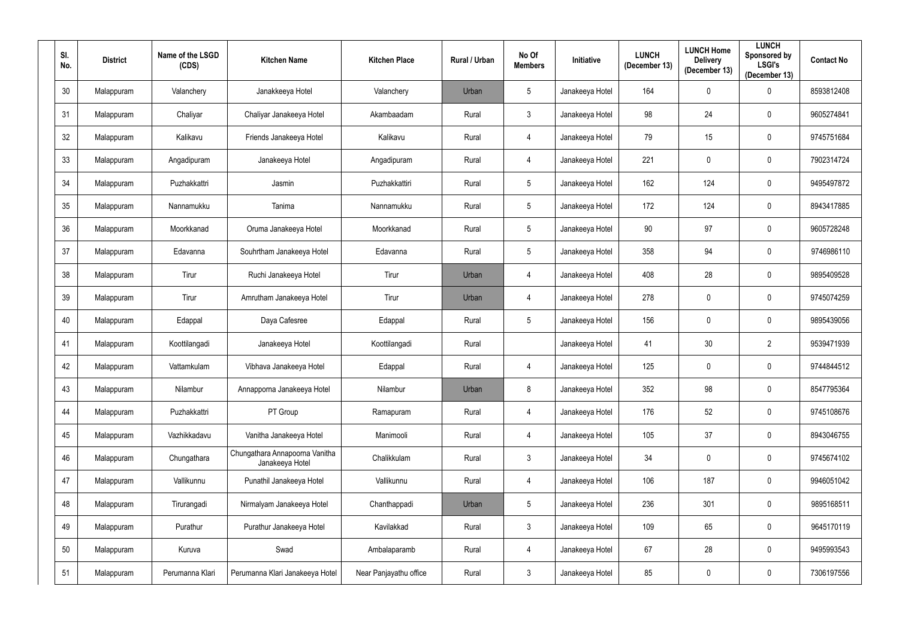| Sl. No. | District | Name of the LSGD (CDS) | Kitchen Name | Kitchen Place | Rural / Urban | No Of Members | Initiative | LUNCH (December 13) | LUNCH Home Delivery (December 13) | LUNCH Sponsored by LSGI's (December 13) | Contact No |
|---|---|---|---|---|---|---|---|---|---|---|---|
| 30 | Malappuram | Valanchery | Janakkeeya Hotel | Valanchery | Urban | 5 | Janakeeya Hotel | 164 | 0 | 0 | 8593812408 |
| 31 | Malappuram | Chaliyar | Chaliyar Janakeeya Hotel | Akambaadam | Rural | 3 | Janakeeya Hotel | 98 | 24 | 0 | 9605274841 |
| 32 | Malappuram | Kalikavu | Friends Janakeeya Hotel | Kalikavu | Rural | 4 | Janakeeya Hotel | 79 | 15 | 0 | 9745751684 |
| 33 | Malappuram | Angadipuram | Janakeeya Hotel | Angadipuram | Rural | 4 | Janakeeya Hotel | 221 | 0 | 0 | 7902314724 |
| 34 | Malappuram | Puzhakkattri | Jasmin | Puzhakkattiri | Rural | 5 | Janakeeya Hotel | 162 | 124 | 0 | 9495497872 |
| 35 | Malappuram | Nannamukku | Tanima | Nannamukku | Rural | 5 | Janakeeya Hotel | 172 | 124 | 0 | 8943417885 |
| 36 | Malappuram | Moorkkanad | Oruma Janakeeya Hotel | Moorkkanad | Rural | 5 | Janakeeya Hotel | 90 | 97 | 0 | 9605728248 |
| 37 | Malappuram | Edavanna | Souhrtham Janakeeya Hotel | Edavanna | Rural | 5 | Janakeeya Hotel | 358 | 94 | 0 | 9746986110 |
| 38 | Malappuram | Tirur | Ruchi Janakeeya Hotel | Tirur | Urban | 4 | Janakeeya Hotel | 408 | 28 | 0 | 9895409528 |
| 39 | Malappuram | Tirur | Amrutham Janakeeya Hotel | Tirur | Urban | 4 | Janakeeya Hotel | 278 | 0 | 0 | 9745074259 |
| 40 | Malappuram | Edappal | Daya Cafesree | Edappal | Rural | 5 | Janakeeya Hotel | 156 | 0 | 0 | 9895439056 |
| 41 | Malappuram | Koottilangadi | Janakeeya Hotel | Koottilangadi | Rural |  | Janakeeya Hotel | 41 | 30 | 2 | 9539471939 |
| 42 | Malappuram | Vattamkulam | Vibhava Janakeeya Hotel | Edappal | Rural | 4 | Janakeeya Hotel | 125 | 0 | 0 | 9744844512 |
| 43 | Malappuram | Nilambur | Annapporna Janakeeya Hotel | Nilambur | Urban | 8 | Janakeeya Hotel | 352 | 98 | 0 | 8547795364 |
| 44 | Malappuram | Puzhakkattri | PT Group | Ramapuram | Rural | 4 | Janakeeya Hotel | 176 | 52 | 0 | 9745108676 |
| 45 | Malappuram | Vazhikkadavu | Vanitha Janakeeya Hotel | Manimooli | Rural | 4 | Janakeeya Hotel | 105 | 37 | 0 | 8943046755 |
| 46 | Malappuram | Chungathara | Chungathara Annapoorna Vanitha Janakeeya Hotel | Chalikkulam | Rural | 3 | Janakeeya Hotel | 34 | 0 | 0 | 9745674102 |
| 47 | Malappuram | Vallikunnu | Punathil Janakeeya Hotel | Vallikunnu | Rural | 4 | Janakeeya Hotel | 106 | 187 | 0 | 9946051042 |
| 48 | Malappuram | Tirurangadi | Nirmalyam Janakeeya Hotel | Chanthappadi | Urban | 5 | Janakeeya Hotel | 236 | 301 | 0 | 9895168511 |
| 49 | Malappuram | Purathur | Purathur Janakeeya Hotel | Kavilakkad | Rural | 3 | Janakeeya Hotel | 109 | 65 | 0 | 9645170119 |
| 50 | Malappuram | Kuruva | Swad | Ambalaparamb | Rural | 4 | Janakeeya Hotel | 67 | 28 | 0 | 9495993543 |
| 51 | Malappuram | Perumanna Klari | Perumanna Klari Janakeeya Hotel | Near Panjayathu office | Rural | 3 | Janakeeya Hotel | 85 | 0 | 0 | 7306197556 |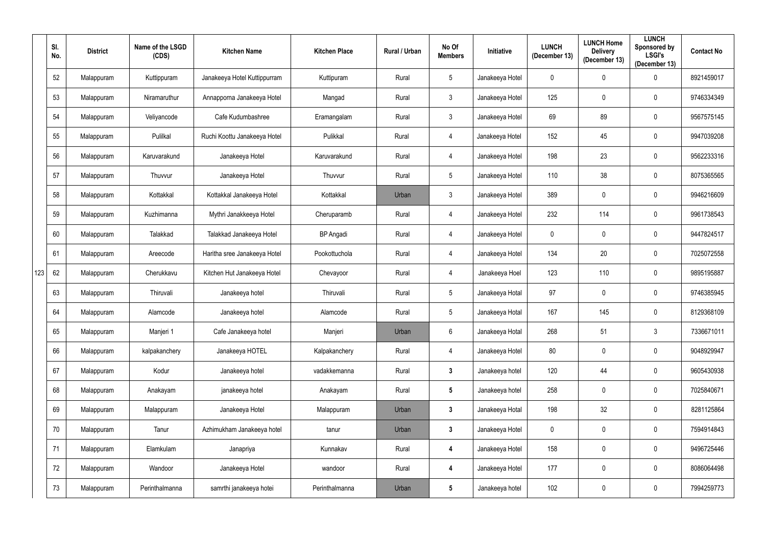| | Sl. No. | District | Name of the LSGD (CDS) | Kitchen Name | Kitchen Place | Rural / Urban | No Of Members | Initiative | LUNCH (December 13) | LUNCH Home Delivery (December 13) | LUNCH Sponsored by LSGI's (December 13) | Contact No |
|---|---|---|---|---|---|---|---|---|---|---|---|---|
| | 52 | Malappuram | Kuttippuram | Janakeeya Hotel Kuttippurram | Kuttipuram | Rural | 5 | Janakeeya Hotel | 0 | 0 | 0 | 8921459017 |
| | 53 | Malappuram | Niramaruthur | Annapporna Janakeeya Hotel | Mangad | Rural | 3 | Janakeeya Hotel | 125 | 0 | 0 | 9746334349 |
| | 54 | Malappuram | Veliyancode | Cafe Kudumbashree | Eramangalam | Rural | 3 | Janakeeya Hotel | 69 | 89 | 0 | 9567575145 |
| | 55 | Malappuram | Pulilkal | Ruchi Koottu Janakeeya Hotel | Pulikkal | Rural | 4 | Janakeeya Hotel | 152 | 45 | 0 | 9947039208 |
| | 56 | Malappuram | Karuvarakund | Janakeeya Hotel | Karuvarakund | Rural | 4 | Janakeeya Hotel | 198 | 23 | 0 | 9562233316 |
| | 57 | Malappuram | Thuvvur | Janakeeya Hotel | Thuvvur | Rural | 5 | Janakeeya Hotel | 110 | 38 | 0 | 8075365565 |
| | 58 | Malappuram | Kottakkal | Kottakkal Janakeeya Hotel | Kottakkal | Urban | 3 | Janakeeya Hotel | 389 | 0 | 0 | 9946216609 |
| | 59 | Malappuram | Kuzhimanna | Mythri Janakkeeya Hotel | Cheruparamb | Rural | 4 | Janakeeya Hotel | 232 | 114 | 0 | 9961738543 |
| | 60 | Malappuram | Talakkad | Talakkad Janakeeya Hotel | BP Angadi | Rural | 4 | Janakeeya Hotel | 0 | 0 | 0 | 9447824517 |
| | 61 | Malappuram | Areecode | Haritha sree Janakeeya Hotel | Pookottuchola | Rural | 4 | Janakeeya Hotel | 134 | 20 | 0 | 7025072558 |
| 123 | 62 | Malappuram | Cherukkavu | Kitchen Hut Janakeeya Hotel | Chevayoor | Rural | 4 | Janakeeya Hoel | 123 | 110 | 0 | 9895195887 |
| | 63 | Malappuram | Thiruvali | Janakeeya hotel | Thiruvali | Rural | 5 | Janakeeya Hotal | 97 | 0 | 0 | 9746385945 |
| | 64 | Malappuram | Alamcode | Janakeeya hotel | Alamcode | Rural | 5 | Janakeeya Hotal | 167 | 145 | 0 | 8129368109 |
| | 65 | Malappuram | Manjeri 1 | Cafe Janakeeya hotel | Manjeri | Urban | 6 | Janakeeya Hotal | 268 | 51 | 3 | 7336671011 |
| | 66 | Malappuram | kalpakanchery | Janakeeya HOTEL | Kalpakanchery | Rural | 4 | Janakeeya Hotel | 80 | 0 | 0 | 9048929947 |
| | 67 | Malappuram | Kodur | Janakeeya hotel | vadakkemanna | Rural | **3** | Janakeeya hotel | 120 | 44 | 0 | 9605430938 |
| | 68 | Malappuram | Anakayam | janakeeya hotel | Anakayam | Rural | **5** | Janakeeya hotel | 258 | 0 | 0 | 7025840671 |
| | 69 | Malappuram | Malappuram | Janakeeya Hotel | Malappuram | Urban | **3** | Janakeeya Hotal | 198 | 32 | 0 | 8281125864 |
| | 70 | Malappuram | Tanur | Azhimukham Janakeeya hotel | tanur | Urban | **3** | Janakeeya Hotel | 0 | 0 | 0 | 7594914843 |
| | 71 | Malappuram | Elamkulam | Janapriya | Kunnakav | Rural | **4** | Janakeeya Hotel | 158 | 0 | 0 | 9496725446 |
| | 72 | Malappuram | Wandoor | Janakeeya Hotel | wandoor | Rural | **4** | Janakeeya Hotel | 177 | 0 | 0 | 8086064498 |
| | 73 | Malappuram | Perinthalmanna | samrthi janakeeya hotei | Perinthalmanna | Urban | **5** | Janakeeya hotel | 102 | 0 | 0 | 7994259773 |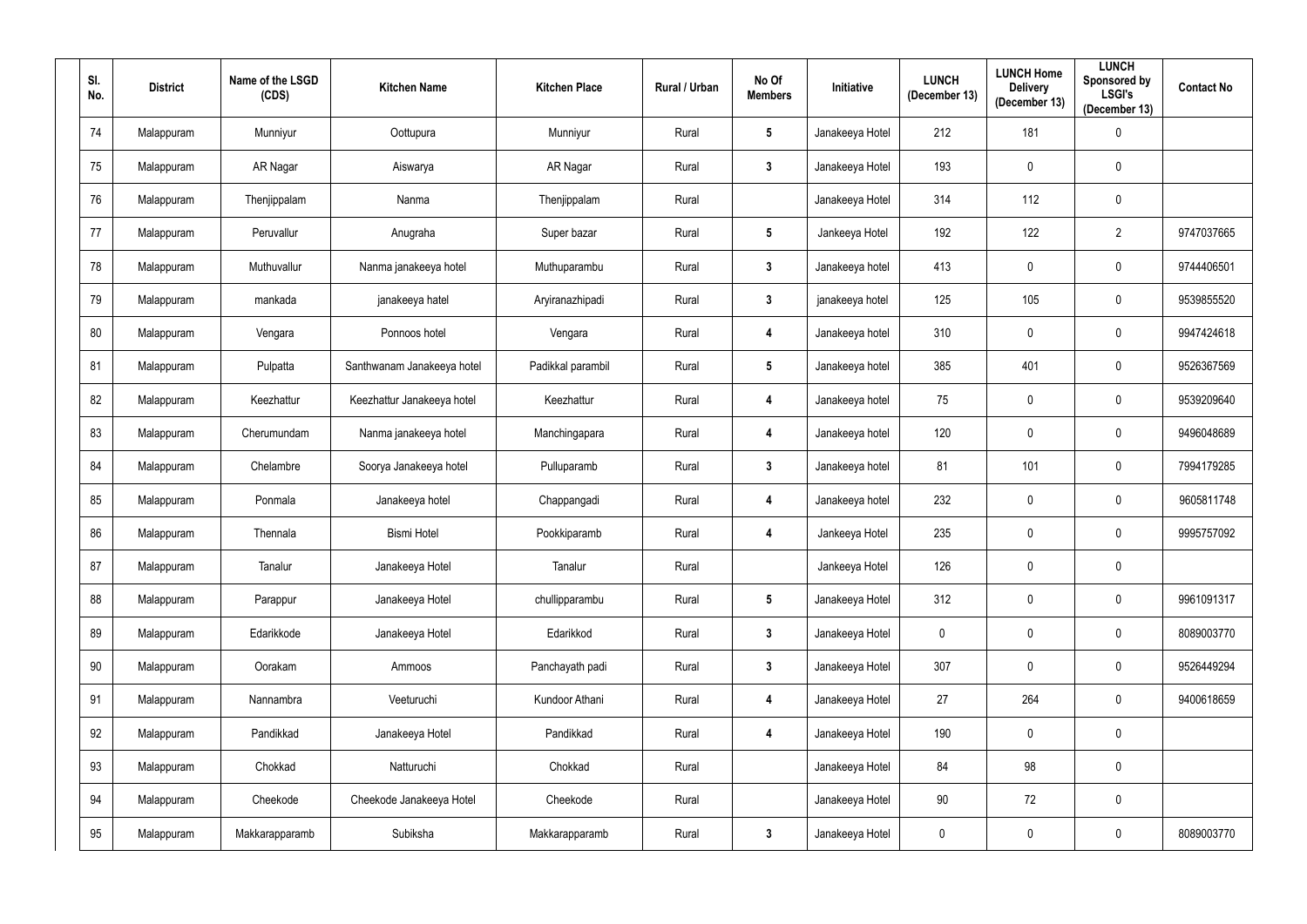| Sl. No. | District | Name of the LSGD (CDS) | Kitchen Name | Kitchen Place | Rural / Urban | No Of Members | Initiative | LUNCH (December 13) | LUNCH Home Delivery (December 13) | LUNCH Sponsored by LSGI's (December 13) | Contact No |
|---|---|---|---|---|---|---|---|---|---|---|---|
| 74 | Malappuram | Munniyur | Oottupura | Munniyur | Rural | 5 | Janakeeya Hotel | 212 | 181 | 0 | |
| 75 | Malappuram | AR Nagar | Aiswarya | AR Nagar | Rural | 3 | Janakeeya Hotel | 193 | 0 | 0 | |
| 76 | Malappuram | Thenjippalam | Nanma | Thenjippalam | Rural | | Janakeeya Hotel | 314 | 112 | 0 | |
| 77 | Malappuram | Peruvallur | Anugraha | Super bazar | Rural | 5 | Jankeeya Hotel | 192 | 122 | 2 | 9747037665 |
| 78 | Malappuram | Muthuvallur | Nanma janakeeya hotel | Muthuparambu | Rural | 3 | Janakeeya hotel | 413 | 0 | 0 | 9744406501 |
| 79 | Malappuram | mankada | janakeeya hatel | Aryiranazhipadi | Rural | 3 | janakeeya hotel | 125 | 105 | 0 | 9539855520 |
| 80 | Malappuram | Vengara | Ponnoos hotel | Vengara | Rural | 4 | Janakeeya hotel | 310 | 0 | 0 | 9947424618 |
| 81 | Malappuram | Pulpatta | Santhwanam Janakeeya hotel | Padikkal parambil | Rural | 5 | Janakeeya hotel | 385 | 401 | 0 | 9526367569 |
| 82 | Malappuram | Keezhattur | Keezhattur Janakeeya hotel | Keezhattur | Rural | 4 | Janakeeya hotel | 75 | 0 | 0 | 9539209640 |
| 83 | Malappuram | Cherumundam | Nanma janakeeya hotel | Manchingapara | Rural | 4 | Janakeeya hotel | 120 | 0 | 0 | 9496048689 |
| 84 | Malappuram | Chelambre | Soorya Janakeeya hotel | Pulluparamb | Rural | 3 | Janakeeya hotel | 81 | 101 | 0 | 7994179285 |
| 85 | Malappuram | Ponmala | Janakeeya hotel | Chappangadi | Rural | 4 | Janakeeya hotel | 232 | 0 | 0 | 9605811748 |
| 86 | Malappuram | Thennala | Bismi Hotel | Pookkiparamb | Rural | 4 | Jankeeya Hotel | 235 | 0 | 0 | 9995757092 |
| 87 | Malappuram | Tanalur | Janakeeya Hotel | Tanalur | Rural | | Jankeeya Hotel | 126 | 0 | 0 | |
| 88 | Malappuram | Parappur | Janakeeya Hotel | chullipparambu | Rural | 5 | Janakeeya Hotel | 312 | 0 | 0 | 9961091317 |
| 89 | Malappuram | Edarikkode | Janakeeya Hotel | Edarikkod | Rural | 3 | Janakeeya Hotel | 0 | 0 | 0 | 8089003770 |
| 90 | Malappuram | Oorakam | Ammoos | Panchayath padi | Rural | 3 | Janakeeya Hotel | 307 | 0 | 0 | 9526449294 |
| 91 | Malappuram | Nannambra | Veeturuchi | Kundoor Athani | Rural | 4 | Janakeeya Hotel | 27 | 264 | 0 | 9400618659 |
| 92 | Malappuram | Pandikkad | Janakeeya Hotel | Pandikkad | Rural | 4 | Janakeeya Hotel | 190 | 0 | 0 | |
| 93 | Malappuram | Chokkad | Natturuchi | Chokkad | Rural | | Janakeeya Hotel | 84 | 98 | 0 | |
| 94 | Malappuram | Cheekode | Cheekode Janakeeya Hotel | Cheekode | Rural | | Janakeeya Hotel | 90 | 72 | 0 | |
| 95 | Malappuram | Makkarapparamb | Subiksha | Makkarapparamb | Rural | 3 | Janakeeya Hotel | 0 | 0 | 0 | 8089003770 |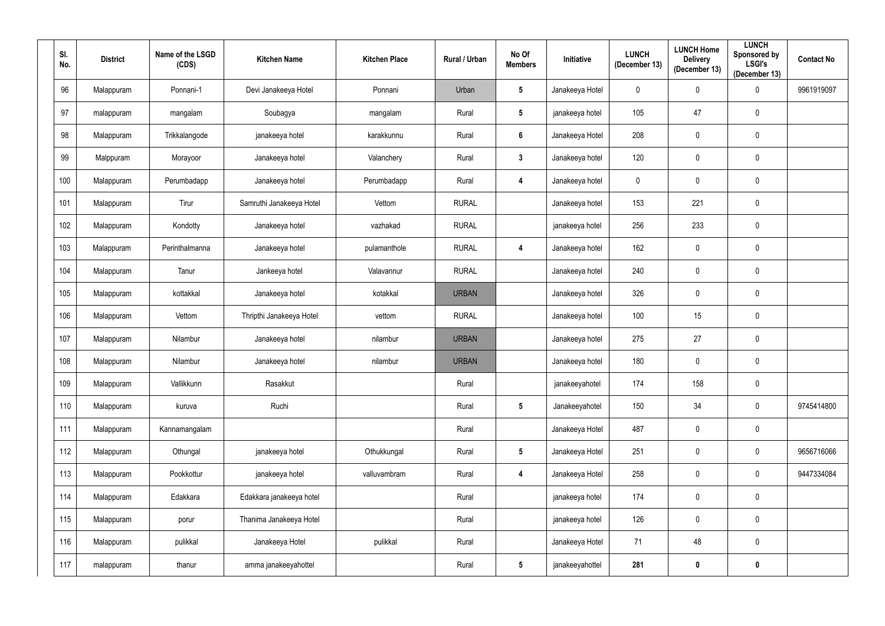| Sl. No. | District | Name of the LSGD (CDS) | Kitchen Name | Kitchen Place | Rural / Urban | No Of Members | Initiative | LUNCH (December 13) | LUNCH Home Delivery (December 13) | LUNCH Sponsored by LSGI's (December 13) | Contact No |
|---|---|---|---|---|---|---|---|---|---|---|---|
| 96 | Malappuram | Ponnani-1 | Devi Janakeeya Hotel | Ponnani | Urban | 5 | Janakeeya Hotel | 0 | 0 | 0 | 9961919097 |
| 97 | malappuram | mangalam | Soubagya | mangalam | Rural | 5 | janakeeya hotel | 105 | 47 | 0 | |
| 98 | Malappuram | Trikkalangode | janakeeya hotel | karakkunnu | Rural | 6 | Janakeeya Hotel | 208 | 0 | 0 | |
| 99 | Malppuram | Morayoor | Janakeeya hotel | Valanchery | Rural | 3 | Janakeeya hotel | 120 | 0 | 0 | |
| 100 | Malappuram | Perumbadapp | Janakeeya hotel | Perumbadapp | Rural | 4 | Janakeeya hotel | 0 | 0 | 0 | |
| 101 | Malappuram | Tirur | Samruthi Janakeeya Hotel | Vettom | RURAL | | Janakeeya hotel | 153 | 221 | 0 | |
| 102 | Malappuram | Kondotty | Janakeeya hotel | vazhakad | RURAL | | janakeeya hotel | 256 | 233 | 0 | |
| 103 | Malappuram | Perinthalmanna | Janakeeya hotel | pulamanthole | RURAL | 4 | Janakeeya hotel | 162 | 0 | 0 | |
| 104 | Malappuram | Tanur | Jankeeya hotel | Valavannur | RURAL | | Janakeeya hotel | 240 | 0 | 0 | |
| 105 | Malappuram | kottakkal | Janakeeya hotel | kotakkal | URBAN | | Janakeeya hotel | 326 | 0 | 0 | |
| 106 | Malappuram | Vettom | Thripthi Janakeeya Hotel | vettom | RURAL | | Janakeeya hotel | 100 | 15 | 0 | |
| 107 | Malappuram | Nilambur | Janakeeya hotel | nilambur | URBAN | | Janakeeya hotel | 275 | 27 | 0 | |
| 108 | Malappuram | Nilambur | Janakeeya hotel | nilambur | URBAN | | Janakeeya hotel | 180 | 0 | 0 | |
| 109 | Malappuram | Vallikkunn | Rasakkut | | Rural | | janakeeyahotel | 174 | 158 | 0 | |
| 110 | Malappuram | kuruva | Ruchi | | Rural | 5 | Janakeeyahotel | 150 | 34 | 0 | 9745414800 |
| 111 | Malappuram | Kannamangalam | | | Rural | | Janakeeya Hotel | 487 | 0 | 0 | |
| 112 | Malappuram | Othungal | janakeeya hotel | Othukkungal | Rural | 5 | Janakeeya Hotel | 251 | 0 | 0 | 9656716066 |
| 113 | Malappuram | Pookkottur | janakeeya hotel | valluvambram | Rural | 4 | Janakeeya Hotel | 258 | 0 | 0 | 9447334084 |
| 114 | Malappuram | Edakkara | Edakkara janakeeya hotel | | Rural | | janakeeya hotel | 174 | 0 | 0 | |
| 115 | Malappuram | porur | Thanima Janakeeya Hotel | | Rural | | janakeeya hotel | 126 | 0 | 0 | |
| 116 | Malappuram | pulikkal | Janakeeya Hotel | pulikkal | Rural | | Janakeeya Hotel | 71 | 48 | 0 | |
| 117 | malappuram | thanur | amma janakeeyahottel | | Rural | 5 | janakeeyahottel | **281** | **0** | **0** | |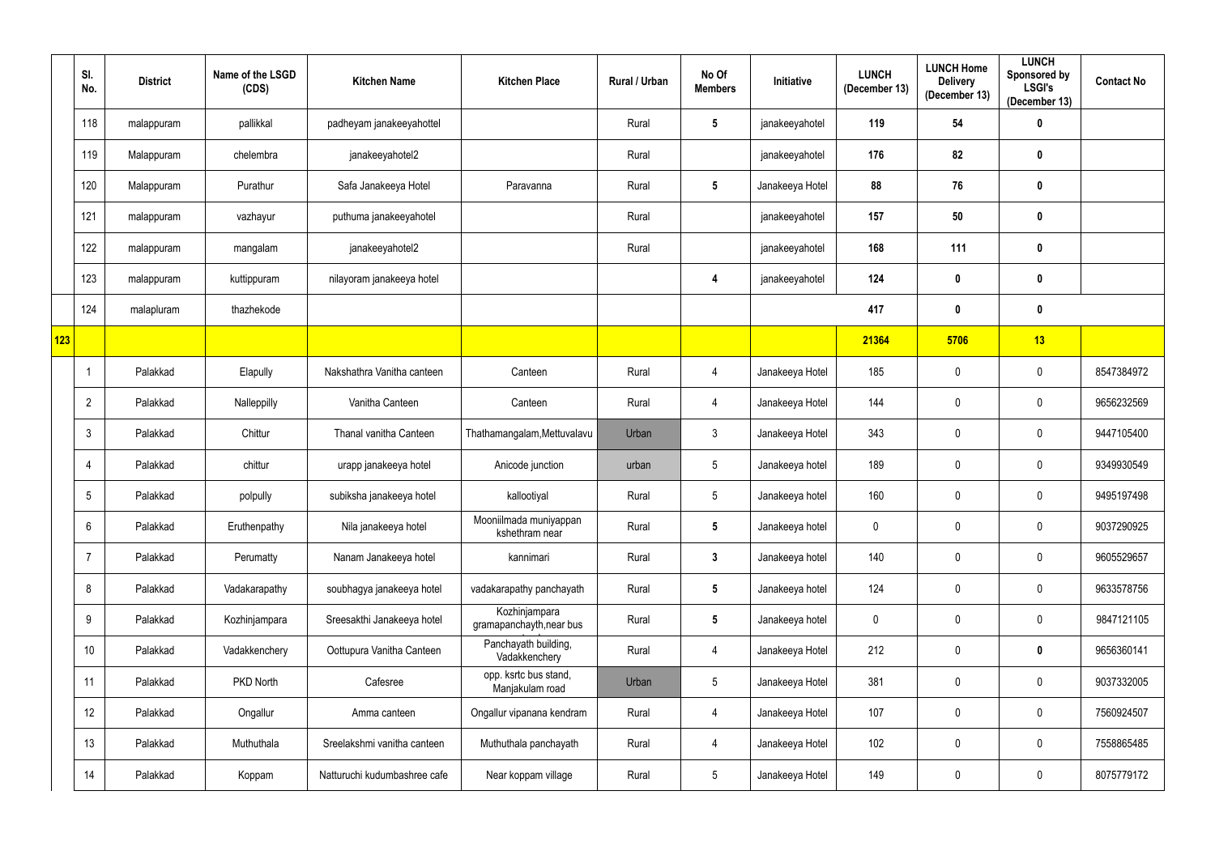| | Sl. No. | District | Name of the LSGD (CDS) | Kitchen Name | Kitchen Place | Rural / Urban | No Of Members | Initiative | LUNCH (December 13) | LUNCH Home Delivery (December 13) | LUNCH Sponsored by LSGI's (December 13) | Contact No |
|---|---|---|---|---|---|---|---|---|---|---|---|---|
| | 118 | malappuram | pallikkal | padheyam janakeeyahottel | | Rural | 5 | janakeeyahotel | 119 | 54 | 0 | |
| | 119 | Malappuram | chelembra | janakeeyahotel2 | | Rural | | janakeeyahotel | 176 | 82 | 0 | |
| | 120 | Malappuram | Purathur | Safa Janakeeya Hotel | Paravanna | Rural | 5 | Janakeeya Hotel | 88 | 76 | 0 | |
| | 121 | malappuram | vazhayur | puthuma janakeeyahotel | | Rural | | janakeeyahotel | 157 | 50 | 0 | |
| | 122 | malappuram | mangalam | janakeeyahotel2 | | Rural | | janakeeyahotel | 168 | 111 | 0 | |
| | 123 | malappuram | kuttippuram | nilayoram janakeeya hotel | | | 4 | janakeeyahotel | 124 | 0 | 0 | |
| | 124 | malapluram | thazhekode | | | | | | 417 | 0 | 0 | |
| 123 | | | | | | | | | 21364 | 5706 | 13 | |
| | 1 | Palakkad | Elapully | Nakshathra Vanitha canteen | Canteen | Rural | 4 | Janakeeya Hotel | 185 | 0 | 0 | 8547384972 |
| | 2 | Palakkad | Nalleppilly | Vanitha Canteen | Canteen | Rural | 4 | Janakeeya Hotel | 144 | 0 | 0 | 9656232569 |
| | 3 | Palakkad | Chittur | Thanal vanitha Canteen | Thathamangalam,Mettuvalavu | Urban | 3 | Janakeeya Hotel | 343 | 0 | 0 | 9447105400 |
| | 4 | Palakkad | chittur | urapp janakeeya hotel | Anicode junction | urban | 5 | Janakeeya hotel | 189 | 0 | 0 | 9349930549 |
| | 5 | Palakkad | polpully | subiksha janakeeya hotel | kallootiyal | Rural | 5 | Janakeeya hotel | 160 | 0 | 0 | 9495197498 |
| | 6 | Palakkad | Eruthenpathy | Nila janakeeya hotel | Mooniilmada muniyappan kshethram near | Rural | 5 | Janakeeya hotel | 0 | 0 | 0 | 9037290925 |
| | 7 | Palakkad | Perumatty | Nanam Janakeeya hotel | kannimari | Rural | 3 | Janakeeya hotel | 140 | 0 | 0 | 9605529657 |
| | 8 | Palakkad | Vadakarapathy | soubhagya janakeeya hotel | vadakarapathy panchayath | Rural | 5 | Janakeeya hotel | 124 | 0 | 0 | 9633578756 |
| | 9 | Palakkad | Kozhinjampara | Sreesakthi Janakeeya hotel | Kozhinjampara gramapanchayth,near bus | Rural | 5 | Janakeeya hotel | 0 | 0 | 0 | 9847121105 |
| | 10 | Palakkad | Vadakkenchery | Oottupura Vanitha Canteen | Panchayath building, Vadakkenchery | Rural | 4 | Janakeeya Hotel | 212 | 0 | 0 | 9656360141 |
| | 11 | Palakkad | PKD North | Cafesree | opp. ksrtc bus stand, Manjakulam road | Urban | 5 | Janakeeya Hotel | 381 | 0 | 0 | 9037332005 |
| | 12 | Palakkad | Ongallur | Amma canteen | Ongallur vipanana kendram | Rural | 4 | Janakeeya Hotel | 107 | 0 | 0 | 7560924507 |
| | 13 | Palakkad | Muthuthala | Sreelakshmi vanitha canteen | Muthuthala panchayath | Rural | 4 | Janakeeya Hotel | 102 | 0 | 0 | 7558865485 |
| | 14 | Palakkad | Koppam | Natturuchi kudumbashree cafe | Near koppam village | Rural | 5 | Janakeeya Hotel | 149 | 0 | 0 | 8075779172 |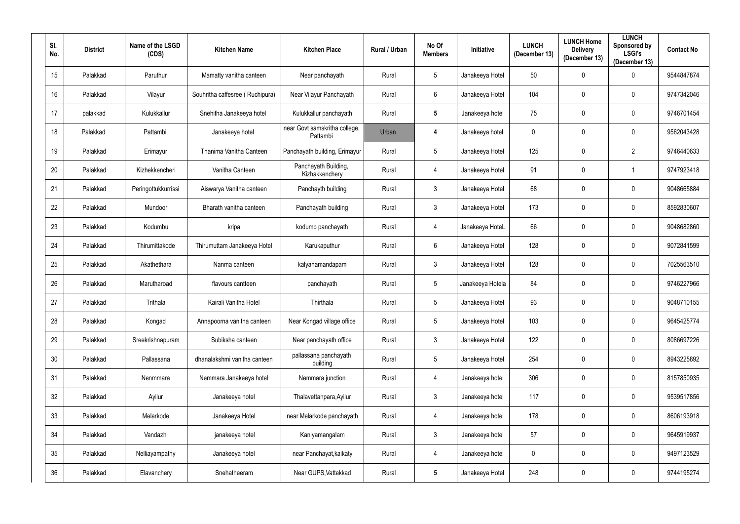| Sl. No. | District | Name of the LSGD (CDS) | Kitchen Name | Kitchen Place | Rural / Urban | No Of Members | Initiative | LUNCH (December 13) | LUNCH Home Delivery (December 13) | LUNCH Sponsored by LSGI's (December 13) | Contact No |
|---|---|---|---|---|---|---|---|---|---|---|---|
| 15 | Palakkad | Paruthur | Mamatty vanitha canteen | Near panchayath | Rural | 5 | Janakeeya Hotel | 50 | 0 | 0 | 9544847874 |
| 16 | Palakkad | Vilayur | Souhritha caffesree ( Ruchipura) | Near Vilayur Panchayath | Rural | 6 | Janakeeya Hotel | 104 | 0 | 0 | 9747342046 |
| 17 | palakkad | Kulukkallur | Snehitha Janakeeya hotel | Kulukkallur panchayath | Rural | **5** | Janakeeya hotel | 75 | 0 | 0 | 9746701454 |
| 18 | Palakkad | Pattambi | Janakeeya hotel | near Govt samskritha college, Pattambi | Urban | **4** | Janakeeya hotel | 0 | 0 | 0 | 9562043428 |
| 19 | Palakkad | Erimayur | Thanima Vanitha Canteen | Panchayath building, Erimayur | Rural | 5 | Janakeeya Hotel | 125 | 0 | 2 | 9746440633 |
| 20 | Palakkad | Kizhekkencheri | Vanitha Canteen | Panchayath Building, Kizhakkenchery | Rural | 4 | Janakeeya Hotel | 91 | 0 | 1 | 9747923418 |
| 21 | Palakkad | Peringottukkurrissi | Aiswarya Vanitha canteen | Panchayth building | Rural | 3 | Janakeeya Hotel | 68 | 0 | 0 | 9048665884 |
| 22 | Palakkad | Mundoor | Bharath vanitha canteen | Panchayath building | Rural | 3 | Janakeeya Hotel | 173 | 0 | 0 | 8592830607 |
| 23 | Palakkad | Kodumbu | kripa | kodumb panchayath | Rural | 4 | Janakeeya HoteL | 66 | 0 | 0 | 9048682860 |
| 24 | Palakkad | Thirumittakode | Thirumuttam Janakeeya Hotel | Karukaputhur | Rural | 6 | Janakeeya Hotel | 128 | 0 | 0 | 9072841599 |
| 25 | Palakkad | Akathethara | Nanma canteen | kalyanamandapam | Rural | 3 | Janakeeya Hotel | 128 | 0 | 0 | 7025563510 |
| 26 | Palakkad | Marutharoad | flavours cantteen | panchayath | Rural | 5 | Janakeeya Hotela | 84 | 0 | 0 | 9746227966 |
| 27 | Palakkad | Trithala | Kairali Vanitha Hotel | Thirthala | Rural | 5 | Janakeeya Hotel | 93 | 0 | 0 | 9048710155 |
| 28 | Palakkad | Kongad | Annapoorna vanitha canteen | Near Kongad village office | Rural | 5 | Janakeeya Hotel | 103 | 0 | 0 | 9645425774 |
| 29 | Palakkad | Sreekrishnapuram | Subiksha canteen | Near panchayath office | Rural | 3 | Janakeeya Hotel | 122 | 0 | 0 | 8086697226 |
| 30 | Palakkad | Pallassana | dhanalakshmi vanitha canteen | pallassana panchayath building | Rural | 5 | Janakeeya Hotel | 254 | 0 | 0 | 8943225892 |
| 31 | Palakkad | Nenmmara | Nemmara Janakeeya hotel | Nemmara junction | Rural | 4 | Janakeeya hotel | 306 | 0 | 0 | 8157850935 |
| 32 | Palakkad | Ayilur | Janakeeya hotel | Thalavettanpara,Ayilur | Rural | 3 | Janakeeya hotel | 117 | 0 | 0 | 9539517856 |
| 33 | Palakkad | Melarkode | Janakeeya Hotel | near Melarkode panchayath | Rural | 4 | Janakeeya hotel | 178 | 0 | 0 | 8606193918 |
| 34 | Palakkad | Vandazhi | janakeeya hotel | Kaniyamangalam | Rural | 3 | Janakeeya hotel | 57 | 0 | 0 | 9645919937 |
| 35 | Palakkad | Nelliayampathy | Janakeeya hotel | near Panchayat,kaikaty | Rural | 4 | Janakeeya hotel | 0 | 0 | 0 | 9497123529 |
| 36 | Palakkad | Elavanchery | Snehatheeram | Near GUPS,Vattekkad | Rural | **5** | Janakeeya Hotel | 248 | 0 | 0 | 9744195274 |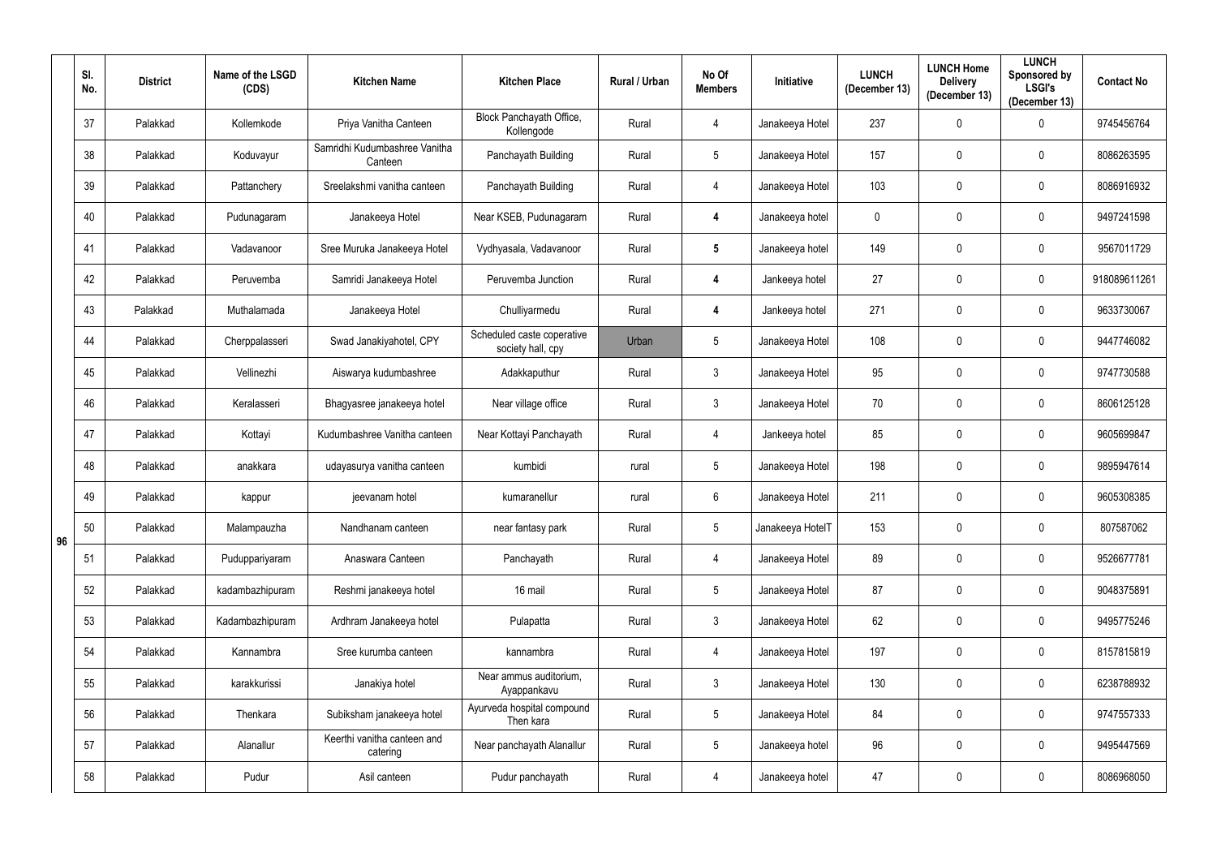| | Sl. No. | District | Name of the LSGD (CDS) | Kitchen Name | Kitchen Place | Rural / Urban | No Of Members | Initiative | LUNCH (December 13) | LUNCH Home Delivery (December 13) | LUNCH Sponsored by LSGI's (December 13) | Contact No |
|---|---|---|---|---|---|---|---|---|---|---|---|---|
| 96 | 37 | Palakkad | Kollemkode | Priya Vanitha Canteen | Block Panchayath Office, Kollengode | Rural | 4 | Janakeeya Hotel | 237 | 0 | 0 | 9745456764 |
| | 38 | Palakkad | Koduvayur | Samridhi Kudumbashree Vanitha Canteen | Panchayath Building | Rural | 5 | Janakeeya Hotel | 157 | 0 | 0 | 8086263595 |
| | 39 | Palakkad | Pattanchery | Sreelakshmi vanitha canteen | Panchayath Building | Rural | 4 | Janakeeya Hotel | 103 | 0 | 0 | 8086916932 |
| | 40 | Palakkad | Pudunagaram | Janakeeya Hotel | Near KSEB, Pudunagaram | Rural | 4 | Janakeeya hotel | 0 | 0 | 0 | 9497241598 |
| | 41 | Palakkad | Vadavanoor | Sree Muruka Janakeeya Hotel | Vydhyasala, Vadavanoor | Rural | 5 | Janakeeya hotel | 149 | 0 | 0 | 9567011729 |
| | 42 | Palakkad | Peruvemba | Samridi Janakeeya Hotel | Peruvemba Junction | Rural | 4 | Jankeeya hotel | 27 | 0 | 0 | 918089611261 |
| | 43 | Palakkad | Muthalamada | Janakeeya Hotel | Chulliyarmedu | Rural | 4 | Jankeeya hotel | 271 | 0 | 0 | 9633730067 |
| | 44 | Palakkad | Cherppalasseri | Swad Janakiyahotel, CPY | Scheduled caste coperative society hall, cpy | Urban | 5 | Janakeeya Hotel | 108 | 0 | 0 | 9447746082 |
| | 45 | Palakkad | Vellinezhi | Aiswarya kudumbashree | Adakkaputhur | Rural | 3 | Janakeeya Hotel | 95 | 0 | 0 | 9747730588 |
| | 46 | Palakkad | Keralasseri | Bhagyasree janakeeya hotel | Near village office | Rural | 3 | Janakeeya Hotel | 70 | 0 | 0 | 8606125128 |
| | 47 | Palakkad | Kottayi | Kudumbashree Vanitha canteen | Near Kottayi Panchayath | Rural | 4 | Jankeeya hotel | 85 | 0 | 0 | 9605699847 |
| | 48 | Palakkad | anakkara | udayasurya vanitha canteen | kumbidi | rural | 5 | Janakeeya Hotel | 198 | 0 | 0 | 9895947614 |
| | 49 | Palakkad | kappur | jeevanam hotel | kumaranellur | rural | 6 | Janakeeya Hotel | 211 | 0 | 0 | 9605308385 |
| | 50 | Palakkad | Malampauzha | Nandhanam canteen | near fantasy park | Rural | 5 | Janakeeya HotelT | 153 | 0 | 0 | 807587062 |
| | 51 | Palakkad | Puduppariyaram | Anaswara Canteen | Panchayath | Rural | 4 | Janakeeya Hotel | 89 | 0 | 0 | 9526677781 |
| | 52 | Palakkad | kadambazhipuram | Reshmi janakeeya hotel | 16 mail | Rural | 5 | Janakeeya Hotel | 87 | 0 | 0 | 9048375891 |
| | 53 | Palakkad | Kadambazhipuram | Ardhram Janakeeya hotel | Pulapatta | Rural | 3 | Janakeeya Hotel | 62 | 0 | 0 | 9495775246 |
| | 54 | Palakkad | Kannambra | Sree kurumba canteen | kannambra | Rural | 4 | Janakeeya Hotel | 197 | 0 | 0 | 8157815819 |
| | 55 | Palakkad | karakkurissi | Janakiya hotel | Near ammus auditorium, Ayappankavu | Rural | 3 | Janakeeya Hotel | 130 | 0 | 0 | 6238788932 |
| | 56 | Palakkad | Thenkara | Subiksham janakeeya hotel | Ayurveda hospital compound Then kara | Rural | 5 | Janakeeya Hotel | 84 | 0 | 0 | 9747557333 |
| | 57 | Palakkad | Alanallur | Keerthi vanitha canteen and catering | Near panchayath Alanallur | Rural | 5 | Janakeeya hotel | 96 | 0 | 0 | 9495447569 |
| | 58 | Palakkad | Pudur | Asil canteen | Pudur panchayath | Rural | 4 | Janakeeya hotel | 47 | 0 | 0 | 8086968050 |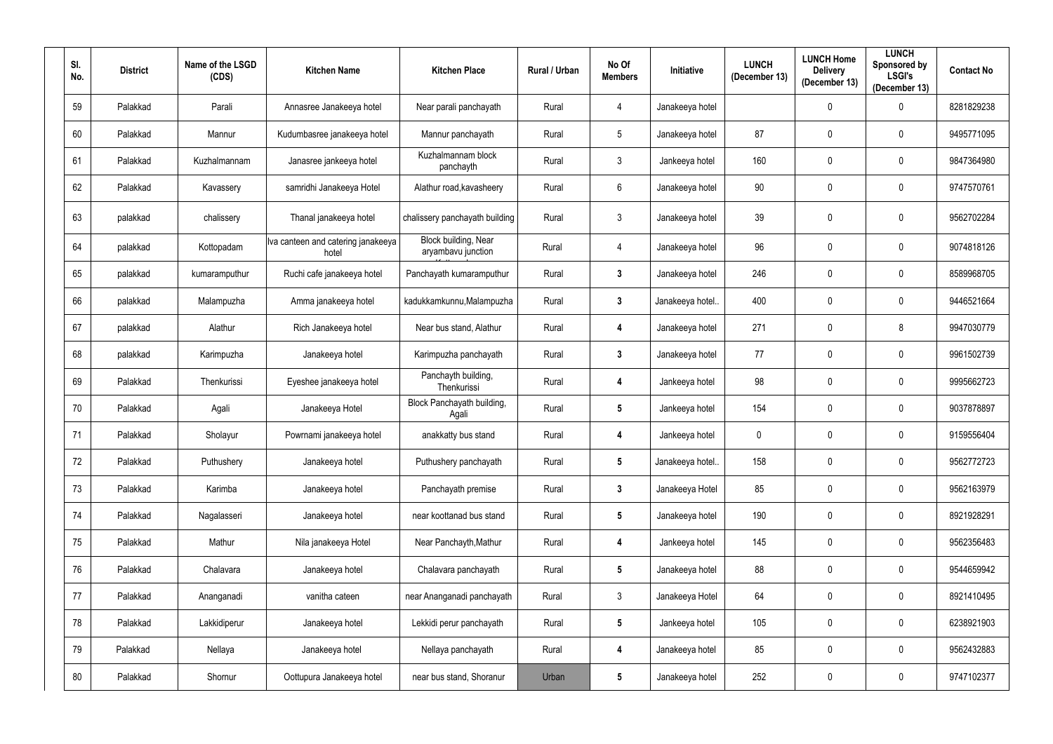| Sl. No. | District | Name of the LSGD (CDS) | Kitchen Name | Kitchen Place | Rural / Urban | No Of Members | Initiative | LUNCH (December 13) | LUNCH Home Delivery (December 13) | LUNCH Sponsored by LSGI's (December 13) | Contact No |
|---|---|---|---|---|---|---|---|---|---|---|---|
| 59 | Palakkad | Parali | Annasree Janakeeya hotel | Near parali panchayath | Rural | 4 | Janakeeya hotel | | 0 | 0 | 8281829238 |
| 60 | Palakkad | Mannur | Kudumbasree janakeeya hotel | Mannur panchayath | Rural | 5 | Janakeeya hotel | 87 | 0 | 0 | 9495771095 |
| 61 | Palakkad | Kuzhalmannam | Janasree jankeeya hotel | Kuzhalmannam block panchayth | Rural | 3 | Jankeeya hotel | 160 | 0 | 0 | 9847364980 |
| 62 | Palakkad | Kavassery | samridhi Janakeeya Hotel | Alathur road,kavasheery | Rural | 6 | Janakeeya hotel | 90 | 0 | 0 | 9747570761 |
| 63 | palakkad | chalissery | Thanal janakeeya hotel | chalissery panchayath building | Rural | 3 | Janakeeya hotel | 39 | 0 | 0 | 9562702284 |
| 64 | palakkad | Kottopadam | Iva canteen and catering janakeeya hotel | Block building, Near aryambavu junction | Rural | 4 | Janakeeya hotel | 96 | 0 | 0 | 9074818126 |
| 65 | palakkad | kumaramputhur | Ruchi cafe janakeeya hotel | Panchayath kumaramputhur | Rural | 3 | Janakeeya hotel | 246 | 0 | 0 | 8589968705 |
| 66 | palakkad | Malampuzha | Amma janakeeya hotel | kadukkamkunnu,Malampuzha | Rural | 3 | Janakeeya hotel.. | 400 | 0 | 0 | 9446521664 |
| 67 | palakkad | Alathur | Rich Janakeeya hotel | Near bus stand, Alathur | Rural | 4 | Janakeeya hotel | 271 | 0 | 8 | 9947030779 |
| 68 | palakkad | Karimpuzha | Janakeeya hotel | Karimpuzha panchayath | Rural | 3 | Janakeeya hotel | 77 | 0 | 0 | 9961502739 |
| 69 | Palakkad | Thenkurissi | Eyeshee janakeeya hotel | Panchayth building, Thenkurissi | Rural | 4 | Jankeeya hotel | 98 | 0 | 0 | 9995662723 |
| 70 | Palakkad | Agali | Janakeeya Hotel | Block Panchayath building, Agali | Rural | 5 | Jankeeya hotel | 154 | 0 | 0 | 9037878897 |
| 71 | Palakkad | Sholayur | Powrnami janakeeya hotel | anakkatty bus stand | Rural | 4 | Jankeeya hotel | 0 | 0 | 0 | 9159556404 |
| 72 | Palakkad | Puthushery | Janakeeya hotel | Puthushery panchayath | Rural | 5 | Janakeeya hotel.. | 158 | 0 | 0 | 9562772723 |
| 73 | Palakkad | Karimba | Janakeeya hotel | Panchayath premise | Rural | 3 | Janakeeya Hotel | 85 | 0 | 0 | 9562163979 |
| 74 | Palakkad | Nagalasseri | Janakeeya hotel | near koottanad bus stand | Rural | 5 | Janakeeya hotel | 190 | 0 | 0 | 8921928291 |
| 75 | Palakkad | Mathur | Nila janakeeya Hotel | Near Panchayth,Mathur | Rural | 4 | Jankeeya hotel | 145 | 0 | 0 | 9562356483 |
| 76 | Palakkad | Chalavara | Janakeeya hotel | Chalavara panchayath | Rural | 5 | Janakeeya hotel | 88 | 0 | 0 | 9544659942 |
| 77 | Palakkad | Ananganadi | vanitha cateen | near Ananganadi panchayath | Rural | 3 | Janakeeya Hotel | 64 | 0 | 0 | 8921410495 |
| 78 | Palakkad | Lakkidiperur | Janakeeya hotel | Lekkidi perur panchayath | Rural | 5 | Jankeeya hotel | 105 | 0 | 0 | 6238921903 |
| 79 | Palakkad | Nellaya | Janakeeya hotel | Nellaya panchayath | Rural | 4 | Janakeeya hotel | 85 | 0 | 0 | 9562432883 |
| 80 | Palakkad | Shornur | Oottupura Janakeeya hotel | near bus stand, Shoranur | Urban | 5 | Janakeeya hotel | 252 | 0 | 0 | 9747102377 |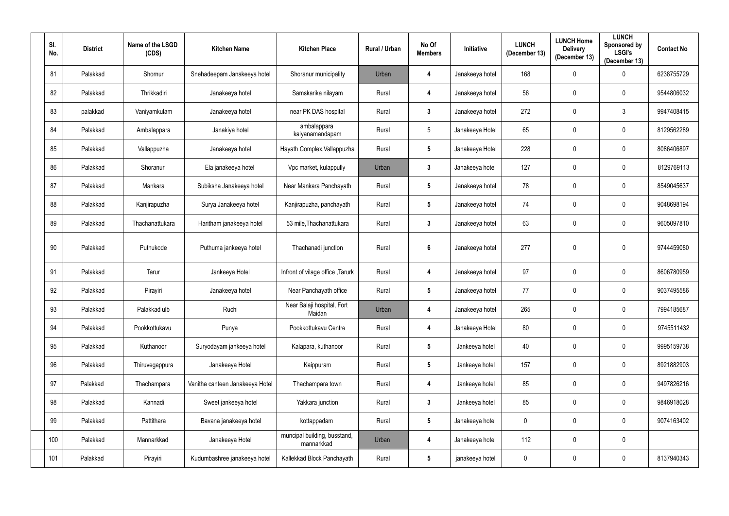| Sl. No. | District | Name of the LSGD (CDS) | Kitchen Name | Kitchen Place | Rural / Urban | No Of Members | Initiative | LUNCH (December 13) | LUNCH Home Delivery (December 13) | LUNCH Sponsored by LSGI's (December 13) | Contact No |
|---|---|---|---|---|---|---|---|---|---|---|---|
| 81 | Palakkad | Shornur | Snehadeepam Janakeeya hotel | Shoranur municipality | Urban | 4 | Janakeeya hotel | 168 | 0 | 0 | 6238755729 |
| 82 | Palakkad | Thrikkadiri | Janakeeya hotel | Samskarika nilayam | Rural | 4 | Janakeeya hotel | 56 | 0 | 0 | 9544806032 |
| 83 | palakkad | Vaniyamkulam | Janakeeya hotel | near PK DAS hospital | Rural | 3 | Janakeeya hotel | 272 | 0 | 3 | 9947408415 |
| 84 | Palakkad | Ambalappara | Janakiya hotel | ambalappara kalyanamandapam | Rural | 5 | Janakeeya Hotel | 65 | 0 | 0 | 8129562289 |
| 85 | Palakkad | Vallappuzha | Janakeeya hotel | Hayath Complex,Vallappuzha | Rural | 5 | Janakeeya Hotel | 228 | 0 | 0 | 8086406897 |
| 86 | Palakkad | Shoranur | Ela janakeeya hotel | Vpc market, kulappully | Urban | 3 | Janakeeya hotel | 127 | 0 | 0 | 8129769113 |
| 87 | Palakkad | Mankara | Subiksha Janakeeya hotel | Near Mankara Panchayath | Rural | 5 | Janakeeya hotel | 78 | 0 | 0 | 8549045637 |
| 88 | Palakkad | Kanjirapuzha | Surya Janakeeya hotel | Kanjirapuzha, panchayath | Rural | 5 | Janakeeya hotel | 74 | 0 | 0 | 9048698194 |
| 89 | Palakkad | Thachanattukara | Haritham janakeeya hotel | 53 mile,Thachanattukara | Rural | 3 | Janakeeya hotel | 63 | 0 | 0 | 9605097810 |
| 90 | Palakkad | Puthukode | Puthuma jankeeya hotel | Thachanadi junction | Rural | 6 | Janakeeya hotel | 277 | 0 | 0 | 9744459080 |
| 91 | Palakkad | Tarur | Jankeeya Hotel | Infront of vilage office ,Tarurk | Rural | 4 | Janakeeya hotel | 97 | 0 | 0 | 8606780959 |
| 92 | Palakkad | Pirayiri | Janakeeya hotel | Near Panchayath office | Rural | 5 | Janakeeya hotel | 77 | 0 | 0 | 9037495586 |
| 93 | Palakkad | Palakkad ulb | Ruchi | Near Balaji hospital, Fort Maidan | Urban | 4 | Janakeeya hotel | 265 | 0 | 0 | 7994185687 |
| 94 | Palakkad | Pookkottukavu | Punya | Pookkottukavu Centre | Rural | 4 | Janakeeya Hotel | 80 | 0 | 0 | 9745511432 |
| 95 | Palakkad | Kuthanoor | Suryodayam jankeeya hotel | Kalapara, kuthanoor | Rural | 5 | Jankeeya hotel | 40 | 0 | 0 | 9995159738 |
| 96 | Palakkad | Thiruvegappura | Janakeeya Hotel | Kaippuram | Rural | 5 | Jankeeya hotel | 157 | 0 | 0 | 8921882903 |
| 97 | Palakkad | Thachampara | Vanitha canteen Janakeeya Hotel | Thachampara town | Rural | 4 | Jankeeya hotel | 85 | 0 | 0 | 9497826216 |
| 98 | Palakkad | Kannadi | Sweet jankeeya hotel | Yakkara junction | Rural | 3 | Jankeeya hotel | 85 | 0 | 0 | 9846918028 |
| 99 | Palakkad | Pattithara | Bavana janakeeya hotel | kottappadam | Rural | 5 | Janakeeya hotel | 0 | 0 | 0 | 9074163402 |
| 100 | Palakkad | Mannarkkad | Janakeeya Hotel | muncipal building, busstand, mannarkkad | Urban | 4 | Janakeeya hotel | 112 | 0 | 0 | |
| 101 | Palakkad | Pirayiri | Kudumbashree janakeeya hotel | Kallekkad Block Panchayath | Rural | 5 | janakeeya hotel | 0 | 0 | 0 | 8137940343 |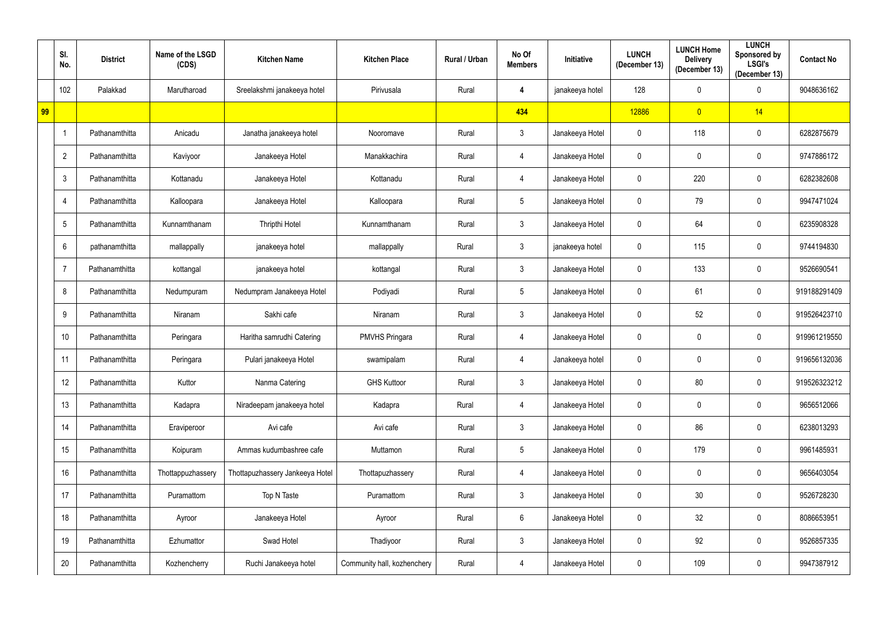| | Sl. No. | District | Name of the LSGD (CDS) | Kitchen Name | Kitchen Place | Rural / Urban | No Of Members | Initiative | LUNCH (December 13) | LUNCH Home Delivery (December 13) | LUNCH Sponsored by LSGI's (December 13) | Contact No |
|---|---|---|---|---|---|---|---|---|---|---|---|---|
| | 102 | Palakkad | Marutharoad | Sreelakshmi janakeeya hotel | Pirivusala | Rural | 4 | janakeeya hotel | 128 | 0 | 0 | 9048636162 |
| 99 | | | | | | | 434 | | 12886 | 0 | 14 | |
| | 1 | Pathanamthitta | Anicadu | Janatha janakeeya hotel | Nooromave | Rural | 3 | Janakeeya Hotel | 0 | 118 | 0 | 6282875679 |
| | 2 | Pathanamthitta | Kaviyoor | Janakeeya Hotel | Manakkachira | Rural | 4 | Janakeeya Hotel | 0 | 0 | 0 | 9747886172 |
| | 3 | Pathanamthitta | Kottanadu | Janakeeya Hotel | Kottanadu | Rural | 4 | Janakeeya Hotel | 0 | 220 | 0 | 6282382608 |
| | 4 | Pathanamthitta | Kalloopara | Janakeeya Hotel | Kalloopara | Rural | 5 | Janakeeya Hotel | 0 | 79 | 0 | 9947471024 |
| | 5 | Pathanamthitta | Kunnamthanam | Thripthi Hotel | Kunnamthanam | Rural | 3 | Janakeeya Hotel | 0 | 64 | 0 | 6235908328 |
| | 6 | pathanamthitta | mallappally | janakeeya hotel | mallappally | Rural | 3 | janakeeya hotel | 0 | 115 | 0 | 9744194830 |
| | 7 | Pathanamthitta | kottangal | janakeeya hotel | kottangal | Rural | 3 | Janakeeya Hotel | 0 | 133 | 0 | 9526690541 |
| | 8 | Pathanamthitta | Nedumpuram | Nedumpram Janakeeya Hotel | Podiyadi | Rural | 5 | Janakeeya Hotel | 0 | 61 | 0 | 919188291409 |
| | 9 | Pathanamthitta | Niranam | Sakhi cafe | Niranam | Rural | 3 | Janakeeya Hotel | 0 | 52 | 0 | 919526423710 |
| | 10 | Pathanamthitta | Peringara | Haritha samrudhi Catering | PMVHS Pringara | Rural | 4 | Janakeeya Hotel | 0 | 0 | 0 | 919961219550 |
| | 11 | Pathanamthitta | Peringara | Pulari janakeeya Hotel | swamipalam | Rural | 4 | Janakeeya hotel | 0 | 0 | 0 | 919656132036 |
| | 12 | Pathanamthitta | Kuttor | Nanma Catering | GHS Kuttoor | Rural | 3 | Janakeeya Hotel | 0 | 80 | 0 | 919526323212 |
| | 13 | Pathanamthitta | Kadapra | Niradeepam janakeeya hotel | Kadapra | Rural | 4 | Janakeeya Hotel | 0 | 0 | 0 | 9656512066 |
| | 14 | Pathanamthitta | Eraviperoor | Avi cafe | Avi cafe | Rural | 3 | Janakeeya Hotel | 0 | 86 | 0 | 6238013293 |
| | 15 | Pathanamthitta | Koipuram | Ammas kudumbashree cafe | Muttamon | Rural | 5 | Janakeeya Hotel | 0 | 179 | 0 | 9961485931 |
| | 16 | Pathanamthitta | Thottappuzhassery | Thottapuzhassery Jankeeya Hotel | Thottapuzhassery | Rural | 4 | Janakeeya Hotel | 0 | 0 | 0 | 9656403054 |
| | 17 | Pathanamthitta | Puramattom | Top N Taste | Puramattom | Rural | 3 | Janakeeya Hotel | 0 | 30 | 0 | 9526728230 |
| | 18 | Pathanamthitta | Ayroor | Janakeeya Hotel | Ayroor | Rural | 6 | Janakeeya Hotel | 0 | 32 | 0 | 8086653951 |
| | 19 | Pathanamthitta | Ezhumattor | Swad Hotel | Thadiyoor | Rural | 3 | Janakeeya Hotel | 0 | 92 | 0 | 9526857335 |
| | 20 | Pathanamthitta | Kozhencherry | Ruchi Janakeeya hotel | Community hall, kozhenchery | Rural | 4 | Janakeeya Hotel | 0 | 109 | 0 | 9947387912 |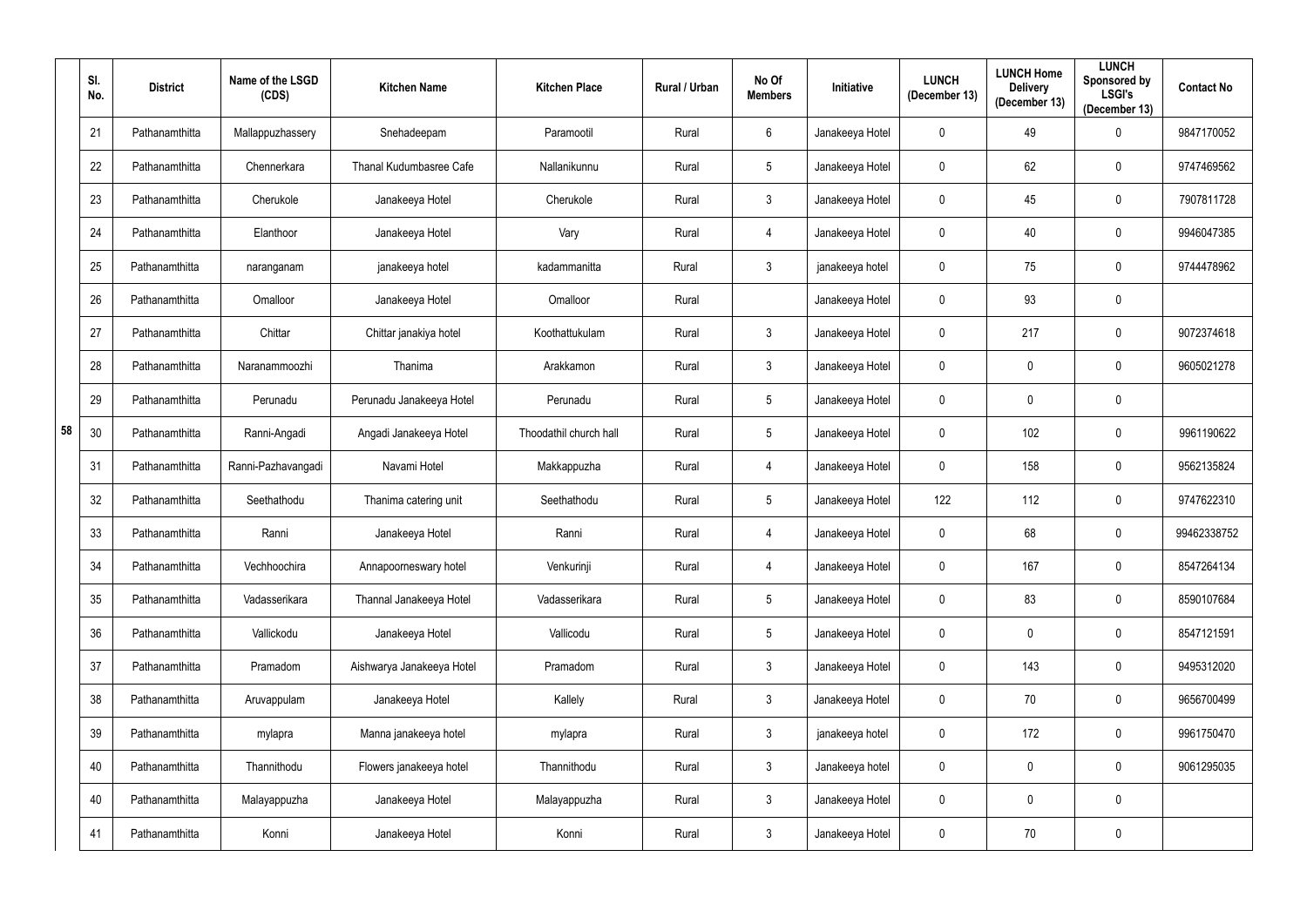| | Sl. No. | District | Name of the LSGD (CDS) | Kitchen Name | Kitchen Place | Rural / Urban | No Of Members | Initiative | LUNCH (December 13) | LUNCH Home Delivery (December 13) | LUNCH Sponsored by LSGI's (December 13) | Contact No |
|---|---|---|---|---|---|---|---|---|---|---|---|---|
| 58 | 21 | Pathanamthitta | Mallappuzhassery | Snehadeepam | Paramootil | Rural | 6 | Janakeeya Hotel | 0 | 49 | 0 | 9847170052 |
| | 22 | Pathanamthitta | Chennerkara | Thanal Kudumbasree Cafe | Nallanikunnu | Rural | 5 | Janakeeya Hotel | 0 | 62 | 0 | 9747469562 |
| | 23 | Pathanamthitta | Cherukole | Janakeeya Hotel | Cherukole | Rural | 3 | Janakeeya Hotel | 0 | 45 | 0 | 7907811728 |
| | 24 | Pathanamthitta | Elanthoor | Janakeeya Hotel | Vary | Rural | 4 | Janakeeya Hotel | 0 | 40 | 0 | 9946047385 |
| | 25 | Pathanamthitta | naranganam | janakeeya hotel | kadammanitta | Rural | 3 | janakeeya hotel | 0 | 75 | 0 | 9744478962 |
| | 26 | Pathanamthitta | Omalloor | Janakeeya Hotel | Omalloor | Rural | | Janakeeya Hotel | 0 | 93 | 0 | |
| | 27 | Pathanamthitta | Chittar | Chittar janakiya hotel | Koothattukulam | Rural | 3 | Janakeeya Hotel | 0 | 217 | 0 | 9072374618 |
| | 28 | Pathanamthitta | Naranammoozhi | Thanima | Arakkamon | Rural | 3 | Janakeeya Hotel | 0 | 0 | 0 | 9605021278 |
| | 29 | Pathanamthitta | Perunadu | Perunadu Janakeeya Hotel | Perunadu | Rural | 5 | Janakeeya Hotel | 0 | 0 | 0 | |
| | 30 | Pathanamthitta | Ranni-Angadi | Angadi Janakeeya Hotel | Thoodathil church hall | Rural | 5 | Janakeeya Hotel | 0 | 102 | 0 | 9961190622 |
| | 31 | Pathanamthitta | Ranni-Pazhavangadi | Navami Hotel | Makkappuzha | Rural | 4 | Janakeeya Hotel | 0 | 158 | 0 | 9562135824 |
| | 32 | Pathanamthitta | Seethathodu | Thanima catering unit | Seethathodu | Rural | 5 | Janakeeya Hotel | 122 | 112 | 0 | 9747622310 |
| | 33 | Pathanamthitta | Ranni | Janakeeya Hotel | Ranni | Rural | 4 | Janakeeya Hotel | 0 | 68 | 0 | 99462338752 |
| | 34 | Pathanamthitta | Vechhoochira | Annapoorneswary hotel | Venkurinji | Rural | 4 | Janakeeya Hotel | 0 | 167 | 0 | 8547264134 |
| | 35 | Pathanamthitta | Vadasserikara | Thannal Janakeeya Hotel | Vadasserikara | Rural | 5 | Janakeeya Hotel | 0 | 83 | 0 | 8590107684 |
| | 36 | Pathanamthitta | Vallickodu | Janakeeya Hotel | Vallicodu | Rural | 5 | Janakeeya Hotel | 0 | 0 | 0 | 8547121591 |
| | 37 | Pathanamthitta | Pramadom | Aishwarya Janakeeya Hotel | Pramadom | Rural | 3 | Janakeeya Hotel | 0 | 143 | 0 | 9495312020 |
| | 38 | Pathanamthitta | Aruvappulam | Janakeeya Hotel | Kallely | Rural | 3 | Janakeeya Hotel | 0 | 70 | 0 | 9656700499 |
| | 39 | Pathanamthitta | mylapra | Manna janakeeya hotel | mylapra | Rural | 3 | janakeeya hotel | 0 | 172 | 0 | 9961750470 |
| | 40 | Pathanamthitta | Thannithodu | Flowers janakeeya hotel | Thannithodu | Rural | 3 | Janakeeya hotel | 0 | 0 | 0 | 9061295035 |
| | 40 | Pathanamthitta | Malayappuzha | Janakeeya Hotel | Malayappuzha | Rural | 3 | Janakeeya Hotel | 0 | 0 | 0 | |
| | 41 | Pathanamthitta | Konni | Janakeeya Hotel | Konni | Rural | 3 | Janakeeya Hotel | 0 | 70 | 0 | |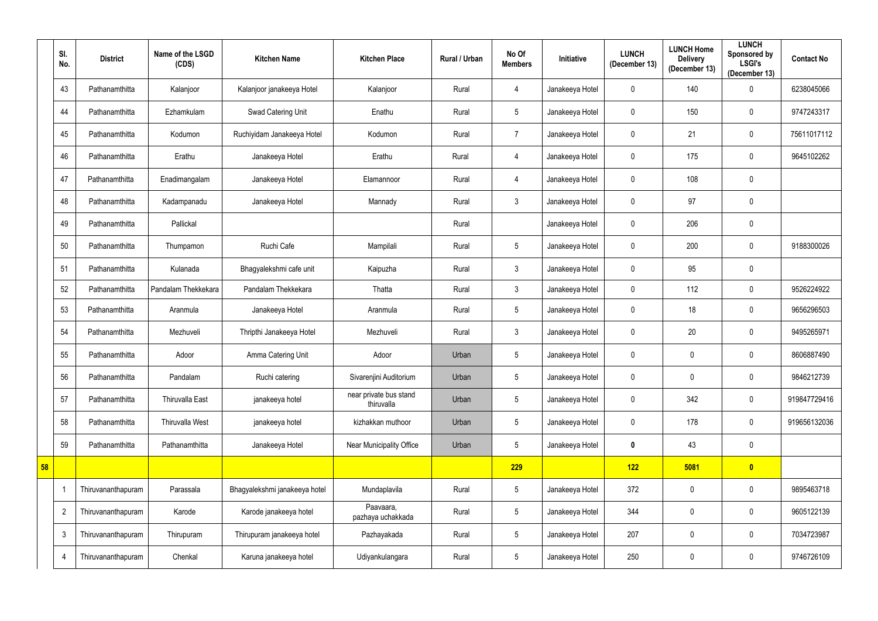| | Sl. No. | District | Name of the LSGD (CDS) | Kitchen Name | Kitchen Place | Rural / Urban | No Of Members | Initiative | LUNCH (December 13) | LUNCH Home Delivery (December 13) | LUNCH Sponsored by LSGI's (December 13) | Contact No |
|---|---|---|---|---|---|---|---|---|---|---|---|---|
| | 43 | Pathanamthitta | Kalanjoor | Kalanjoor janakeeya Hotel | Kalanjoor | Rural | 4 | Janakeeya Hotel | 0 | 140 | 0 | 6238045066 |
| | 44 | Pathanamthitta | Ezhamkulam | Swad Catering Unit | Enathu | Rural | 5 | Janakeeya Hotel | 0 | 150 | 0 | 9747243317 |
| | 45 | Pathanamthitta | Kodumon | Ruchiyidam Janakeeya Hotel | Kodumon | Rural | 7 | Janakeeya Hotel | 0 | 21 | 0 | 75611017112 |
| | 46 | Pathanamthitta | Erathu | Janakeeya Hotel | Erathu | Rural | 4 | Janakeeya Hotel | 0 | 175 | 0 | 9645102262 |
| | 47 | Pathanamthitta | Enadimangalam | Janakeeya Hotel | Elamannoor | Rural | 4 | Janakeeya Hotel | 0 | 108 | 0 | |
| | 48 | Pathanamthitta | Kadampanadu | Janakeeya Hotel | Mannady | Rural | 3 | Janakeeya Hotel | 0 | 97 | 0 | |
| | 49 | Pathanamthitta | Pallickal | | | Rural | | Janakeeya Hotel | 0 | 206 | 0 | |
| | 50 | Pathanamthitta | Thumpamon | Ruchi Cafe | Mampilali | Rural | 5 | Janakeeya Hotel | 0 | 200 | 0 | 9188300026 |
| | 51 | Pathanamthitta | Kulanada | Bhagyalekshmi cafe unit | Kaipuzha | Rural | 3 | Janakeeya Hotel | 0 | 95 | 0 | |
| | 52 | Pathanamthitta | Pandalam Thekkekara | Pandalam Thekkekara | Thatta | Rural | 3 | Janakeeya Hotel | 0 | 112 | 0 | 9526224922 |
| | 53 | Pathanamthitta | Aranmula | Janakeeya Hotel | Aranmula | Rural | 5 | Janakeeya Hotel | 0 | 18 | 0 | 9656296503 |
| | 54 | Pathanamthitta | Mezhuveli | Thripthi Janakeeya Hotel | Mezhuveli | Rural | 3 | Janakeeya Hotel | 0 | 20 | 0 | 9495265971 |
| | 55 | Pathanamthitta | Adoor | Amma Catering Unit | Adoor | Urban | 5 | Janakeeya Hotel | 0 | 0 | 0 | 8606887490 |
| | 56 | Pathanamthitta | Pandalam | Ruchi catering | Sivarenjini Auditorium | Urban | 5 | Janakeeya Hotel | 0 | 0 | 0 | 9846212739 |
| | 57 | Pathanamthitta | Thiruvalla East | janakeeya hotel | near private bus stand thiruvalla | Urban | 5 | Janakeeya Hotel | 0 | 342 | 0 | 919847729416 |
| | 58 | Pathanamthitta | Thiruvalla West | janakeeya hotel | kizhakkan muthoor | Urban | 5 | Janakeeya Hotel | 0 | 178 | 0 | 919656132036 |
| | 59 | Pathanamthitta | Pathanamthitta | Janakeeya Hotel | Near Municipality Office | Urban | 5 | Janakeeya Hotel | **0** | 43 | 0 | |
| **58** | | | | | | | **229** | | **122** | **5081** | **0** | |
| | 1 | Thiruvananthapuram | Parassala | Bhagyalekshmi janakeeya hotel | Mundaplavila | Rural | 5 | Janakeeya Hotel | 372 | 0 | 0 | 9895463718 |
| | 2 | Thiruvananthapuram | Karode | Karode janakeeya hotel | Paavaara, pazhaya uchakkada | Rural | 5 | Janakeeya Hotel | 344 | 0 | 0 | 9605122139 |
| | 3 | Thiruvananthapuram | Thirupuram | Thirupuram janakeeya hotel | Pazhayakada | Rural | 5 | Janakeeya Hotel | 207 | 0 | 0 | 7034723987 |
| | 4 | Thiruvananthapuram | Chenkal | Karuna janakeeya hotel | Udiyankulangara | Rural | 5 | Janakeeya Hotel | 250 | 0 | 0 | 9746726109 |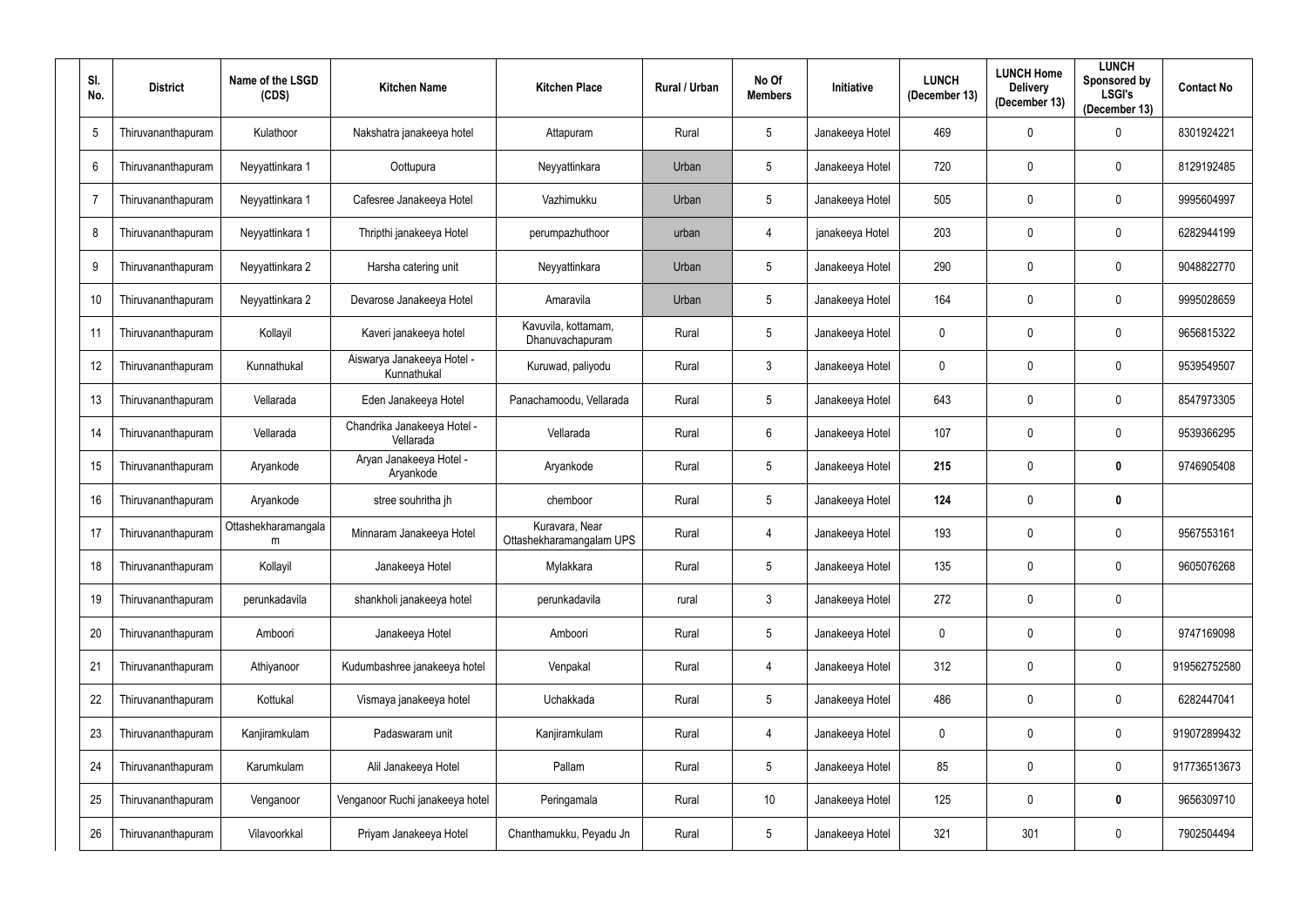| Sl. No. | District | Name of the LSGD (CDS) | Kitchen Name | Kitchen Place | Rural / Urban | No Of Members | Initiative | LUNCH (December 13) | LUNCH Home Delivery (December 13) | LUNCH Sponsored by LSGI's (December 13) | Contact No |
|---|---|---|---|---|---|---|---|---|---|---|---|
| 5 | Thiruvananthapuram | Kulathoor | Nakshatra janakeeya hotel | Attapuram | Rural | 5 | Janakeeya Hotel | 469 | 0 | 0 | 8301924221 |
| 6 | Thiruvananthapuram | Neyyattinkara 1 | Oottupura | Neyyattinkara | Urban | 5 | Janakeeya Hotel | 720 | 0 | 0 | 8129192485 |
| 7 | Thiruvananthapuram | Neyyattinkara 1 | Cafesree Janakeeya Hotel | Vazhimukku | Urban | 5 | Janakeeya Hotel | 505 | 0 | 0 | 9995604997 |
| 8 | Thiruvananthapuram | Neyyattinkara 1 | Thripthi janakeeya Hotel | perumpazhuthoor | urban | 4 | janakeeya Hotel | 203 | 0 | 0 | 6282944199 |
| 9 | Thiruvananthapuram | Neyyattinkara 2 | Harsha catering unit | Neyyattinkara | Urban | 5 | Janakeeya Hotel | 290 | 0 | 0 | 9048822770 |
| 10 | Thiruvananthapuram | Neyyattinkara 2 | Devarose Janakeeya Hotel | Amaravila | Urban | 5 | Janakeeya Hotel | 164 | 0 | 0 | 9995028659 |
| 11 | Thiruvananthapuram | Kollayil | Kaveri janakeeya hotel | Kavuvila, kottamam, Dhanuvachapuram | Rural | 5 | Janakeeya Hotel | 0 | 0 | 0 | 9656815322 |
| 12 | Thiruvananthapuram | Kunnathukal | Aiswarya Janakeeya Hotel - Kunnathukal | Kuruwad, paliyodu | Rural | 3 | Janakeeya Hotel | 0 | 0 | 0 | 9539549507 |
| 13 | Thiruvananthapuram | Vellarada | Eden Janakeeya Hotel | Panachamoodu, Vellarada | Rural | 5 | Janakeeya Hotel | 643 | 0 | 0 | 8547973305 |
| 14 | Thiruvananthapuram | Vellarada | Chandrika Janakeeya Hotel - Vellarada | Vellarada | Rural | 6 | Janakeeya Hotel | 107 | 0 | 0 | 9539366295 |
| 15 | Thiruvananthapuram | Aryankode | Aryan Janakeeya Hotel - Aryankode | Aryankode | Rural | 5 | Janakeeya Hotel | **215** | 0 | **0** | 9746905408 |
| 16 | Thiruvananthapuram | Aryankode | stree souhritha jh | chemboor | Rural | 5 | Janakeeya Hotel | **124** | 0 | **0** | |
| 17 | Thiruvananthapuram | Ottashekharamangalam | Minnaram Janakeeya Hotel | Kuravara, Near Ottashekharamangalam UPS | Rural | 4 | Janakeeya Hotel | 193 | 0 | 0 | 9567553161 |
| 18 | Thiruvananthapuram | Kollayil | Janakeeya Hotel | Mylakkara | Rural | 5 | Janakeeya Hotel | 135 | 0 | 0 | 9605076268 |
| 19 | Thiruvananthapuram | perunkadavila | shankholi janakeeya hotel | perunkadavila | rural | 3 | Janakeeya Hotel | 272 | 0 | 0 | |
| 20 | Thiruvananthapuram | Amboori | Janakeeya Hotel | Amboori | Rural | 5 | Janakeeya Hotel | 0 | 0 | 0 | 9747169098 |
| 21 | Thiruvananthapuram | Athiyanoor | Kudumbashree janakeeya hotel | Venpakal | Rural | 4 | Janakeeya Hotel | 312 | 0 | 0 | 919562752580 |
| 22 | Thiruvananthapuram | Kottukal | Vismaya janakeeya hotel | Uchakkada | Rural | 5 | Janakeeya Hotel | 486 | 0 | 0 | 6282447041 |
| 23 | Thiruvananthapuram | Kanjiramkulam | Padaswaram unit | Kanjiramkulam | Rural | 4 | Janakeeya Hotel | 0 | 0 | 0 | 919072899432 |
| 24 | Thiruvananthapuram | Karumkulam | Alil Janakeeya Hotel | Pallam | Rural | 5 | Janakeeya Hotel | 85 | 0 | 0 | 917736513673 |
| 25 | Thiruvananthapuram | Venganoor | Venganoor Ruchi janakeeya hotel | Peringamala | Rural | 10 | Janakeeya Hotel | 125 | 0 | **0** | 9656309710 |
| 26 | Thiruvananthapuram | Vilavoorkkal | Priyam Janakeeya Hotel | Chanthamukku, Peyadu Jn | Rural | 5 | Janakeeya Hotel | 321 | 301 | 0 | 7902504494 |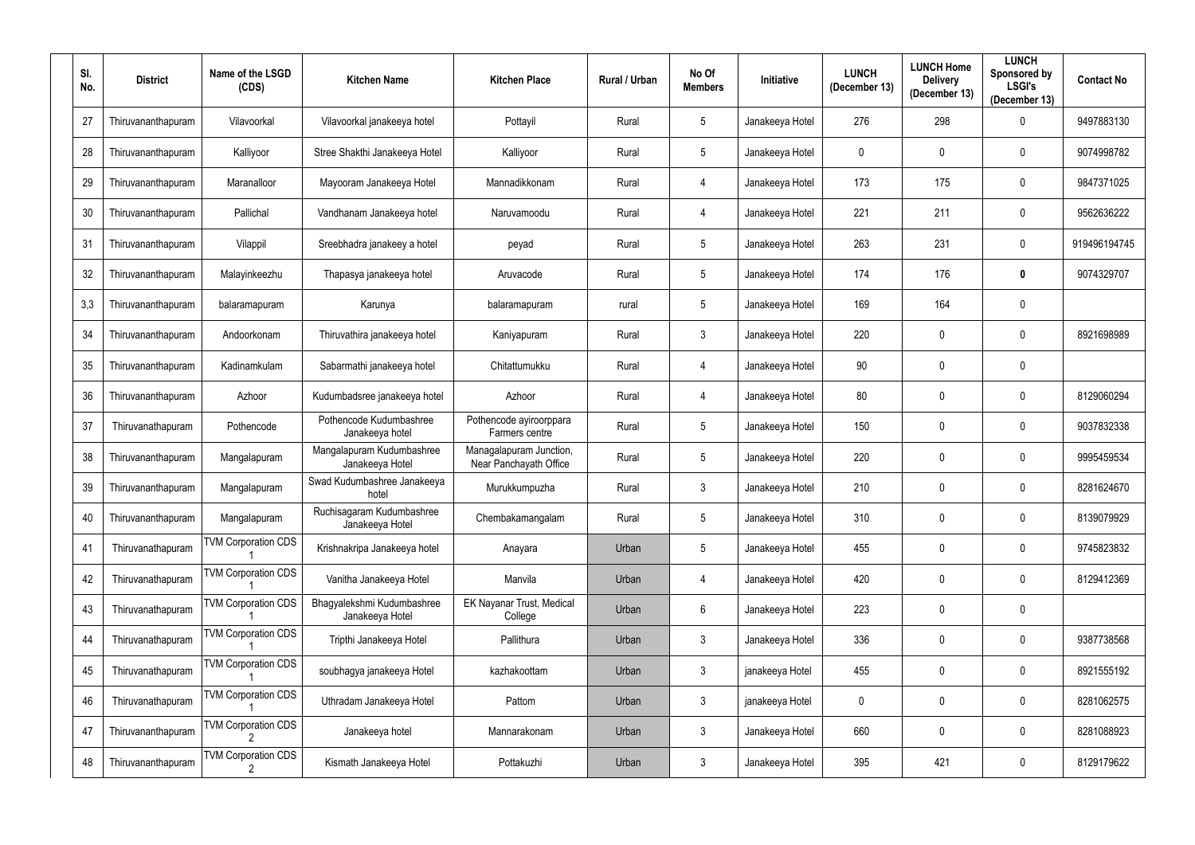| Sl. No. | District | Name of the LSGD (CDS) | Kitchen Name | Kitchen Place | Rural / Urban | No Of Members | Initiative | LUNCH (December 13) | LUNCH Home Delivery (December 13) | LUNCH Sponsored by LSGI's (December 13) | Contact No |
|---|---|---|---|---|---|---|---|---|---|---|---|
| 27 | Thiruvananthapuram | Vilavoorkal | Vilavoorkal janakeeya hotel | Pottayil | Rural | 5 | Janakeeya Hotel | 276 | 298 | 0 | 9497883130 |
| 28 | Thiruvananthapuram | Kalliyoor | Stree Shakthi Janakeeya Hotel | Kalliyoor | Rural | 5 | Janakeeya Hotel | 0 | 0 | 0 | 9074998782 |
| 29 | Thiruvananthapuram | Maranalloor | Mayooram Janakeeya Hotel | Mannadikkonam | Rural | 4 | Janakeeya Hotel | 173 | 175 | 0 | 9847371025 |
| 30 | Thiruvananthapuram | Pallichal | Vandhanam Janakeeya hotel | Naruvamoodu | Rural | 4 | Janakeeya Hotel | 221 | 211 | 0 | 9562636222 |
| 31 | Thiruvananthapuram | Vilappil | Sreebhadra janakeey a hotel | peyad | Rural | 5 | Janakeeya Hotel | 263 | 231 | 0 | 919496194745 |
| 32 | Thiruvananthapuram | Malayinkeezhu | Thapasya janakeeya hotel | Aruvacode | Rural | 5 | Janakeeya Hotel | 174 | 176 | **0** | 9074329707 |
| 3,3 | Thiruvananthapuram | balaramapuram | Karunya | balaramapuram | rural | 5 | Janakeeya Hotel | 169 | 164 | 0 | |
| 34 | Thiruvananthapuram | Andoorkonam | Thiruvathira janakeeya hotel | Kaniyapuram | Rural | 3 | Janakeeya Hotel | 220 | 0 | 0 | 8921698989 |
| 35 | Thiruvananthapuram | Kadinamkulam | Sabarmathi janakeeya hotel | Chitattumukku | Rural | 4 | Janakeeya Hotel | 90 | 0 | 0 | |
| 36 | Thiruvananthapuram | Azhoor | Kudumbadsree janakeeya hotel | Azhoor | Rural | 4 | Janakeeya Hotel | 80 | 0 | 0 | 8129060294 |
| 37 | Thiruvanathapuram | Pothencode | Pothencode Kudumbashree Janakeeya hotel | Pothencode ayiroorppara Farmers centre | Rural | 5 | Janakeeya Hotel | 150 | 0 | 0 | 9037832338 |
| 38 | Thiruvananthapuram | Mangalapuram | Mangalapuram Kudumbashree Janakeeya Hotel | Managalapuram Junction, Near Panchayath Office | Rural | 5 | Janakeeya Hotel | 220 | 0 | 0 | 9995459534 |
| 39 | Thiruvananthapuram | Mangalapuram | Swad Kudumbashree Janakeeya hotel | Murukkumpuzha | Rural | 3 | Janakeeya Hotel | 210 | 0 | 0 | 8281624670 |
| 40 | Thiruvananthapuram | Mangalapuram | Ruchisagaram Kudumbashree Janakeeya Hotel | Chembakamangalam | Rural | 5 | Janakeeya Hotel | 310 | 0 | 0 | 8139079929 |
| 41 | Thiruvanathapuram | TVM Corporation CDS 1 | Krishnakripa Janakeeya hotel | Anayara | Urban | 5 | Janakeeya Hotel | 455 | 0 | 0 | 9745823832 |
| 42 | Thiruvanathapuram | TVM Corporation CDS 1 | Vanitha Janakeeya Hotel | Manvila | Urban | 4 | Janakeeya Hotel | 420 | 0 | 0 | 8129412369 |
| 43 | Thiruvanathapuram | TVM Corporation CDS 1 | Bhagyalekshmi Kudumbashree Janakeeya Hotel | EK Nayanar Trust, Medical College | Urban | 6 | Janakeeya Hotel | 223 | 0 | 0 | |
| 44 | Thiruvanathapuram | TVM Corporation CDS 1 | Tripthi Janakeeya Hotel | Pallithura | Urban | 3 | Janakeeya Hotel | 336 | 0 | 0 | 9387738568 |
| 45 | Thiruvanathapuram | TVM Corporation CDS 1 | soubhagya janakeeya Hotel | kazhakoottam | Urban | 3 | janakeeya Hotel | 455 | 0 | 0 | 8921555192 |
| 46 | Thiruvanathapuram | TVM Corporation CDS 1 | Uthradam Janakeeya Hotel | Pattom | Urban | 3 | janakeeya Hotel | 0 | 0 | 0 | 8281062575 |
| 47 | Thiruvananthapuram | TVM Corporation CDS 2 | Janakeeya hotel | Mannarakonam | Urban | 3 | Janakeeya Hotel | 660 | 0 | 0 | 8281088923 |
| 48 | Thiruvananthapuram | TVM Corporation CDS 2 | Kismath Janakeeya Hotel | Pottakuzhi | Urban | 3 | Janakeeya Hotel | 395 | 421 | 0 | 8129179622 |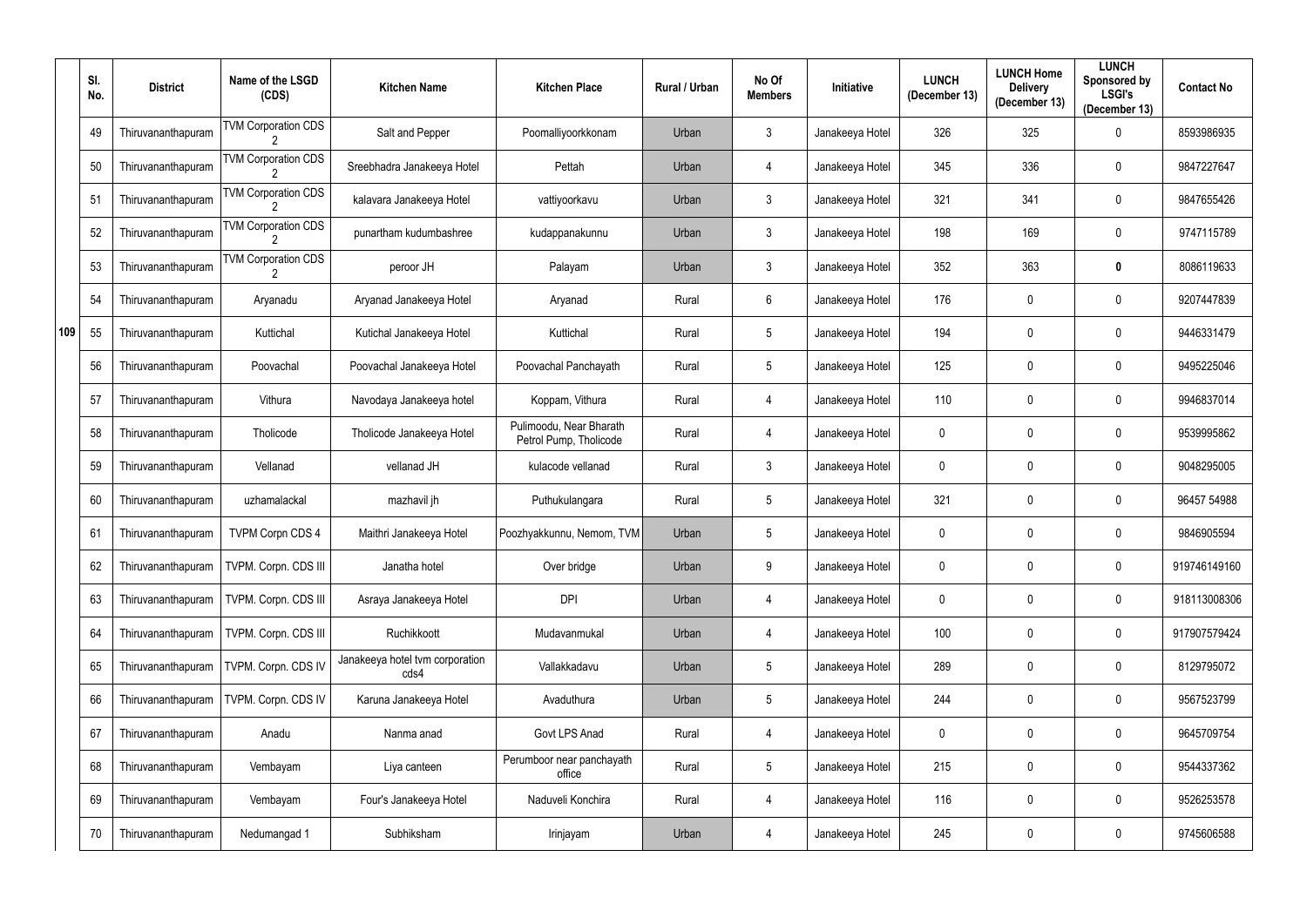| | Sl. No. | District | Name of the LSGD (CDS) | Kitchen Name | Kitchen Place | Rural / Urban | No Of Members | Initiative | LUNCH (December 13) | LUNCH Home Delivery (December 13) | LUNCH Sponsored by LSGI's (December 13) | Contact No |
|---|---|---|---|---|---|---|---|---|---|---|---|---|
| 109 | 49 | Thiruvananthapuram | TVM Corporation CDS 2 | Salt and Pepper | Poomalliyoorkkonam | Urban | 3 | Janakeeya Hotel | 326 | 325 | 0 | 8593986935 |
| | 50 | Thiruvananthapuram | TVM Corporation CDS 2 | Sreebhadra Janakeeya Hotel | Pettah | Urban | 4 | Janakeeya Hotel | 345 | 336 | 0 | 9847227647 |
| | 51 | Thiruvananthapuram | TVM Corporation CDS 2 | kalavara Janakeeya Hotel | vattiyoorkavu | Urban | 3 | Janakeeya Hotel | 321 | 341 | 0 | 9847655426 |
| | 52 | Thiruvananthapuram | TVM Corporation CDS 2 | punartham kudumbashree | kudappanakunnu | Urban | 3 | Janakeeya Hotel | 198 | 169 | 0 | 9747115789 |
| | 53 | Thiruvananthapuram | TVM Corporation CDS 2 | peroor JH | Palayam | Urban | 3 | Janakeeya Hotel | 352 | 363 | **0** | 8086119633 |
| | 54 | Thiruvananthapuram | Aryanadu | Aryanad Janakeeya Hotel | Aryanad | Rural | 6 | Janakeeya Hotel | 176 | 0 | 0 | 9207447839 |
| | 55 | Thiruvananthapuram | Kuttichal | Kutichal Janakeeya Hotel | Kuttichal | Rural | 5 | Janakeeya Hotel | 194 | 0 | 0 | 9446331479 |
| | 56 | Thiruvananthapuram | Poovachal | Poovachal Janakeeya Hotel | Poovachal Panchayath | Rural | 5 | Janakeeya Hotel | 125 | 0 | 0 | 9495225046 |
| | 57 | Thiruvananthapuram | Vithura | Navodaya Janakeeya hotel | Koppam, Vithura | Rural | 4 | Janakeeya Hotel | 110 | 0 | 0 | 9946837014 |
| | 58 | Thiruvananthapuram | Tholicode | Tholicode Janakeeya Hotel | Pulimoodu, Near Bharath Petrol Pump, Tholicode | Rural | 4 | Janakeeya Hotel | 0 | 0 | 0 | 9539995862 |
| | 59 | Thiruvananthapuram | Vellanad | vellanad JH | kulacode vellanad | Rural | 3 | Janakeeya Hotel | 0 | 0 | 0 | 9048295005 |
| | 60 | Thiruvananthapuram | uzhamalackal | mazhavil jh | Puthukulangara | Rural | 5 | Janakeeya Hotel | 321 | 0 | 0 | 96457 54988 |
| | 61 | Thiruvananthapuram | TVPM Corpn CDS 4 | Maithri Janakeeya Hotel | Poozhyakkunnu, Nemom, TVM | Urban | 5 | Janakeeya Hotel | 0 | 0 | 0 | 9846905594 |
| | 62 | Thiruvananthapuram | TVPM. Corpn. CDS III | Janatha hotel | Over bridge | Urban | 9 | Janakeeya Hotel | 0 | 0 | 0 | 919746149160 |
| | 63 | Thiruvananthapuram | TVPM. Corpn. CDS III | Asraya Janakeeya Hotel | DPI | Urban | 4 | Janakeeya Hotel | 0 | 0 | 0 | 918113008306 |
| | 64 | Thiruvananthapuram | TVPM. Corpn. CDS III | Ruchikkoott | Mudavanmukal | Urban | 4 | Janakeeya Hotel | 100 | 0 | 0 | 917907579424 |
| | 65 | Thiruvananthapuram | TVPM. Corpn. CDS IV | Janakeeya hotel tvm corporation cds4 | Vallakkadavu | Urban | 5 | Janakeeya Hotel | 289 | 0 | 0 | 8129795072 |
| | 66 | Thiruvananthapuram | TVPM. Corpn. CDS IV | Karuna Janakeeya Hotel | Avaduthura | Urban | 5 | Janakeeya Hotel | 244 | 0 | 0 | 9567523799 |
| | 67 | Thiruvananthapuram | Anadu | Nanma anad | Govt LPS Anad | Rural | 4 | Janakeeya Hotel | 0 | 0 | 0 | 9645709754 |
| | 68 | Thiruvananthapuram | Vembayam | Liya canteen | Perumboor near panchayath office | Rural | 5 | Janakeeya Hotel | 215 | 0 | 0 | 9544337362 |
| | 69 | Thiruvananthapuram | Vembayam | Four's Janakeeya Hotel | Naduveli Konchira | Rural | 4 | Janakeeya Hotel | 116 | 0 | 0 | 9526253578 |
| | 70 | Thiruvananthapuram | Nedumangad 1 | Subhiksham | Irinjayam | Urban | 4 | Janakeeya Hotel | 245 | 0 | 0 | 9745606588 |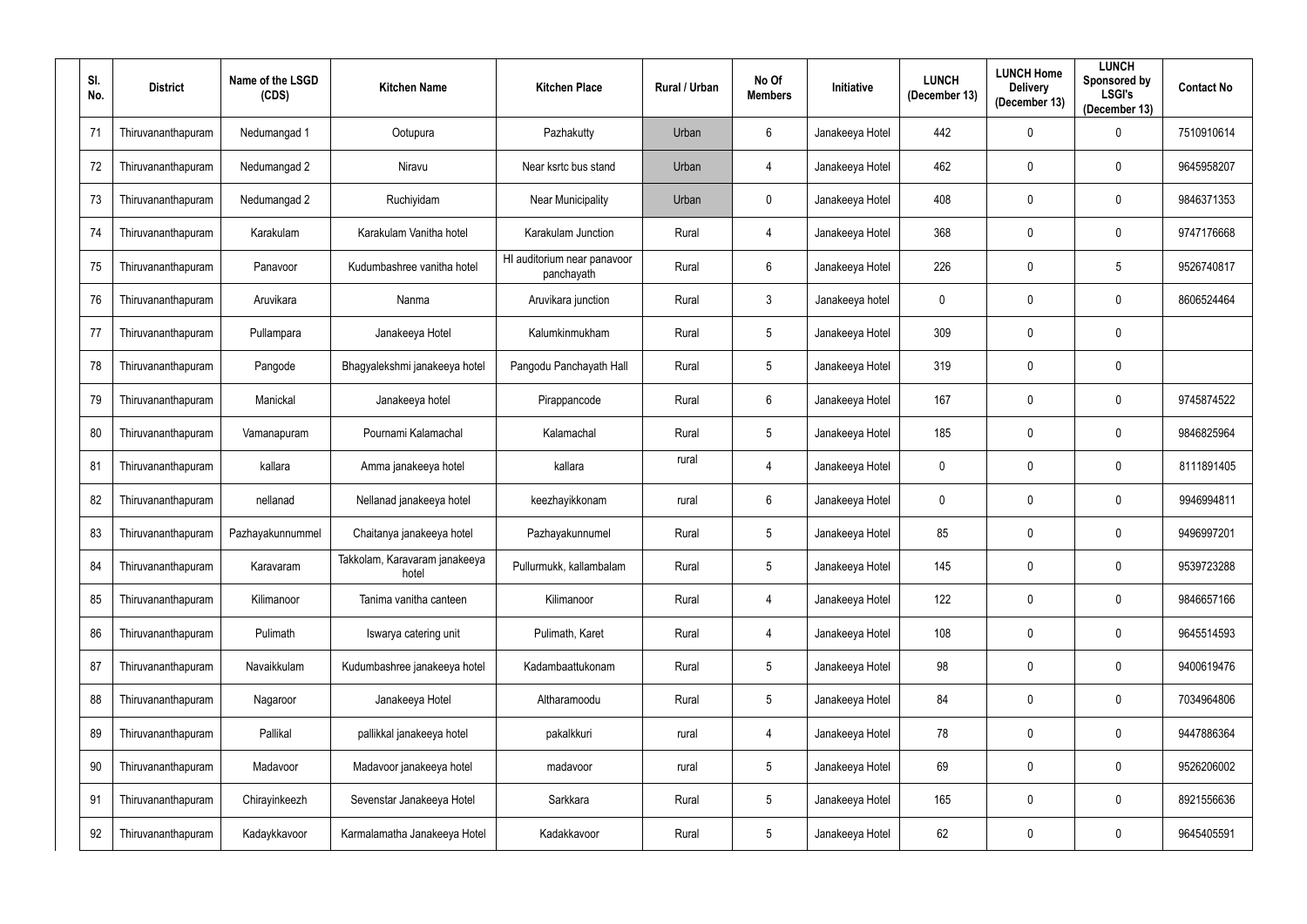| Sl. No. | District | Name of the LSGD (CDS) | Kitchen Name | Kitchen Place | Rural / Urban | No Of Members | Initiative | LUNCH (December 13) | LUNCH Home Delivery (December 13) | LUNCH Sponsored by LSGI's (December 13) | Contact No |
|---|---|---|---|---|---|---|---|---|---|---|---|
| 71 | Thiruvananthapuram | Nedumangad 1 | Ootupura | Pazhakutty | Urban | 6 | Janakeeya Hotel | 442 | 0 | 0 | 7510910614 |
| 72 | Thiruvananthapuram | Nedumangad 2 | Niravu | Near ksrtc bus stand | Urban | 4 | Janakeeya Hotel | 462 | 0 | 0 | 9645958207 |
| 73 | Thiruvananthapuram | Nedumangad 2 | Ruchiyidam | Near Municipality | Urban | 0 | Janakeeya Hotel | 408 | 0 | 0 | 9846371353 |
| 74 | Thiruvananthapuram | Karakulam | Karakulam Vanitha hotel | Karakulam Junction | Rural | 4 | Janakeeya Hotel | 368 | 0 | 0 | 9747176668 |
| 75 | Thiruvananthapuram | Panavoor | Kudumbashree vanitha hotel | HI auditorium near panavoor panchayath | Rural | 6 | Janakeeya Hotel | 226 | 0 | 5 | 9526740817 |
| 76 | Thiruvananthapuram | Aruvikara | Nanma | Aruvikara junction | Rural | 3 | Janakeeya hotel | 0 | 0 | 0 | 8606524464 |
| 77 | Thiruvananthapuram | Pullampara | Janakeeya Hotel | Kalumkinmukham | Rural | 5 | Janakeeya Hotel | 309 | 0 | 0 | |
| 78 | Thiruvananthapuram | Pangode | Bhagyalekshmi janakeeya hotel | Pangodu Panchayath Hall | Rural | 5 | Janakeeya Hotel | 319 | 0 | 0 | |
| 79 | Thiruvananthapuram | Manickal | Janakeeya hotel | Pirappancode | Rural | 6 | Janakeeya Hotel | 167 | 0 | 0 | 9745874522 |
| 80 | Thiruvananthapuram | Vamanapuram | Pournami Kalamachal | Kalamachal | Rural | 5 | Janakeeya Hotel | 185 | 0 | 0 | 9846825964 |
| 81 | Thiruvananthapuram | kallara | Amma janakeeya hotel | kallara | rural | 4 | Janakeeya Hotel | 0 | 0 | 0 | 8111891405 |
| 82 | Thiruvananthapuram | nellanad | Nellanad janakeeya hotel | keezhayikkonam | rural | 6 | Janakeeya Hotel | 0 | 0 | 0 | 9946994811 |
| 83 | Thiruvananthapuram | Pazhayakunnummel | Chaitanya janakeeya hotel | Pazhayakunnumel | Rural | 5 | Janakeeya Hotel | 85 | 0 | 0 | 9496997201 |
| 84 | Thiruvananthapuram | Karavaram | Takkolam, Karavaram janakeeya hotel | Pullurmukk, kallambalam | Rural | 5 | Janakeeya Hotel | 145 | 0 | 0 | 9539723288 |
| 85 | Thiruvananthapuram | Kilimanoor | Tanima vanitha canteen | Kilimanoor | Rural | 4 | Janakeeya Hotel | 122 | 0 | 0 | 9846657166 |
| 86 | Thiruvananthapuram | Pulimath | Iswarya catering unit | Pulimath, Karet | Rural | 4 | Janakeeya Hotel | 108 | 0 | 0 | 9645514593 |
| 87 | Thiruvananthapuram | Navaikkulam | Kudumbashree janakeeya hotel | Kadambaattukonam | Rural | 5 | Janakeeya Hotel | 98 | 0 | 0 | 9400619476 |
| 88 | Thiruvananthapuram | Nagaroor | Janakeeya Hotel | Altharamoodu | Rural | 5 | Janakeeya Hotel | 84 | 0 | 0 | 7034964806 |
| 89 | Thiruvananthapuram | Pallikal | pallikkal janakeeya hotel | pakalkkuri | rural | 4 | Janakeeya Hotel | 78 | 0 | 0 | 9447886364 |
| 90 | Thiruvananthapuram | Madavoor | Madavoor janakeeya hotel | madavoor | rural | 5 | Janakeeya Hotel | 69 | 0 | 0 | 9526206002 |
| 91 | Thiruvananthapuram | Chirayinkeezh | Sevenstar Janakeeya Hotel | Sarkkara | Rural | 5 | Janakeeya Hotel | 165 | 0 | 0 | 8921556636 |
| 92 | Thiruvananthapuram | Kadaykkavoor | Karmalamatha Janakeeya Hotel | Kadakkavoor | Rural | 5 | Janakeeya Hotel | 62 | 0 | 0 | 9645405591 |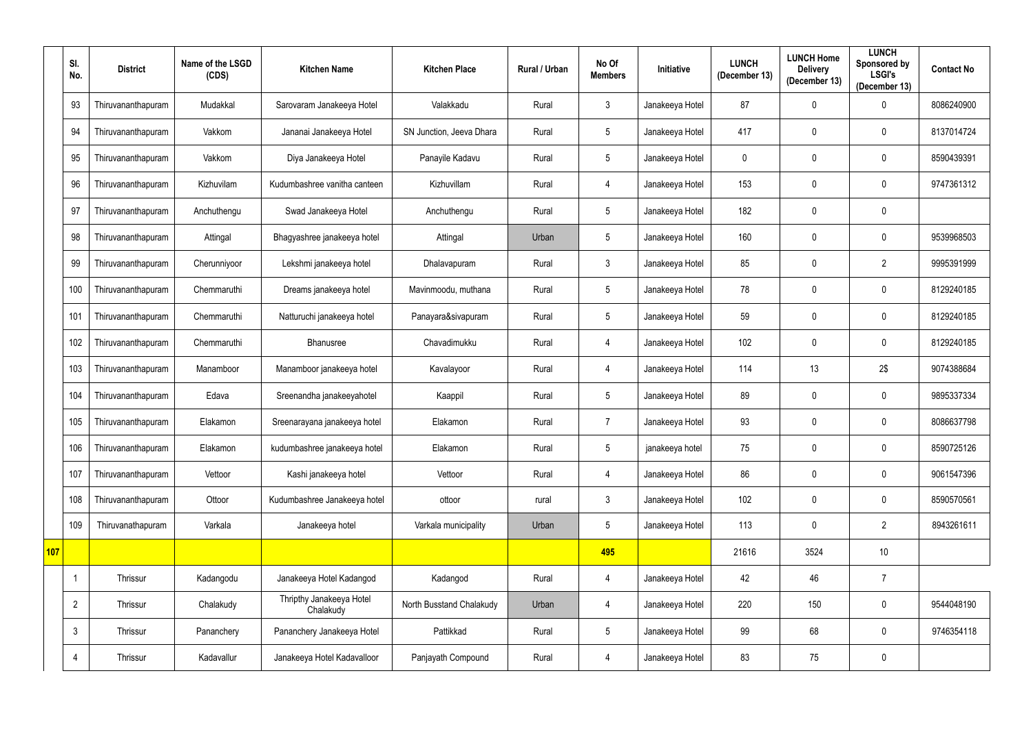| | Sl. No. | District | Name of the LSGD (CDS) | Kitchen Name | Kitchen Place | Rural / Urban | No Of Members | Initiative | LUNCH (December 13) | LUNCH Home Delivery (December 13) | LUNCH Sponsored by LSGI's (December 13) | Contact No |
|---|---|---|---|---|---|---|---|---|---|---|---|---|
| | 93 | Thiruvananthapuram | Mudakkal | Sarovaram Janakeeya Hotel | Valakkadu | Rural | 3 | Janakeeya Hotel | 87 | 0 | 0 | 8086240900 |
| | 94 | Thiruvananthapuram | Vakkom | Jananai Janakeeya Hotel | SN Junction, Jeeva Dhara | Rural | 5 | Janakeeya Hotel | 417 | 0 | 0 | 8137014724 |
| | 95 | Thiruvananthapuram | Vakkom | Diya Janakeeya Hotel | Panayile Kadavu | Rural | 5 | Janakeeya Hotel | 0 | 0 | 0 | 8590439391 |
| | 96 | Thiruvananthapuram | Kizhuvilam | Kudumbashree vanitha canteen | Kizhuvillam | Rural | 4 | Janakeeya Hotel | 153 | 0 | 0 | 9747361312 |
| | 97 | Thiruvananthapuram | Anchuthengu | Swad Janakeeya Hotel | Anchuthengu | Rural | 5 | Janakeeya Hotel | 182 | 0 | 0 | |
| | 98 | Thiruvananthapuram | Attingal | Bhagyashree janakeeya hotel | Attingal | Urban | 5 | Janakeeya Hotel | 160 | 0 | 0 | 9539968503 |
| | 99 | Thiruvananthapuram | Cherunniyoor | Lekshmi janakeeya hotel | Dhalavapuram | Rural | 3 | Janakeeya Hotel | 85 | 0 | 2 | 9995391999 |
| | 100 | Thiruvananthapuram | Chemmaruthi | Dreams janakeeya hotel | Mavinmoodu, muthana | Rural | 5 | Janakeeya Hotel | 78 | 0 | 0 | 8129240185 |
| | 101 | Thiruvananthapuram | Chemmaruthi | Natturuchi janakeeya hotel | Panayara&sivapuram | Rural | 5 | Janakeeya Hotel | 59 | 0 | 0 | 8129240185 |
| | 102 | Thiruvananthapuram | Chemmaruthi | Bhanusree | Chavadimukku | Rural | 4 | Janakeeya Hotel | 102 | 0 | 0 | 8129240185 |
| | 103 | Thiruvananthapuram | Manamboor | Manamboor janakeeya hotel | Kavalayoor | Rural | 4 | Janakeeya Hotel | 114 | 13 | 2$ | 9074388684 |
| | 104 | Thiruvananthapuram | Edava | Sreenandha janakeeyahotel | Kaappil | Rural | 5 | Janakeeya Hotel | 89 | 0 | 0 | 9895337334 |
| | 105 | Thiruvananthapuram | Elakamon | Sreenarayana janakeeya hotel | Elakamon | Rural | 7 | Janakeeya Hotel | 93 | 0 | 0 | 8086637798 |
| | 106 | Thiruvananthapuram | Elakamon | kudumbashree janakeeya hotel | Elakamon | Rural | 5 | janakeeya hotel | 75 | 0 | 0 | 8590725126 |
| | 107 | Thiruvananthapuram | Vettoor | Kashi janakeeya hotel | Vettoor | Rural | 4 | Janakeeya Hotel | 86 | 0 | 0 | 9061547396 |
| | 108 | Thiruvananthapuram | Ottoor | Kudumbashree Janakeeya hotel | ottoor | rural | 3 | Janakeeya Hotel | 102 | 0 | 0 | 8590570561 |
| | 109 | Thiruvanathapuram | Varkala | Janakeeya hotel | Varkala municipality | Urban | 5 | Janakeeya Hotel | 113 | 0 | 2 | 8943261611 |
| **107** | | | | | | | **495** | | 21616 | 3524 | 10 | |
| | 1 | Thrissur | Kadangodu | Janakeeya Hotel Kadangod | Kadangod | Rural | 4 | Janakeeya Hotel | 42 | 46 | 7 | |
| | 2 | Thrissur | Chalakudy | Thripthy Janakeeya Hotel Chalakudy | North Busstand Chalakudy | Urban | 4 | Janakeeya Hotel | 220 | 150 | 0 | 9544048190 |
| | 3 | Thrissur | Pananchery | Pananchery Janakeeya Hotel | Pattikkad | Rural | 5 | Janakeeya Hotel | 99 | 68 | 0 | 9746354118 |
| | 4 | Thrissur | Kadavallur | Janakeeya Hotel Kadavalloor | Panjayath Compound | Rural | 4 | Janakeeya Hotel | 83 | 75 | 0 | |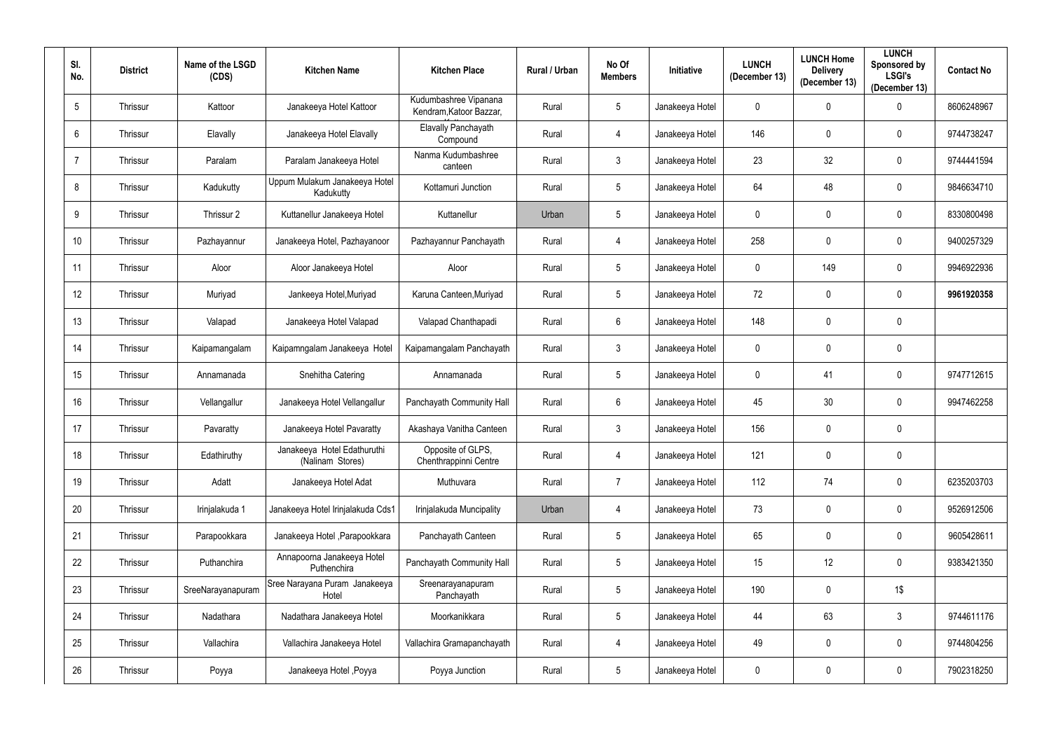| Sl. No. | District | Name of the LSGD (CDS) | Kitchen Name | Kitchen Place | Rural / Urban | No Of Members | Initiative | LUNCH (December 13) | LUNCH Home Delivery (December 13) | LUNCH Sponsored by LSGI's (December 13) | Contact No |
|---|---|---|---|---|---|---|---|---|---|---|---|
| 5 | Thrissur | Kattoor | Janakeeya Hotel Kattoor | Kudumbashree Vipanana Kendram,Katoor Bazzar, | Rural | 5 | Janakeeya Hotel | 0 | 0 | 0 | 8606248967 |
| 6 | Thrissur | Elavally | Janakeeya Hotel Elavally | Elavally Panchayath Compound | Rural | 4 | Janakeeya Hotel | 146 | 0 | 0 | 9744738247 |
| 7 | Thrissur | Paralam | Paralam Janakeeya Hotel | Nanma Kudumbashree canteen | Rural | 3 | Janakeeya Hotel | 23 | 32 | 0 | 9744441594 |
| 8 | Thrissur | Kadukutty | Uppum Mulakum Janakeeya Hotel Kadukutty | Kottamuri Junction | Rural | 5 | Janakeeya Hotel | 64 | 48 | 0 | 9846634710 |
| 9 | Thrissur | Thrissur 2 | Kuttanellur Janakeeya Hotel | Kuttanellur | Urban | 5 | Janakeeya Hotel | 0 | 0 | 0 | 8330800498 |
| 10 | Thrissur | Pazhayannur | Janakeeya Hotel, Pazhayanoor | Pazhayannur Panchayath | Rural | 4 | Janakeeya Hotel | 258 | 0 | 0 | 9400257329 |
| 11 | Thrissur | Aloor | Aloor Janakeeya Hotel | Aloor | Rural | 5 | Janakeeya Hotel | 0 | 149 | 0 | 9946922936 |
| 12 | Thrissur | Muriyad | Jankeeya Hotel,Muriyad | Karuna Canteen,Muriyad | Rural | 5 | Janakeeya Hotel | 72 | 0 | 0 | **9961920358** |
| 13 | Thrissur | Valapad | Janakeeya Hotel Valapad | Valapad Chanthapadi | Rural | 6 | Janakeeya Hotel | 148 | 0 | 0 | |
| 14 | Thrissur | Kaipamangalam | Kaipamngalam Janakeeya Hotel | Kaipamangalam Panchayath | Rural | 3 | Janakeeya Hotel | 0 | 0 | 0 | |
| 15 | Thrissur | Annamanada | Snehitha Catering | Annamanada | Rural | 5 | Janakeeya Hotel | 0 | 41 | 0 | 9747712615 |
| 16 | Thrissur | Vellangallur | Janakeeya Hotel Vellangallur | Panchayath Community Hall | Rural | 6 | Janakeeya Hotel | 45 | 30 | 0 | 9947462258 |
| 17 | Thrissur | Pavaratty | Janakeeya Hotel Pavaratty | Akashaya Vanitha Canteen | Rural | 3 | Janakeeya Hotel | 156 | 0 | 0 | |
| 18 | Thrissur | Edathiruthy | Janakeeya Hotel Edathuruthi (Nalinam Stores) | Opposite of GLPS, Chenthrappinni Centre | Rural | 4 | Janakeeya Hotel | 121 | 0 | 0 | |
| 19 | Thrissur | Adatt | Janakeeya Hotel Adat | Muthuvara | Rural | 7 | Janakeeya Hotel | 112 | 74 | 0 | 6235203703 |
| 20 | Thrissur | Irinjalakuda 1 | Janakeeya Hotel Irinjalakuda Cds1 | Irinjalakuda Muncipality | Urban | 4 | Janakeeya Hotel | 73 | 0 | 0 | 9526912506 |
| 21 | Thrissur | Parapookkara | Janakeeya Hotel ,Parapookkara | Panchayath Canteen | Rural | 5 | Janakeeya Hotel | 65 | 0 | 0 | 9605428611 |
| 22 | Thrissur | Puthanchira | Annapoorna Janakeeya Hotel Puthenchira | Panchayath Community Hall | Rural | 5 | Janakeeya Hotel | 15 | 12 | 0 | 9383421350 |
| 23 | Thrissur | SreeNarayanapuram | Sree Narayana Puram Janakeeya Hotel | Sreenarayanapuram Panchayath | Rural | 5 | Janakeeya Hotel | 190 | 0 | 1$ | |
| 24 | Thrissur | Nadathara | Nadathara Janakeeya Hotel | Moorkanikkara | Rural | 5 | Janakeeya Hotel | 44 | 63 | 3 | 9744611176 |
| 25 | Thrissur | Vallachira | Vallachira Janakeeya Hotel | Vallachira Gramapanchayath | Rural | 4 | Janakeeya Hotel | 49 | 0 | 0 | 9744804256 |
| 26 | Thrissur | Poyya | Janakeeya Hotel ,Poyya | Poyya Junction | Rural | 5 | Janakeeya Hotel | 0 | 0 | 0 | 7902318250 |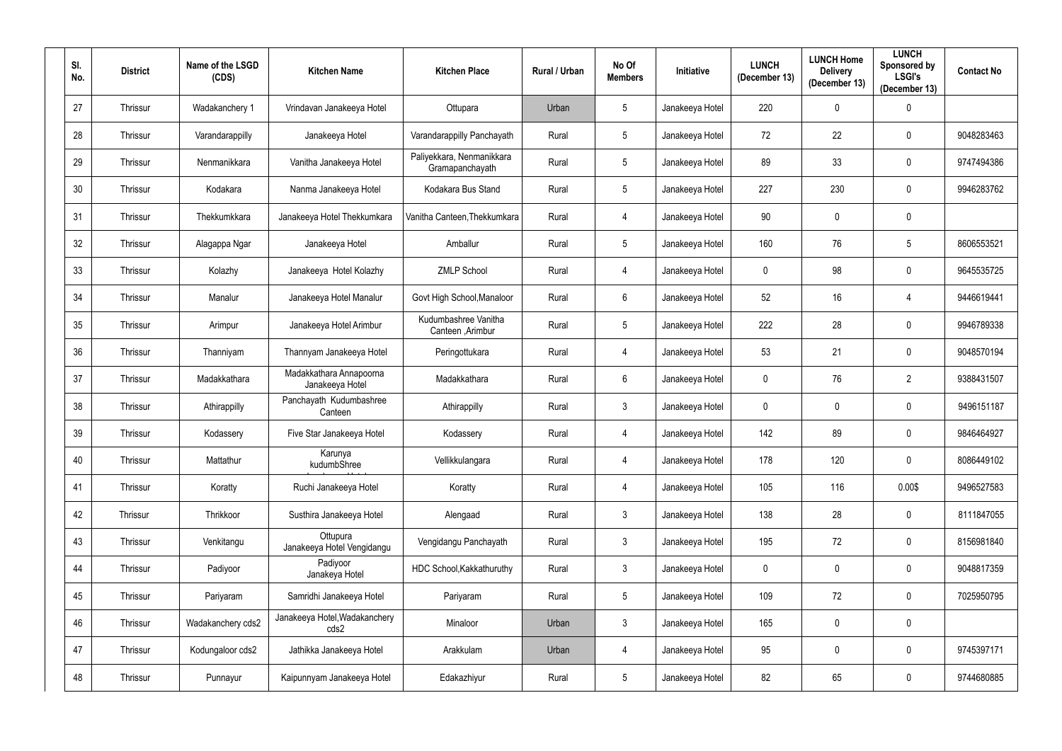| Sl. No. | District | Name of the LSGD (CDS) | Kitchen Name | Kitchen Place | Rural / Urban | No Of Members | Initiative | LUNCH (December 13) | LUNCH Home Delivery (December 13) | LUNCH Sponsored by LSGI's (December 13) | Contact No |
|---|---|---|---|---|---|---|---|---|---|---|---|
| 27 | Thrissur | Wadakanchery 1 | Vrindavan Janakeeya Hotel | Ottupara | Urban | 5 | Janakeeya Hotel | 220 | 0 | 0 | |
| 28 | Thrissur | Varandarappilly | Janakeeya Hotel | Varandarappilly Panchayath | Rural | 5 | Janakeeya Hotel | 72 | 22 | 0 | 9048283463 |
| 29 | Thrissur | Nenmanikkara | Vanitha Janakeeya Hotel | Paliyekkara, Nenmanikkara Gramapanchayath | Rural | 5 | Janakeeya Hotel | 89 | 33 | 0 | 9747494386 |
| 30 | Thrissur | Kodakara | Nanma Janakeeya Hotel | Kodakara Bus Stand | Rural | 5 | Janakeeya Hotel | 227 | 230 | 0 | 9946283762 |
| 31 | Thrissur | Thekkumkkara | Janakeeya Hotel Thekkumkara | Vanitha Canteen,Thekkumkara | Rural | 4 | Janakeeya Hotel | 90 | 0 | 0 | |
| 32 | Thrissur | Alagappa Ngar | Janakeeya Hotel | Amballur | Rural | 5 | Janakeeya Hotel | 160 | 76 | 5 | 8606553521 |
| 33 | Thrissur | Kolazhy | Janakeeya Hotel Kolazhy | ZMLP School | Rural | 4 | Janakeeya Hotel | 0 | 98 | 0 | 9645535725 |
| 34 | Thrissur | Manalur | Janakeeya Hotel Manalur | Govt High School,Manaloor | Rural | 6 | Janakeeya Hotel | 52 | 16 | 4 | 9446619441 |
| 35 | Thrissur | Arimpur | Janakeeya Hotel Arimbur | Kudumbashree Vanitha Canteen ,Arimbur | Rural | 5 | Janakeeya Hotel | 222 | 28 | 0 | 9946789338 |
| 36 | Thrissur | Thanniyam | Thannyam Janakeeya Hotel | Peringottukara | Rural | 4 | Janakeeya Hotel | 53 | 21 | 0 | 9048570194 |
| 37 | Thrissur | Madakkathara | Madakkathara Annapoorna Janakeeya Hotel | Madakkathara | Rural | 6 | Janakeeya Hotel | 0 | 76 | 2 | 9388431507 |
| 38 | Thrissur | Athirappilly | Panchayath Kudumbashree Canteen | Athirappilly | Rural | 3 | Janakeeya Hotel | 0 | 0 | 0 | 9496151187 |
| 39 | Thrissur | Kodassery | Five Star Janakeeya Hotel | Kodassery | Rural | 4 | Janakeeya Hotel | 142 | 89 | 0 | 9846464927 |
| 40 | Thrissur | Mattathur | Karunya kudumbShree | Vellikkulangara | Rural | 4 | Janakeeya Hotel | 178 | 120 | 0 | 8086449102 |
| 41 | Thrissur | Koratty | Ruchi Janakeeya Hotel | Koratty | Rural | 4 | Janakeeya Hotel | 105 | 116 | 0.00$ | 9496527583 |
| 42 | Thrissur | Thrikkoor | Susthira Janakeeya Hotel | Alengaad | Rural | 3 | Janakeeya Hotel | 138 | 28 | 0 | 8111847055 |
| 43 | Thrissur | Venkitangu | Ottupura Janakeeya Hotel Vengidangu | Vengidangu Panchayath | Rural | 3 | Janakeeya Hotel | 195 | 72 | 0 | 8156981840 |
| 44 | Thrissur | Padiyoor | Padiyoor Janakeya Hotel | HDC School,Kakkathuruthy | Rural | 3 | Janakeeya Hotel | 0 | 0 | 0 | 9048817359 |
| 45 | Thrissur | Pariyaram | Samridhi Janakeeya Hotel | Pariyaram | Rural | 5 | Janakeeya Hotel | 109 | 72 | 0 | 7025950795 |
| 46 | Thrissur | Wadakanchery cds2 | Janakeeya Hotel,Wadakanchery cds2 | Minaloor | Urban | 3 | Janakeeya Hotel | 165 | 0 | 0 | |
| 47 | Thrissur | Kodungaloor cds2 | Jathikka Janakeeya Hotel | Arakkulam | Urban | 4 | Janakeeya Hotel | 95 | 0 | 0 | 9745397171 |
| 48 | Thrissur | Punnayur | Kaipunnyam Janakeeya Hotel | Edakazhiyur | Rural | 5 | Janakeeya Hotel | 82 | 65 | 0 | 9744680885 |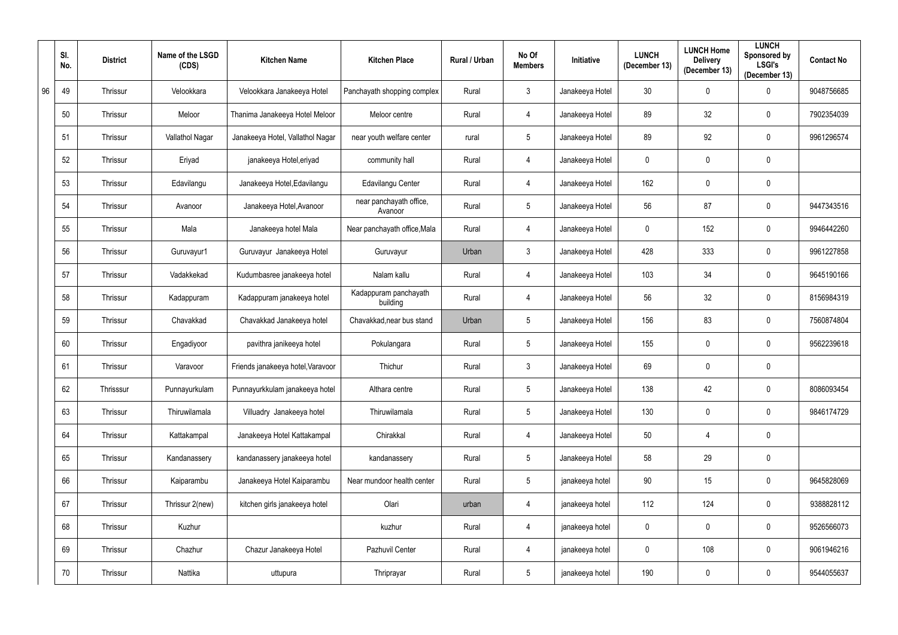| | Sl. No. | District | Name of the LSGD (CDS) | Kitchen Name | Kitchen Place | Rural / Urban | No Of Members | Initiative | LUNCH (December 13) | LUNCH Home Delivery (December 13) | LUNCH Sponsored by LSGI's (December 13) | Contact No |
|---|---|---|---|---|---|---|---|---|---|---|---|---|
| 96 | 49 | Thrissur | Velookkara | Velookkara Janakeeya Hotel | Panchayath shopping complex | Rural | 3 | Janakeeya Hotel | 30 | 0 | 0 | 9048756685 |
| | 50 | Thrissur | Meloor | Thanima Janakeeya Hotel Meloor | Meloor centre | Rural | 4 | Janakeeya Hotel | 89 | 32 | 0 | 7902354039 |
| | 51 | Thrissur | Vallathol Nagar | Janakeeya Hotel, Vallathol Nagar | near youth welfare center | rural | 5 | Janakeeya Hotel | 89 | 92 | 0 | 9961296574 |
| | 52 | Thrissur | Eriyad | janakeeya Hotel,eriyad | community hall | Rural | 4 | Janakeeya Hotel | 0 | 0 | 0 | |
| | 53 | Thrissur | Edavilangu | Janakeeya Hotel,Edavilangu | Edavilangu Center | Rural | 4 | Janakeeya Hotel | 162 | 0 | 0 | |
| | 54 | Thrissur | Avanoor | Janakeeya Hotel,Avanoor | near panchayath office, Avanoor | Rural | 5 | Janakeeya Hotel | 56 | 87 | 0 | 9447343516 |
| | 55 | Thrissur | Mala | Janakeeya hotel Mala | Near panchayath office,Mala | Rural | 4 | Janakeeya Hotel | 0 | 152 | 0 | 9946442260 |
| | 56 | Thrissur | Guruvayur1 | Guruvayur Janakeeya Hotel | Guruvayur | Urban | 3 | Janakeeya Hotel | 428 | 333 | 0 | 9961227858 |
| | 57 | Thrissur | Vadakkekad | Kudumbasree janakeeya hotel | Nalam kallu | Rural | 4 | Janakeeya Hotel | 103 | 34 | 0 | 9645190166 |
| | 58 | Thrissur | Kadappuram | Kadappuram janakeeya hotel | Kadappuram panchayath building | Rural | 4 | Janakeeya Hotel | 56 | 32 | 0 | 8156984319 |
| | 59 | Thrissur | Chavakkad | Chavakkad Janakeeya hotel | Chavakkad,near bus stand | Urban | 5 | Janakeeya Hotel | 156 | 83 | 0 | 7560874804 |
| | 60 | Thrissur | Engadiyoor | pavithra janikeeya hotel | Pokulangara | Rural | 5 | Janakeeya Hotel | 155 | 0 | 0 | 9562239618 |
| | 61 | Thrissur | Varavoor | Friends janakeeya hotel,Varavoor | Thichur | Rural | 3 | Janakeeya Hotel | 69 | 0 | 0 | |
| | 62 | Thrisssur | Punnayurkulam | Punnayurkkulam janakeeya hotel | Althara centre | Rural | 5 | Janakeeya Hotel | 138 | 42 | 0 | 8086093454 |
| | 63 | Thrissur | Thiruwilamala | Villuadry Janakeeya hotel | Thiruwilamala | Rural | 5 | Janakeeya Hotel | 130 | 0 | 0 | 9846174729 |
| | 64 | Thrissur | Kattakampal | Janakeeya Hotel Kattakampal | Chirakkal | Rural | 4 | Janakeeya Hotel | 50 | 4 | 0 | |
| | 65 | Thrissur | Kandanassery | kandanassery janakeeya hotel | kandanassery | Rural | 5 | Janakeeya Hotel | 58 | 29 | 0 | |
| | 66 | Thrissur | Kaiparambu | Janakeeya Hotel Kaiparambu | Near mundoor health center | Rural | 5 | janakeeya hotel | 90 | 15 | 0 | 9645828069 |
| | 67 | Thrissur | Thrissur 2(new) | kitchen girls janakeeya hotel | Olari | urban | 4 | janakeeya hotel | 112 | 124 | 0 | 9388828112 |
| | 68 | Thrissur | Kuzhur | | kuzhur | Rural | 4 | janakeeya hotel | 0 | 0 | 0 | 9526566073 |
| | 69 | Thrissur | Chazhur | Chazur Janakeeya Hotel | Pazhuvil Center | Rural | 4 | janakeeya hotel | 0 | 108 | 0 | 9061946216 |
| | 70 | Thrissur | Nattika | uttupura | Thriprayar | Rural | 5 | janakeeya hotel | 190 | 0 | 0 | 9544055637 |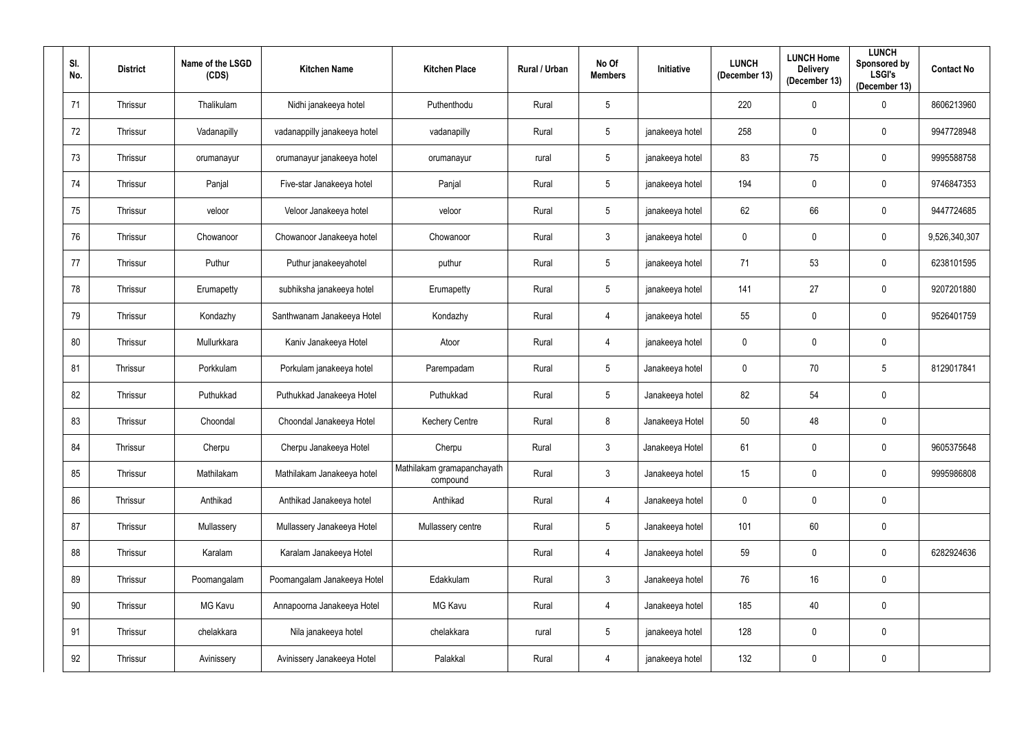| Sl. No. | District | Name of the LSGD (CDS) | Kitchen Name | Kitchen Place | Rural / Urban | No Of Members | Initiative | LUNCH (December 13) | LUNCH Home Delivery (December 13) | LUNCH Sponsored by LSGI's (December 13) | Contact No |
|---|---|---|---|---|---|---|---|---|---|---|---|
| 71 | Thrissur | Thalikulam | Nidhi janakeeya hotel | Puthenthodu | Rural | 5 | | 220 | 0 | 0 | 8606213960 |
| 72 | Thrissur | Vadanapilly | vadanappilly janakeeya hotel | vadanapilly | Rural | 5 | janakeeya hotel | 258 | 0 | 0 | 9947728948 |
| 73 | Thrissur | orumanayur | orumanayur janakeeya hotel | orumanayur | rural | 5 | janakeeya hotel | 83 | 75 | 0 | 9995588758 |
| 74 | Thrissur | Panjal | Five-star Janakeeya hotel | Panjal | Rural | 5 | janakeeya hotel | 194 | 0 | 0 | 9746847353 |
| 75 | Thrissur | veloor | Veloor Janakeeya hotel | veloor | Rural | 5 | janakeeya hotel | 62 | 66 | 0 | 9447724685 |
| 76 | Thrissur | Chowanoor | Chowanoor Janakeeya hotel | Chowanoor | Rural | 3 | janakeeya hotel | 0 | 0 | 0 | 9,526,340,307 |
| 77 | Thrissur | Puthur | Puthur janakeeyahotel | puthur | Rural | 5 | janakeeya hotel | 71 | 53 | 0 | 6238101595 |
| 78 | Thrissur | Erumapetty | subhiksha janakeeya hotel | Erumapetty | Rural | 5 | janakeeya hotel | 141 | 27 | 0 | 9207201880 |
| 79 | Thrissur | Kondazhy | Santhwanam Janakeeya Hotel | Kondazhy | Rural | 4 | janakeeya hotel | 55 | 0 | 0 | 9526401759 |
| 80 | Thrissur | Mullurkkara | Kaniv Janakeeya Hotel | Atoor | Rural | 4 | janakeeya hotel | 0 | 0 | 0 | |
| 81 | Thrissur | Porkkulam | Porkulam janakeeya hotel | Parempadam | Rural | 5 | Janakeeya hotel | 0 | 70 | 5 | 8129017841 |
| 82 | Thrissur | Puthukkad | Puthukkad Janakeeya Hotel | Puthukkad | Rural | 5 | Janakeeya hotel | 82 | 54 | 0 | |
| 83 | Thrissur | Choondal | Choondal Janakeeya Hotel | Kechery Centre | Rural | 8 | Janakeeya Hotel | 50 | 48 | 0 | |
| 84 | Thrissur | Cherpu | Cherpu Janakeeya Hotel | Cherpu | Rural | 3 | Janakeeya Hotel | 61 | 0 | 0 | 9605375648 |
| 85 | Thrissur | Mathilakam | Mathilakam Janakeeya hotel | Mathilakam gramapanchayath compound | Rural | 3 | Janakeeya hotel | 15 | 0 | 0 | 9995986808 |
| 86 | Thrissur | Anthikad | Anthikad Janakeeya hotel | Anthikad | Rural | 4 | Janakeeya hotel | 0 | 0 | 0 | |
| 87 | Thrissur | Mullassery | Mullassery Janakeeya Hotel | Mullassery centre | Rural | 5 | Janakeeya hotel | 101 | 60 | 0 | |
| 88 | Thrissur | Karalam | Karalam Janakeeya Hotel | | Rural | 4 | Janakeeya hotel | 59 | 0 | 0 | 6282924636 |
| 89 | Thrissur | Poomangalam | Poomangalam Janakeeya Hotel | Edakkulam | Rural | 3 | Janakeeya hotel | 76 | 16 | 0 | |
| 90 | Thrissur | MG Kavu | Annapoorna Janakeeya Hotel | MG Kavu | Rural | 4 | Janakeeya hotel | 185 | 40 | 0 | |
| 91 | Thrissur | chelakkara | Nila janakeeya hotel | chelakkara | rural | 5 | janakeeya hotel | 128 | 0 | 0 | |
| 92 | Thrissur | Avinissery | Avinissery Janakeeya Hotel | Palakkal | Rural | 4 | janakeeya hotel | 132 | 0 | 0 | |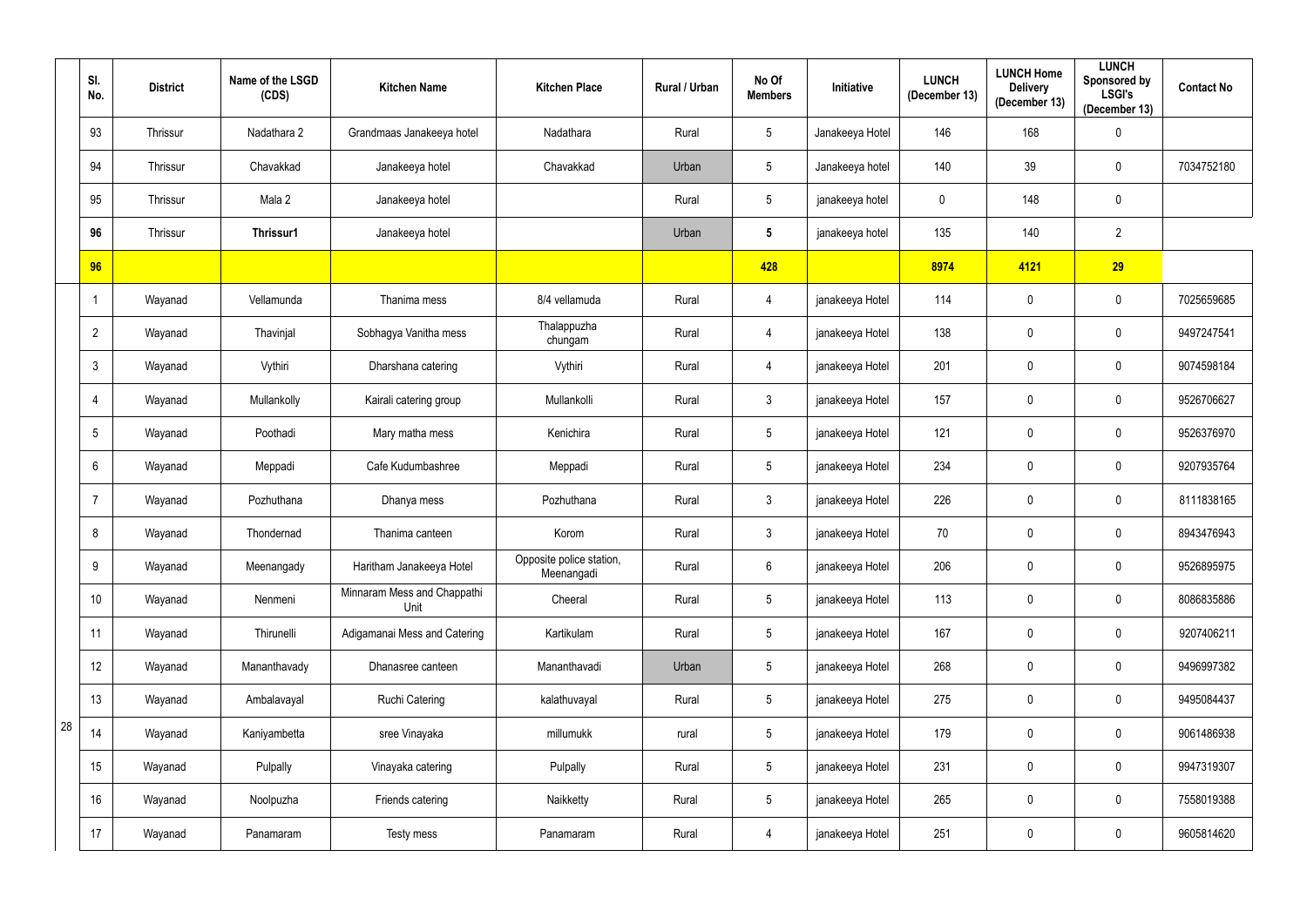| | Sl. No. | District | Name of the LSGD (CDS) | Kitchen Name | Kitchen Place | Rural / Urban | No Of Members | Initiative | LUNCH (December 13) | LUNCH Home Delivery (December 13) | LUNCH Sponsored by LSGI's (December 13) | Contact No |
|---|---|---|---|---|---|---|---|---|---|---|---|---|
| | 93 | Thrissur | Nadathara 2 | Grandmaas Janakeeya hotel | Nadathara | Rural | 5 | Janakeeya Hotel | 146 | 168 | 0 | |
| | 94 | Thrissur | Chavakkad | Janakeeya hotel | Chavakkad | Urban | 5 | Janakeeya hotel | 140 | 39 | 0 | 7034752180 |
| | 95 | Thrissur | Mala 2 | Janakeeya hotel | | Rural | 5 | janakeeya hotel | 0 | 148 | 0 | |
| | **96** | Thrissur | **Thrissur1** | Janakeeya hotel | | Urban | **5** | janakeeya hotel | 135 | 140 | 2 | |
| | **96** | | | | | | **428** | | **8974** | **4121** | **29** | |
| 28 | 1 | Wayanad | Vellamunda | Thanima mess | 8/4 vellamuda | Rural | 4 | janakeeya Hotel | 114 | 0 | 0 | 7025659685 |
| | 2 | Wayanad | Thavinjal | Sobhagya Vanitha mess | Thalappuzha chungam | Rural | 4 | janakeeya Hotel | 138 | 0 | 0 | 9497247541 |
| | 3 | Wayanad | Vythiri | Dharshana catering | Vythiri | Rural | 4 | janakeeya Hotel | 201 | 0 | 0 | 9074598184 |
| | 4 | Wayanad | Mullankolly | Kairali catering group | Mullankolli | Rural | 3 | janakeeya Hotel | 157 | 0 | 0 | 9526706627 |
| | 5 | Wayanad | Poothadi | Mary matha mess | Kenichira | Rural | 5 | janakeeya Hotel | 121 | 0 | 0 | 9526376970 |
| | 6 | Wayanad | Meppadi | Cafe Kudumbashree | Meppadi | Rural | 5 | janakeeya Hotel | 234 | 0 | 0 | 9207935764 |
| | 7 | Wayanad | Pozhuthana | Dhanya mess | Pozhuthana | Rural | 3 | janakeeya Hotel | 226 | 0 | 0 | 8111838165 |
| | 8 | Wayanad | Thondernad | Thanima canteen | Korom | Rural | 3 | janakeeya Hotel | 70 | 0 | 0 | 8943476943 |
| | 9 | Wayanad | Meenangady | Haritham Janakeeya Hotel | Opposite police station, Meenangadi | Rural | 6 | janakeeya Hotel | 206 | 0 | 0 | 9526895975 |
| | 10 | Wayanad | Nenmeni | Minnaram Mess and Chappathi Unit | Cheeral | Rural | 5 | janakeeya Hotel | 113 | 0 | 0 | 8086835886 |
| | 11 | Wayanad | Thirunelli | Adigamanai Mess and Catering | Kartikulam | Rural | 5 | janakeeya Hotel | 167 | 0 | 0 | 9207406211 |
| | 12 | Wayanad | Mananthavady | Dhanasree canteen | Mananthavadi | Urban | 5 | janakeeya Hotel | 268 | 0 | 0 | 9496997382 |
| | 13 | Wayanad | Ambalavayal | Ruchi Catering | kalathuvayal | Rural | 5 | janakeeya Hotel | 275 | 0 | 0 | 9495084437 |
| | 14 | Wayanad | Kaniyambetta | sree Vinayaka | millumukk | rural | 5 | janakeeya Hotel | 179 | 0 | 0 | 9061486938 |
| | 15 | Wayanad | Pulpally | Vinayaka catering | Pulpally | Rural | 5 | janakeeya Hotel | 231 | 0 | 0 | 9947319307 |
| | 16 | Wayanad | Noolpuzha | Friends catering | Naikketty | Rural | 5 | janakeeya Hotel | 265 | 0 | 0 | 7558019388 |
| | 17 | Wayanad | Panamaram | Testy mess | Panamaram | Rural | 4 | janakeeya Hotel | 251 | 0 | 0 | 9605814620 |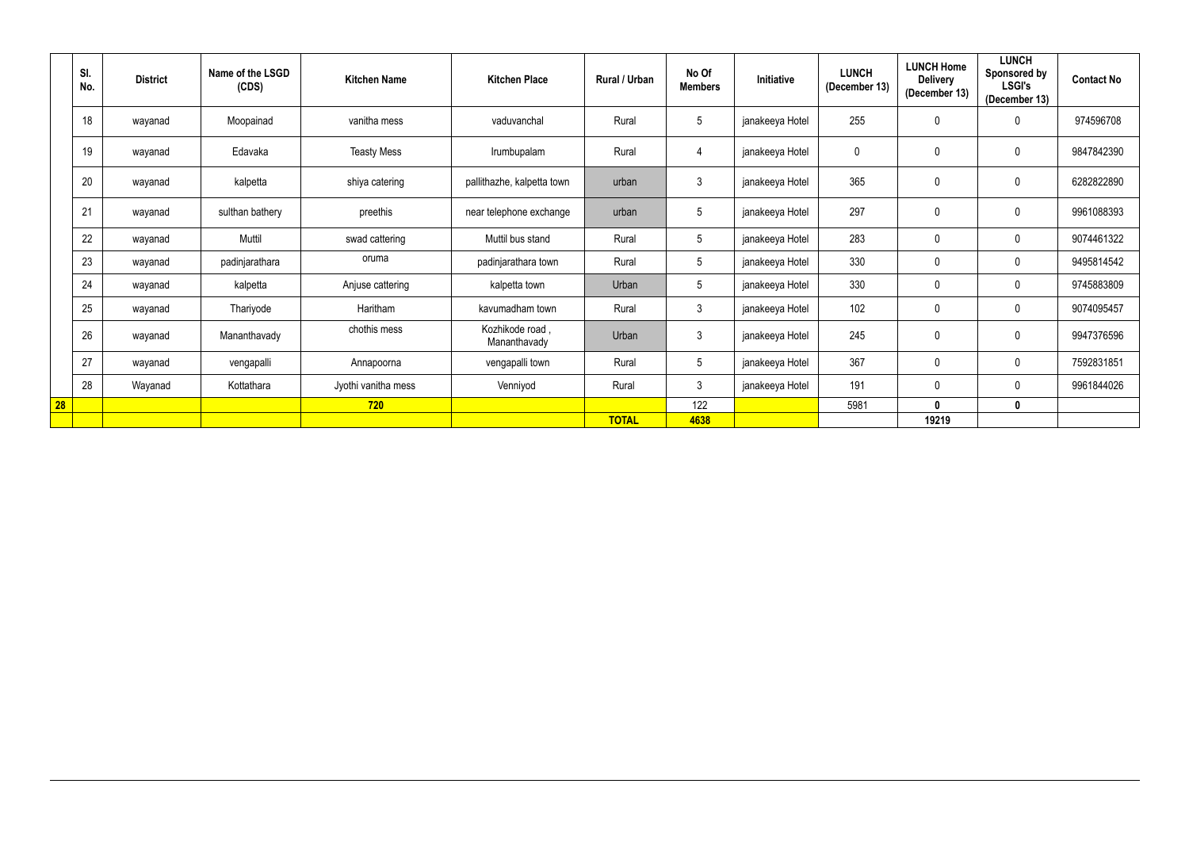| | Sl. No. | District | Name of the LSGD (CDS) | Kitchen Name | Kitchen Place | Rural / Urban | No Of Members | Initiative | LUNCH (December 13) | LUNCH Home Delivery (December 13) | LUNCH Sponsored by LSGI's (December 13) | Contact No |
|---|---|---|---|---|---|---|---|---|---|---|---|---|
| | 18 | wayanad | Moopainad | vanitha mess | vaduvanchal | Rural | 5 | janakeeya Hotel | 255 | 0 | 0 | 974596708 |
| | 19 | wayanad | Edavaka | Teasty Mess | Irumbupalam | Rural | 4 | janakeeya Hotel | 0 | 0 | 0 | 9847842390 |
| | 20 | wayanad | kalpetta | shiya catering | pallithazhe, kalpetta town | urban | 3 | janakeeya Hotel | 365 | 0 | 0 | 6282822890 |
| | 21 | wayanad | sulthan bathery | preethis | near telephone exchange | urban | 5 | janakeeya Hotel | 297 | 0 | 0 | 9961088393 |
| | 22 | wayanad | Muttil | swad cattering | Muttil bus stand | Rural | 5 | janakeeya Hotel | 283 | 0 | 0 | 9074461322 |
| | 23 | wayanad | padinjarathara | oruma | padinjarathara town | Rural | 5 | janakeeya Hotel | 330 | 0 | 0 | 9495814542 |
| | 24 | wayanad | kalpetta | Anjuse cattering | kalpetta town | Urban | 5 | janakeeya Hotel | 330 | 0 | 0 | 9745883809 |
| | 25 | wayanad | Thariyode | Haritham | kavumadham town | Rural | 3 | janakeeya Hotel | 102 | 0 | 0 | 9074095457 |
| | 26 | wayanad | Mananthavady | chothis mess | Kozhikode road , Mananthavady | Urban | 3 | janakeeya Hotel | 245 | 0 | 0 | 9947376596 |
| | 27 | wayanad | vengapalli | Annapoorna | vengapalli town | Rural | 5 | janakeeya Hotel | 367 | 0 | 0 | 7592831851 |
| | 28 | Wayanad | Kottathara | Jyothi vanitha mess | Venniyod | Rural | 3 | janakeeya Hotel | 191 | 0 | 0 | 9961844026 |
| **28** | | | | **720** | | | 122 | | 5981 | **0** | **0** | |
| | | | | | | **TOTAL** | **4638** | | | **19219** | | |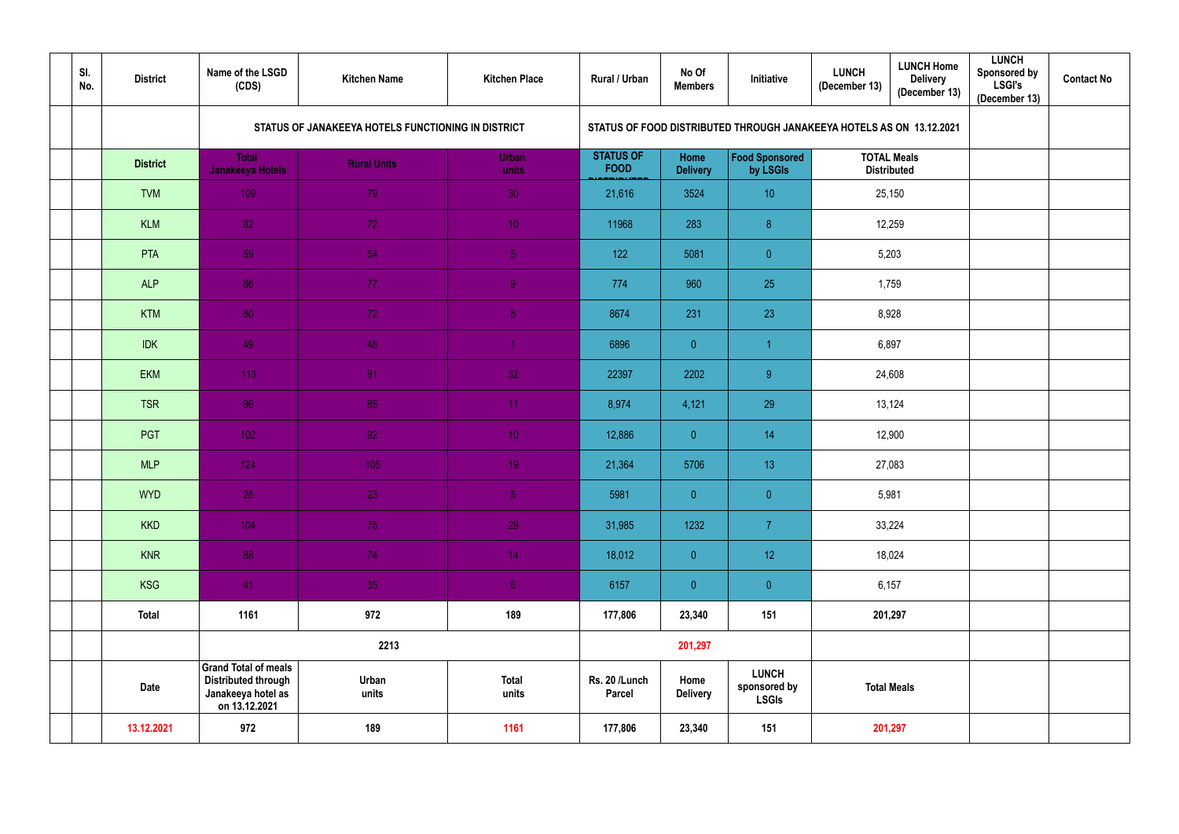| | Sl. No. | District | Name of the LSGD (CDS) | Kitchen Name | Kitchen Place | Rural / Urban | No Of Members | Initiative | LUNCH (December 13) | LUNCH Home Delivery (December 13) | LUNCH Sponsored by LSGI's (December 13) | Contact No |
|---|---|---|---|---|---|---|---|---|---|---|---|---|
| | | | STATUS OF JANAKEEYA HOTELS FUNCTIONING IN DISTRICT | | | STATUS OF FOOD DISTRIBUTED THROUGH JANAKEEYA HOTELS AS ON 13.12.2021 | | | | | | |
| | | District | Total Janakeeya Hotels | Rural Units | Urban units | STATUS OF FOOD DISTRIBUTED | Home Delivery | Food Sponsored by LSGIs | TOTAL Meals Distributed | | | |
| | | TVM | 109 | 79 | 30 | 21,616 | 3524 | 10 | 25,150 | | | |
| | | KLM | 82 | 72 | 10 | 11968 | 283 | 8 | 12,259 | | | |
| | | PTA | 59 | 54 | 5 | 122 | 5081 | 0 | 5,203 | | | |
| | | ALP | 86 | 77 | 9 | 774 | 960 | 25 | 1,759 | | | |
| | | KTM | 80 | 72 | 8 | 8674 | 231 | 23 | 8,928 | | | |
| | | IDK | 49 | 48 | 1 | 6896 | 0 | 1 | 6,897 | | | |
| | | EKM | 113 | 81 | 32 | 22397 | 2202 | 9 | 24,608 | | | |
| | | TSR | 96 | 85 | 11 | 8,974 | 4,121 | 29 | 13,124 | | | |
| | | PGT | 102 | 92 | 10 | 12,886 | 0 | 14 | 12,900 | | | |
| | | MLP | 124 | 105 | 19 | 21,364 | 5706 | 13 | 27,083 | | | |
| | | WYD | 28 | 23 | 5 | 5981 | 0 | 0 | 5,981 | | | |
| | | KKD | 104 | 75 | 29 | 31,985 | 1232 | 7 | 33,224 | | | |
| | | KNR | 88 | 74 | 14 | 18,012 | 0 | 12 | 18,024 | | | |
| | | KSG | 41 | 35 | 6 | 6157 | 0 | 0 | 6,157 | | | |
| | | Total | 1161 | 972 | 189 | 177,806 | 23,340 | 151 | 201,297 | | | |
| | | | | 2213 | | | 201,297 | | | | | |
| | | Date | Grand Total of meals Distributed through Janakeeya hotel as on 13.12.2021 | Urban units | Total units | Rs. 20 /Lunch Parcel | Home Delivery | LUNCH sponsored by LSGIs | Total Meals | | | |
| | | 13.12.2021 | 972 | 189 | 1161 | 177,806 | 23,340 | 151 | 201,297 | | | |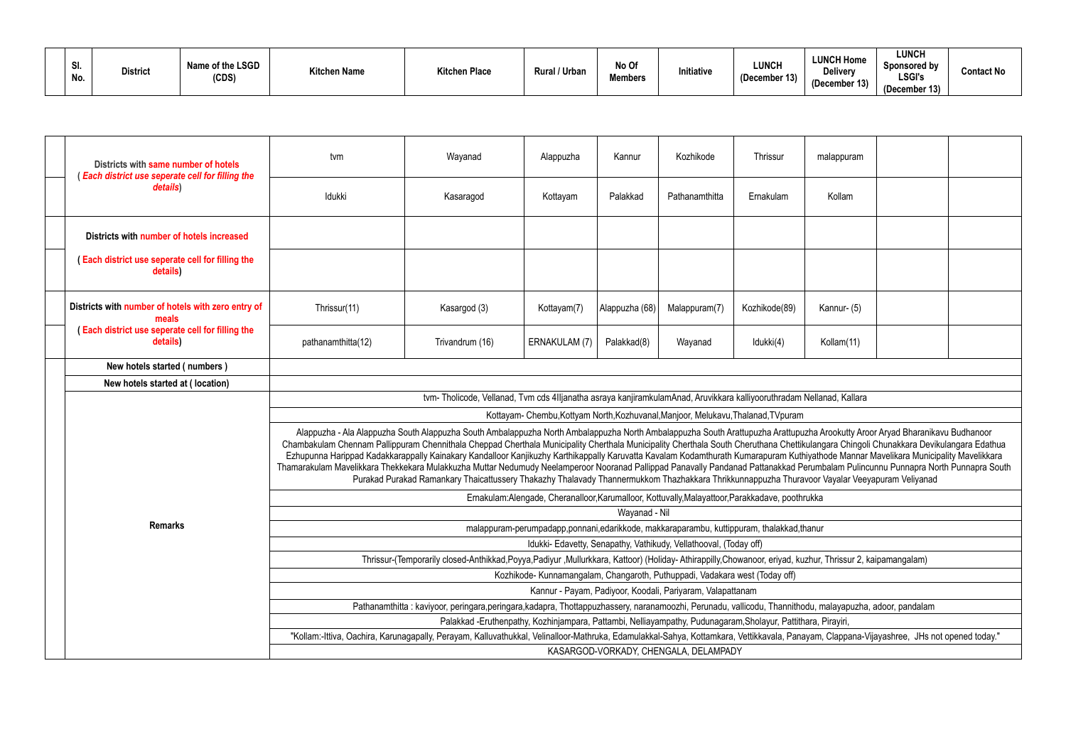| Sl. No. | District | Name of the LSGD (CDS) | Kitchen Name | Kitchen Place | Rural / Urban | No Of Members | Initiative | LUNCH (December 13) | LUNCH Home Delivery (December 13) | LUNCH Sponsored by LSGI's (December 13) | Contact No |
|---|---|---|---|---|---|---|---|---|---|---|---|

| | | | | | | | | | | |
|---|---|---|---|---|---|---|---|---|---|---|
| | Districts with same number of hotels ( *Each district use seperate cell for filling the details*) | tvm | Wayanad | Alappuzha | Kannur | Kozhikode | Thrissur | malappuram | | |
| | | Idukki | Kasaragod | Kottayam | Palakkad | Pathanamthitta | Ernakulam | Kollam | | |
| | Districts with number of hotels increased | | | | | | | | | |
| | ( Each district use seperate cell for filling the details) | | | | | | | | | |
| | Districts with number of hotels with zero entry of meals ( Each district use seperate cell for filling the details) | Thrissur(11) | Kasargod (3) | Kottayam(7) | Alappuzha (68) | Malappuram(7) | Kozhikode(89) | Kannur- (5) | | |
| | | pathanamthitta(12) | Trivandrum (16) | ERNAKULAM (7) | Palakkad(8) | Wayanad | Idukki(4) | Kollam(11) | | |
| | New hotels started ( numbers ) | | | | | | | | | |
| | New hotels started at ( location) | | | | | | | | | |
| | Remarks | tvm- Tholicode, Vellanad, Tvm cds 4Iljanatha asraya kanjiramkulamAnad, Aruvikkara kalliyooruthradam Nellanad, Kallara | | | | | | | | |
| | | Kottayam- Chembu,Kottyam North,Kozhuvanal,Manjoor, Melukavu,Thalanad,TVpuram | | | | | | | | |
| | | Alappuzha - Ala Alappuzha South Alappuzha South Ambalappuzha North Ambalappuzha North Ambalappuzha South Arattupuzha Arattupuzha Arookutty Aroor Aryad Bharanikavu Budhanoor Chambakulam Chennam Pallippuram Chennithala Cheppad Cherthala Municipality Cherthala Municipality Cherthala South Cheruthana Chettikulangara Chingoli Chunakkara Devikulangara Edathua Ezhupunna Harippad Kadakkarappally Kainakary Kandalloor Kanjikuzhy Karthikappally Karuvatta Kavalam Kodamthurath Kumarapuram Kuthiyathode Mannar Mavelikara Municipality Mavelikkara Thamarakulam Mavelikkara Thekkekara Mulakkuzha Muttar Nedumudy Neelamperoor Nooranad Pallippad Panavally Pandanad Pattanakkad Perumbalam Pulincunnu Punnapra North Punnapra South Purakad Purakad Ramankary Thaicattussery Thakazhy Thalavady Thannermukkom Thazhakkara Thrikkunnappuzha Thuravoor Vayalar Veeyapuram Veliyanad | | | | | | | | |
| | | Ernakulam:Alengade, Cheranalloor,Karumalloor, Kottuvally,Malayattoor,Parakkadave, poothrukka | | | | | | | | |
| | | Wayanad - Nil | | | | | | | | |
| | | malappuram-perumpadapp,ponnani,edarikkode, makkaraparambu, kuttippuram, thalakkad,thanur | | | | | | | | |
| | | Idukki- Edavetty, Senapathy, Vathikudy, Vellathooval, (Today off) | | | | | | | | |
| | | Thrissur-(Temporarily closed-Anthikkad,Poyya,Padiyur ,Mullurkkara, Kattoor) (Holiday- Athirappilly,Chowanoor, eriyad, kuzhur, Thrissur 2, kaipamangalam) | | | | | | | | |
| | | Kozhikode- Kunnamangalam, Changaroth, Puthuppadi, Vadakara west (Today off) | | | | | | | | |
| | | Kannur - Payam, Padiyoor, Koodali, Pariyaram, Valapattanam | | | | | | | | |
| | | Pathanamthitta : kaviyoor, peringara,peringara,kadapra, Thottappuzhassery, naranamoozhi, Perunadu, vallicodu, Thannithodu, malayapuzha, adoor, pandalam | | | | | | | | |
| | | Palakkad -Eruthenpathy, Kozhinjampara, Pattambi, Nelliayampathy, Pudunagaram,Sholayur, Pattithara, Pirayiri, | | | | | | | | |
| | | "Kollam:-Ittiva, Oachira, Karunagapally, Perayam, Kalluvathukkal, Velinalloor-Mathruka, Edamulakkal-Sahya, Kottamkara, Vettikkavala, Panayam, Clappana-Vijayashree, JHs not opened today." | | | | | | | | |
| | | KASARGOD-VORKADY, CHENGALA, DELAMPADY | | | | | | | | |